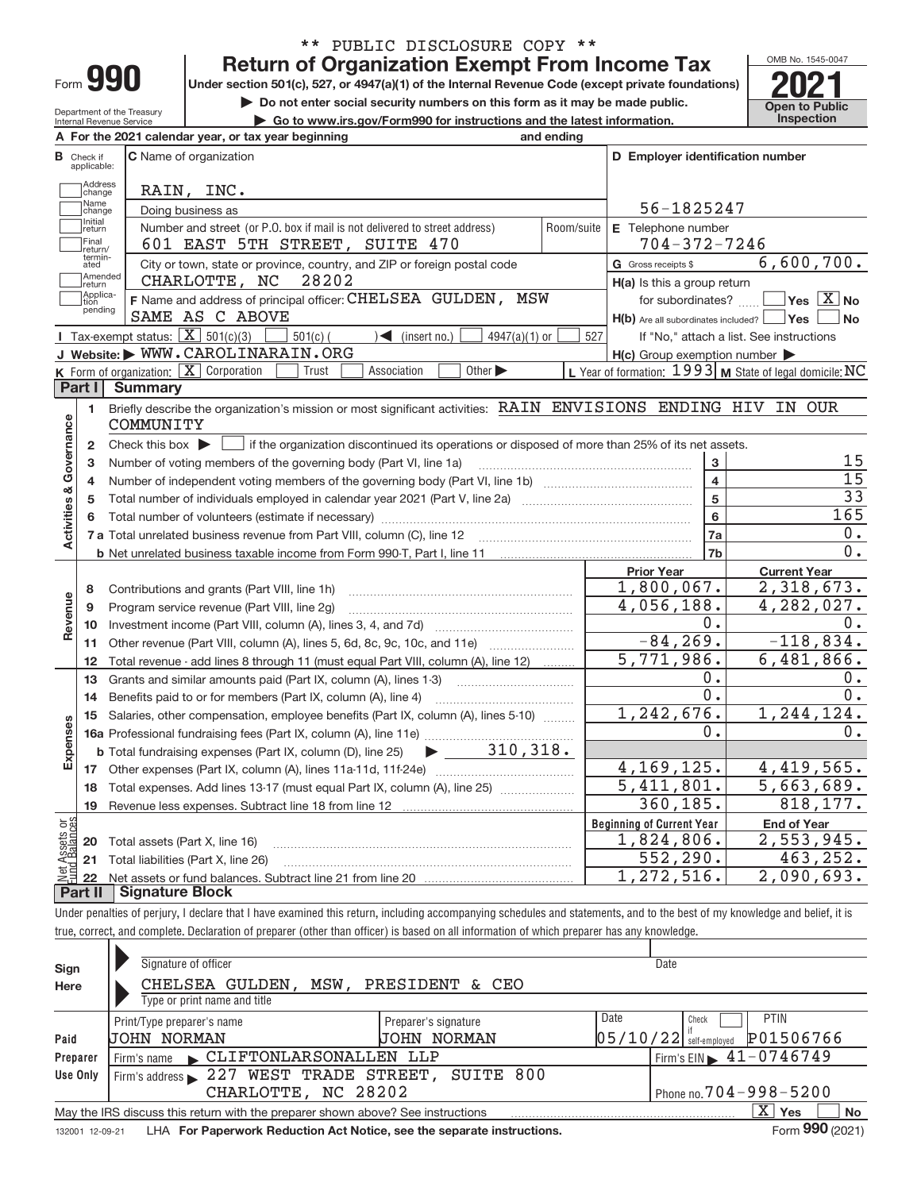\*\* PUBLIC DISCLOSURE COPY \*\*

Form **990**

# Return of Organization Exempt From Income Tax

Under section 501(c), 527, or 4947(a)(1) of the Internal Revenue Code (except private foundations)

▶ Do not enter social security numbers on this form as it may be made public.

▶ Go to www.irs.gov/Form990 for instructions and the latest information.

OMB No. 1545-0047

**2021**

**Open to Public Inspection**

Department of the Treasury
Internal Revenue Service

**A** For the 2021 calendar year, or tax year beginning and ending

**B** Check if applicable: Address change, Name change, Initial return, Final return/terminated, Amended return, Application pending

**C** Name of organization: RAIN, INC.

Doing business as

Number and street (or P.O. box if mail is not delivered to street address): 601 EAST 5TH STREET, SUITE 470 | Room/suite

City or town, state or province, country, and ZIP or foreign postal code: CHARLOTTE, NC 28202

**D** Employer identification number: 56-1825247

**E** Telephone number: 704-372-7246

**G** Gross receipts $ 6,600,700.

**F** Name and address of principal officer: CHELSEA GULDEN, MSW
SAME AS C ABOVE

**H(a)** Is this a group return for subordinates? ☐ Yes ☒ No

**H(b)** Are all subordinates included? ☐ Yes ☐ No
If "No," attach a list. See instructions

**H(c)** Group exemption number ▶

**I** Tax-exempt status: ☒ 501(c)(3) ☐ 501(c) ( ) ◀ (insert no.) ☐ 4947(a)(1) or ☐ 527

**J** Website: ▶ WWW.CAROLINARAIN.ORG

**K** Form of organization: ☒ Corporation ☐ Trust ☐ Association ☐ Other ▶

**L** Year of formation: 1993 **M** State of legal domicile: NC

## Part I Summary

**Activities & Governance**

1 Briefly describe the organization's mission or most significant activities: RAIN ENVISIONS ENDING HIV IN OUR COMMUNITY

2 Check this box ▶ ☐ if the organization discontinued its operations or disposed of more than 25% of its net assets.

| | | | |
|---|---|---|---|
| 3 | Number of voting members of the governing body (Part VI, line 1a) | 3 | 15 |
| 4 | Number of independent voting members of the governing body (Part VI, line 1b) | 4 | 15 |
| 5 | Total number of individuals employed in calendar year 2021 (Part V, line 2a) | 5 | 33 |
| 6 | Total number of volunteers (estimate if necessary) | 6 | 165 |
| 7a | Total unrelated business revenue from Part VIII, column (C), line 12 | 7a | 0. |
| b | Net unrelated business taxable income from Form 990-T, Part I, line 11 | 7b | 0. |

| | | Prior Year | Current Year |
|---|---|---|---|
| **Revenue** | | | |
| 8 | Contributions and grants (Part VIII, line 1h) | 1,800,067. | 2,318,673. |
| 9 | Program service revenue (Part VIII, line 2g) | 4,056,188. | 4,282,027. |
| 10 | Investment income (Part VIII, column (A), lines 3, 4, and 7d) | 0. | 0. |
| 11 | Other revenue (Part VIII, column (A), lines 5, 6d, 8c, 9c, 10c, and 11e) | -84,269. | -118,834. |
| 12 | Total revenue - add lines 8 through 11 (must equal Part VIII, column (A), line 12) | 5,771,986. | 6,481,866. |
| **Expenses** | | | |
| 13 | Grants and similar amounts paid (Part IX, column (A), lines 1-3) | 0. | 0. |
| 14 | Benefits paid to or for members (Part IX, column (A), line 4) | 0. | 0. |
| 15 | Salaries, other compensation, employee benefits (Part IX, column (A), lines 5-10) | 1,242,676. | 1,244,124. |
| 16a | Professional fundraising fees (Part IX, column (A), line 11e) | 0. | 0. |
| b | Total fundraising expenses (Part IX, column (D), line 25) ▶ 310,318. | | |
| 17 | Other expenses (Part IX, column (A), lines 11a-11d, 11f-24e) | 4,169,125. | 4,419,565. |
| 18 | Total expenses. Add lines 13-17 (must equal Part IX, column (A), line 25) | 5,411,801. | 5,663,689. |
| 19 | Revenue less expenses. Subtract line 18 from line 12 | 360,185. | 818,177. |

| **Net Assets or Fund Balances** | | Beginning of Current Year | End of Year |
|---|---|---|---|
| 20 | Total assets (Part X, line 16) | 1,824,806. | 2,553,945. |
| 21 | Total liabilities (Part X, line 26) | 552,290. | 463,252. |
| 22 | Net assets or fund balances. Subtract line 21 from line 20 | 1,272,516. | 2,090,693. |

## Part II Signature Block

Under penalties of perjury, I declare that I have examined this return, including accompanying schedules and statements, and to the best of my knowledge and belief, it is true, correct, and complete. Declaration of preparer (other than officer) is based on all information of which preparer has any knowledge.

**Sign Here**

Signature of officer | Date

CHELSEA GULDEN, MSW, PRESIDENT & CEO
Type or print name and title

**Paid Preparer Use Only**

| Print/Type preparer's name | Preparer's signature | Date | Check ☐ if self-employed | PTIN |
|---|---|---|---|---|
| JOHN NORMAN | JOHN NORMAN | 05/10/22 | | P01506766 |

Firm's name ▶ CLIFTONLARSONALLEN LLP | Firm's EIN ▶ 41-0746749

Firm's address ▶ 227 WEST TRADE STREET, SUITE 800
CHARLOTTE, NC 28202 | Phone no. 704-998-5200

May the IRS discuss this return with the preparer shown above? See instructions ☒ Yes ☐ No

132001 12-09-21 LHA For Paperwork Reduction Act Notice, see the separate instructions. Form **990** (2021)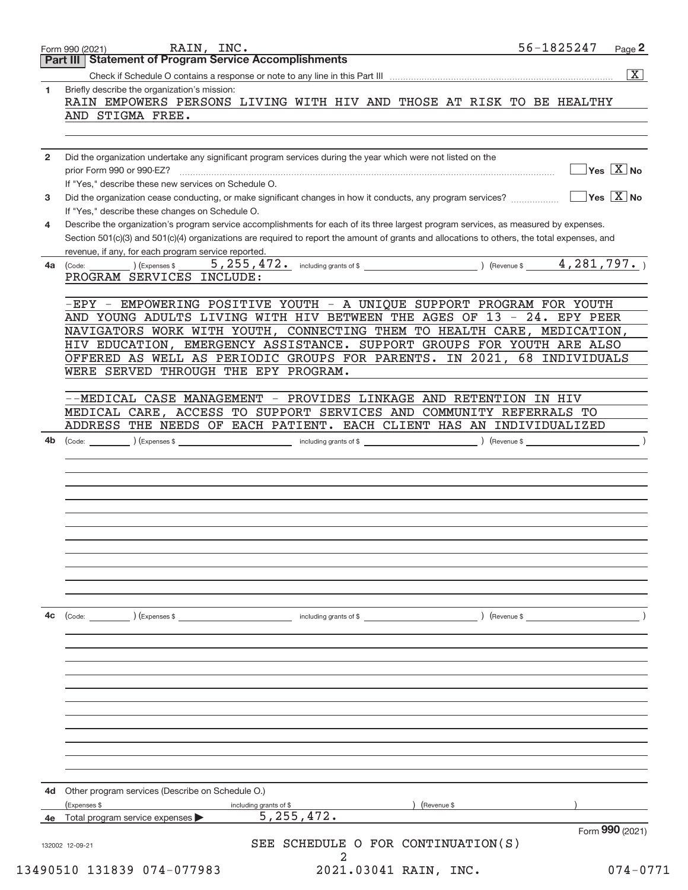Form 990 (2021) RAIN, INC. 56-1825247 Page 2

## Part III Statement of Program Service Accomplishments

Check if Schedule O contains a response or note to any line in this Part III ..... [X]

**1** Briefly describe the organization's mission:

RAIN EMPOWERS PERSONS LIVING WITH HIV AND THOSE AT RISK TO BE HEALTHY AND STIGMA FREE.

**2** Did the organization undertake any significant program services during the year which were not listed on the prior Form 990 or 990-EZ? ..... [ ] Yes [X] No

If "Yes," describe these new services on Schedule O.

**3** Did the organization cease conducting, or make significant changes in how it conducts, any program services? ..... [ ] Yes [X] No

If "Yes," describe these changes on Schedule O.

**4** Describe the organization's program service accomplishments for each of its three largest program services, as measured by expenses. Section 501(c)(3) and 501(c)(4) organizations are required to report the amount of grants and allocations to others, the total expenses, and revenue, if any, for each program service reported.

**4a** (Code: ) (Expenses $ 5,255,472. including grants of $ ) (Revenue $ 4,281,797. )

PROGRAM SERVICES INCLUDE:

-EPY - EMPOWERING POSITIVE YOUTH - A UNIQUE SUPPORT PROGRAM FOR YOUTH AND YOUNG ADULTS LIVING WITH HIV BETWEEN THE AGES OF 13 - 24. EPY PEER NAVIGATORS WORK WITH YOUTH, CONNECTING THEM TO HEALTH CARE, MEDICATION, HIV EDUCATION, EMERGENCY ASSISTANCE. SUPPORT GROUPS FOR YOUTH ARE ALSO OFFERED AS WELL AS PERIODIC GROUPS FOR PARENTS. IN 2021, 68 INDIVIDUALS WERE SERVED THROUGH THE EPY PROGRAM.

--MEDICAL CASE MANAGEMENT - PROVIDES LINKAGE AND RETENTION IN HIV MEDICAL CARE, ACCESS TO SUPPORT SERVICES AND COMMUNITY REFERRALS TO ADDRESS THE NEEDS OF EACH PATIENT. EACH CLIENT HAS AN INDIVIDUALIZED

**4b** (Code: ) (Expenses $ including grants of $ ) (Revenue $ )

**4c** (Code: ) (Expenses $ including grants of $ ) (Revenue $ )

**4d** Other program services (Describe on Schedule O.)

(Expenses $ including grants of $ ) (Revenue $ )

**4e** Total program service expenses ▶ 5,255,472.

Form **990** (2021)

SEE SCHEDULE O FOR CONTINUATION(S)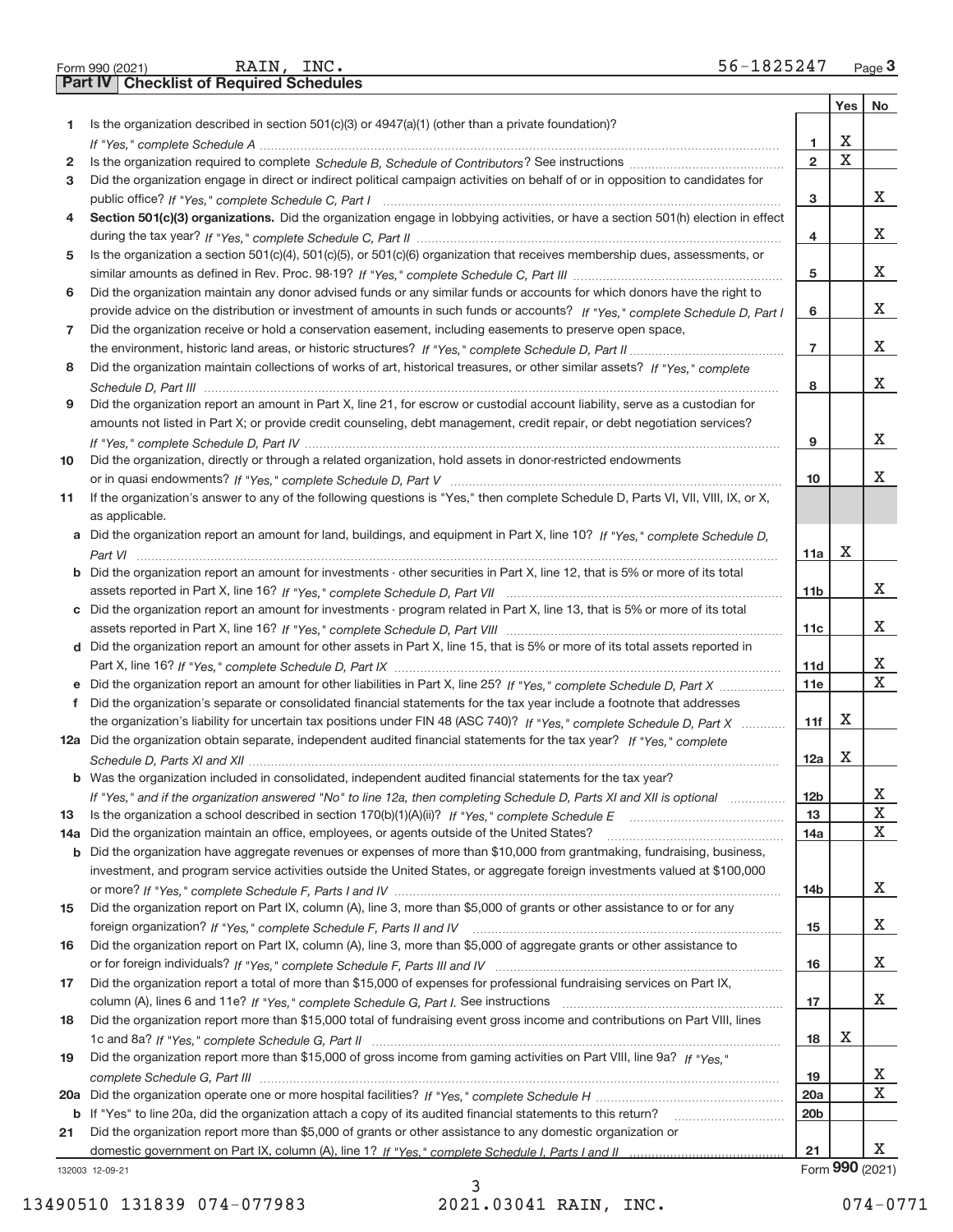Form 990 (2021) RAIN, INC. 56-1825247 Page 3

## Part IV Checklist of Required Schedules

| | | | Yes | No |
|---|---|---|---|---|
| 1 | Is the organization described in section 501(c)(3) or 4947(a)(1) (other than a private foundation)? *If "Yes," complete Schedule A* | 1 | X | |
| 2 | Is the organization required to complete *Schedule B, Schedule of Contributors*? See instructions | 2 | X | |
| 3 | Did the organization engage in direct or indirect political campaign activities on behalf of or in opposition to candidates for public office? *If "Yes," complete Schedule C, Part I* | 3 | | X |
| 4 | **Section 501(c)(3) organizations.** Did the organization engage in lobbying activities, or have a section 501(h) election in effect during the tax year? *If "Yes," complete Schedule C, Part II* | 4 | | X |
| 5 | Is the organization a section 501(c)(4), 501(c)(5), or 501(c)(6) organization that receives membership dues, assessments, or similar amounts as defined in Rev. Proc. 98-19? *If "Yes," complete Schedule C, Part III* | 5 | | X |
| 6 | Did the organization maintain any donor advised funds or any similar funds or accounts for which donors have the right to provide advice on the distribution or investment of amounts in such funds or accounts? *If "Yes," complete Schedule D, Part I* | 6 | | X |
| 7 | Did the organization receive or hold a conservation easement, including easements to preserve open space, the environment, historic land areas, or historic structures? *If "Yes," complete Schedule D, Part II* | 7 | | X |
| 8 | Did the organization maintain collections of works of art, historical treasures, or other similar assets? *If "Yes," complete Schedule D, Part III* | 8 | | X |
| 9 | Did the organization report an amount in Part X, line 21, for escrow or custodial account liability, serve as a custodian for amounts not listed in Part X; or provide credit counseling, debt management, credit repair, or debt negotiation services? *If "Yes," complete Schedule D, Part IV* | 9 | | X |
| 10 | Did the organization, directly or through a related organization, hold assets in donor-restricted endowments or in quasi endowments? *If "Yes," complete Schedule D, Part V* | 10 | | X |
| 11 | If the organization's answer to any of the following questions is "Yes," then complete Schedule D, Parts VI, VII, VIII, IX, or X, as applicable. | | | |
| a | Did the organization report an amount for land, buildings, and equipment in Part X, line 10? *If "Yes," complete Schedule D, Part VI* | 11a | X | |
| b | Did the organization report an amount for investments - other securities in Part X, line 12, that is 5% or more of its total assets reported in Part X, line 16? *If "Yes," complete Schedule D, Part VII* | 11b | | X |
| c | Did the organization report an amount for investments - program related in Part X, line 13, that is 5% or more of its total assets reported in Part X, line 16? *If "Yes," complete Schedule D, Part VIII* | 11c | | X |
| d | Did the organization report an amount for other assets in Part X, line 15, that is 5% or more of its total assets reported in Part X, line 16? *If "Yes," complete Schedule D, Part IX* | 11d | | X |
| e | Did the organization report an amount for other liabilities in Part X, line 25? *If "Yes," complete Schedule D, Part X* | 11e | | X |
| f | Did the organization's separate or consolidated financial statements for the tax year include a footnote that addresses the organization's liability for uncertain tax positions under FIN 48 (ASC 740)? *If "Yes," complete Schedule D, Part X* | 11f | X | |
| 12a | Did the organization obtain separate, independent audited financial statements for the tax year? *If "Yes," complete Schedule D, Parts XI and XII* | 12a | X | |
| b | Was the organization included in consolidated, independent audited financial statements for the tax year? *If "Yes," and if the organization answered "No" to line 12a, then completing Schedule D, Parts XI and XII is optional* | 12b | | X |
| 13 | Is the organization a school described in section 170(b)(1)(A)(ii)? *If "Yes," complete Schedule E* | 13 | | X |
| 14a | Did the organization maintain an office, employees, or agents outside of the United States? | 14a | | X |
| b | Did the organization have aggregate revenues or expenses of more than $10,000 from grantmaking, fundraising, business, investment, and program service activities outside the United States, or aggregate foreign investments valued at $100,000 or more? *If "Yes," complete Schedule F, Parts I and IV* | 14b | | X |
| 15 | Did the organization report on Part IX, column (A), line 3, more than $5,000 of grants or other assistance to or for any foreign organization? *If "Yes," complete Schedule F, Parts II and IV* | 15 | | X |
| 16 | Did the organization report on Part IX, column (A), line 3, more than $5,000 of aggregate grants or other assistance to or for foreign individuals? *If "Yes," complete Schedule F, Parts III and IV* | 16 | | X |
| 17 | Did the organization report a total of more than $15,000 of expenses for professional fundraising services on Part IX, column (A), lines 6 and 11e? *If "Yes," complete Schedule G, Part I.* See instructions | 17 | | X |
| 18 | Did the organization report more than $15,000 total of fundraising event gross income and contributions on Part VIII, lines 1c and 8a? *If "Yes," complete Schedule G, Part II* | 18 | X | |
| 19 | Did the organization report more than $15,000 of gross income from gaming activities on Part VIII, line 9a? *If "Yes," complete Schedule G, Part III* | 19 | | X |
| 20a | Did the organization operate one or more hospital facilities? *If "Yes," complete Schedule H* | 20a | | X |
| b | If "Yes" to line 20a, did the organization attach a copy of its audited financial statements to this return? | 20b | | |
| 21 | Did the organization report more than $5,000 of grants or other assistance to any domestic organization or domestic government on Part IX, column (A), line 1? *If "Yes," complete Schedule I, Parts I and II* | 21 | | X |

132003 12-09-21 Form **990** (2021)

13490510 131839 074-077983 2021.03041 RAIN, INC. 074-0771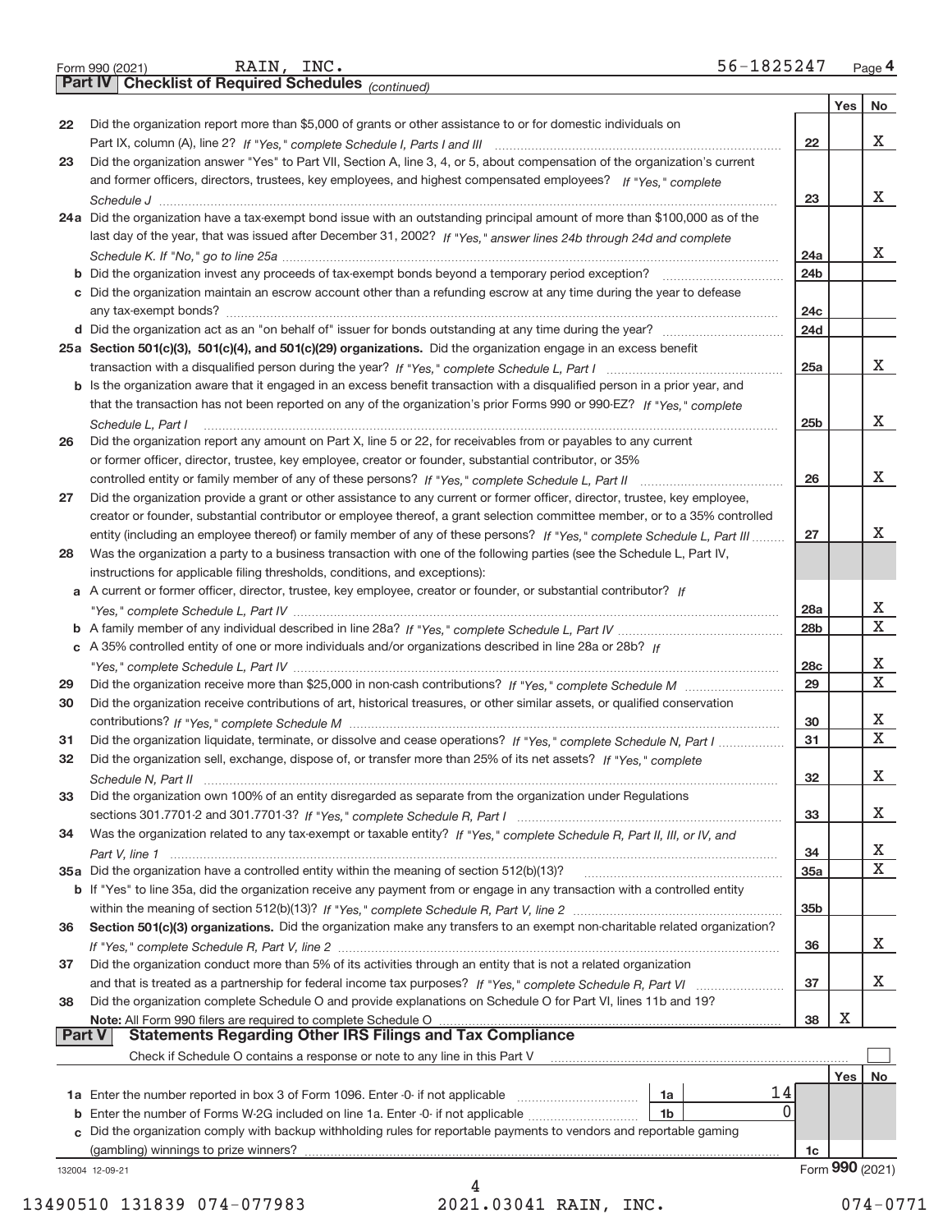Form 990 (2021) RAIN, INC. 56-1825247 Page 4

## Part IV Checklist of Required Schedules *(continued)*

| | | | Yes | No |
|---|---|---|---|---|
| 22 | Did the organization report more than $5,000 of grants or other assistance to or for domestic individuals on Part IX, column (A), line 2? *If "Yes," complete Schedule I, Parts I and III* | 22 | | X |
| 23 | Did the organization answer "Yes" to Part VII, Section A, line 3, 4, or 5, about compensation of the organization's current and former officers, directors, trustees, key employees, and highest compensated employees? *If "Yes," complete Schedule J* | 23 | | X |
| 24a | Did the organization have a tax-exempt bond issue with an outstanding principal amount of more than $100,000 as of the last day of the year, that was issued after December 31, 2002? *If "Yes," answer lines 24b through 24d and complete Schedule K. If "No," go to line 25a* | 24a | | X |
| b | Did the organization invest any proceeds of tax-exempt bonds beyond a temporary period exception? | 24b | | |
| c | Did the organization maintain an escrow account other than a refunding escrow at any time during the year to defease any tax-exempt bonds? | 24c | | |
| d | Did the organization act as an "on behalf of" issuer for bonds outstanding at any time during the year? | 24d | | |
| 25a | **Section 501(c)(3), 501(c)(4), and 501(c)(29) organizations.** Did the organization engage in an excess benefit transaction with a disqualified person during the year? *If "Yes," complete Schedule L, Part I* | 25a | | X |
| b | Is the organization aware that it engaged in an excess benefit transaction with a disqualified person in a prior year, and that the transaction has not been reported on any of the organization's prior Forms 990 or 990-EZ? *If "Yes," complete Schedule L, Part I* | 25b | | X |
| 26 | Did the organization report any amount on Part X, line 5 or 22, for receivables from or payables to any current or former officer, director, trustee, key employee, creator or founder, substantial contributor, or 35% controlled entity or family member of any of these persons? *If "Yes," complete Schedule L, Part II* | 26 | | X |
| 27 | Did the organization provide a grant or other assistance to any current or former officer, director, trustee, key employee, creator or founder, substantial contributor or employee thereof, a grant selection committee member, or to a 35% controlled entity (including an employee thereof) or family member of any of these persons? *If "Yes," complete Schedule L, Part III* | 27 | | X |
| 28 | Was the organization a party to a business transaction with one of the following parties (see the Schedule L, Part IV, instructions for applicable filing thresholds, conditions, and exceptions): | | | |
| a | A current or former officer, director, trustee, key employee, creator or founder, or substantial contributor? *If "Yes," complete Schedule L, Part IV* | 28a | | X |
| b | A family member of any individual described in line 28a? *If "Yes," complete Schedule L, Part IV* | 28b | | X |
| c | A 35% controlled entity of one or more individuals and/or organizations described in line 28a or 28b? *If "Yes," complete Schedule L, Part IV* | 28c | | X |
| 29 | Did the organization receive more than $25,000 in non-cash contributions? *If "Yes," complete Schedule M* | 29 | | X |
| 30 | Did the organization receive contributions of art, historical treasures, or other similar assets, or qualified conservation contributions? *If "Yes," complete Schedule M* | 30 | | X |
| 31 | Did the organization liquidate, terminate, or dissolve and cease operations? *If "Yes," complete Schedule N, Part I* | 31 | | X |
| 32 | Did the organization sell, exchange, dispose of, or transfer more than 25% of its net assets? *If "Yes," complete Schedule N, Part II* | 32 | | X |
| 33 | Did the organization own 100% of an entity disregarded as separate from the organization under Regulations sections 301.7701-2 and 301.7701-3? *If "Yes," complete Schedule R, Part I* | 33 | | X |
| 34 | Was the organization related to any tax-exempt or taxable entity? *If "Yes," complete Schedule R, Part II, III, or IV, and Part V, line 1* | 34 | | X |
| 35a | Did the organization have a controlled entity within the meaning of section 512(b)(13)? | 35a | | X |
| b | If "Yes" to line 35a, did the organization receive any payment from or engage in any transaction with a controlled entity within the meaning of section 512(b)(13)? *If "Yes," complete Schedule R, Part V, line 2* | 35b | | |
| 36 | **Section 501(c)(3) organizations.** Did the organization make any transfers to an exempt non-charitable related organization? *If "Yes," complete Schedule R, Part V, line 2* | 36 | | X |
| 37 | Did the organization conduct more than 5% of its activities through an entity that is not a related organization and that is treated as a partnership for federal income tax purposes? *If "Yes," complete Schedule R, Part VI* | 37 | | X |
| 38 | Did the organization complete Schedule O and provide explanations on Schedule O for Part VI, lines 11b and 19? **Note:** All Form 990 filers are required to complete Schedule O | 38 | X | |

## Part V Statements Regarding Other IRS Filings and Tax Compliance

Check if Schedule O contains a response or note to any line in this Part V ☐

| | | | | | Yes | No |
|---|---|---|---|---|---|---|
| 1a | Enter the number reported in box 3 of Form 1096. Enter -0- if not applicable | 1a | 14 | | | |
| b | Enter the number of Forms W-2G included on line 1a. Enter -0- if not applicable | 1b | 0 | | | |
| c | Did the organization comply with backup withholding rules for reportable payments to vendors and reportable gaming (gambling) winnings to prize winners? | | | 1c | | |

132004 12-09-21 Form **990** (2021)

13490510 131839 074-077983 2021.03041 RAIN, INC. 074-0771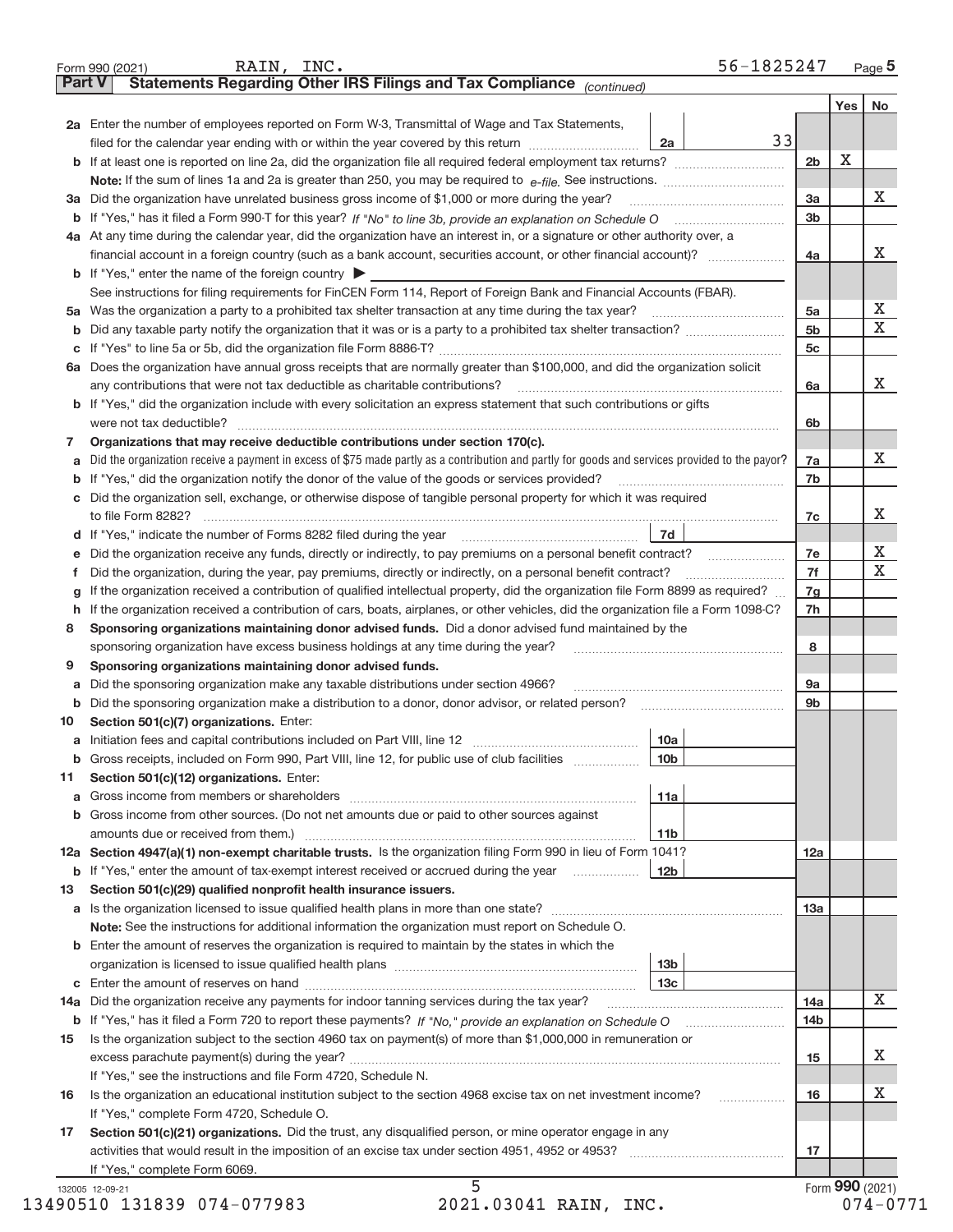Form 990 (2021) RAIN, INC. 56-1825247 Page 5

**Part V Statements Regarding Other IRS Filings and Tax Compliance** *(continued)*

| | | | | | Yes | No |
|---|---|---|---|---|---|---|
| **2a** | Enter the number of employees reported on Form W-3, Transmittal of Wage and Tax Statements, filed for the calendar year ending with or within the year covered by this return | 2a | 33 | | | |
| **b** | If at least one is reported on line 2a, did the organization file all required federal employment tax returns? | | | 2b | X | |
| | Note: If the sum of lines 1a and 2a is greater than 250, you may be required to *e-file.* See instructions. | | | | | |
| **3a** | Did the organization have unrelated business gross income of $1,000 or more during the year? | | | 3a | | X |
| **b** | If "Yes," has it filed a Form 990-T for this year? *If "No" to line 3b, provide an explanation on Schedule O* | | | 3b | | |
| **4a** | At any time during the calendar year, did the organization have an interest in, or a signature or other authority over, a financial account in a foreign country (such as a bank account, securities account, or other financial account)? | | | 4a | | X |
| **b** | If "Yes," enter the name of the foreign country ▶ | | | | | |
| | See instructions for filing requirements for FinCEN Form 114, Report of Foreign Bank and Financial Accounts (FBAR). | | | | | |
| **5a** | Was the organization a party to a prohibited tax shelter transaction at any time during the tax year? | | | 5a | | X |
| **b** | Did any taxable party notify the organization that it was or is a party to a prohibited tax shelter transaction? | | | 5b | | X |
| **c** | If "Yes" to line 5a or 5b, did the organization file Form 8886-T? | | | 5c | | |
| **6a** | Does the organization have annual gross receipts that are normally greater than $100,000, and did the organization solicit any contributions that were not tax deductible as charitable contributions? | | | 6a | | X |
| **b** | If "Yes," did the organization include with every solicitation an express statement that such contributions or gifts were not tax deductible? | | | 6b | | |
| **7** | **Organizations that may receive deductible contributions under section 170(c).** | | | | | |
| **a** | Did the organization receive a payment in excess of $75 made partly as a contribution and partly for goods and services provided to the payor? | | | 7a | | X |
| **b** | If "Yes," did the organization notify the donor of the value of the goods or services provided? | | | 7b | | |
| **c** | Did the organization sell, exchange, or otherwise dispose of tangible personal property for which it was required to file Form 8282? | | | 7c | | X |
| **d** | If "Yes," indicate the number of Forms 8282 filed during the year | 7d | | | | |
| **e** | Did the organization receive any funds, directly or indirectly, to pay premiums on a personal benefit contract? | | | 7e | | X |
| **f** | Did the organization, during the year, pay premiums, directly or indirectly, on a personal benefit contract? | | | 7f | | X |
| **g** | If the organization received a contribution of qualified intellectual property, did the organization file Form 8899 as required? | | | 7g | | |
| **h** | If the organization received a contribution of cars, boats, airplanes, or other vehicles, did the organization file a Form 1098-C? | | | 7h | | |
| **8** | **Sponsoring organizations maintaining donor advised funds.** Did a donor advised fund maintained by the sponsoring organization have excess business holdings at any time during the year? | | | 8 | | |
| **9** | **Sponsoring organizations maintaining donor advised funds.** | | | | | |
| **a** | Did the sponsoring organization make any taxable distributions under section 4966? | | | 9a | | |
| **b** | Did the sponsoring organization make a distribution to a donor, donor advisor, or related person? | | | 9b | | |
| **10** | **Section 501(c)(7) organizations.** Enter: | | | | | |
| **a** | Initiation fees and capital contributions included on Part VIII, line 12 | 10a | | | | |
| **b** | Gross receipts, included on Form 990, Part VIII, line 12, for public use of club facilities | 10b | | | | |
| **11** | **Section 501(c)(12) organizations.** Enter: | | | | | |
| **a** | Gross income from members or shareholders | 11a | | | | |
| **b** | Gross income from other sources. (Do not net amounts due or paid to other sources against amounts due or received from them.) | 11b | | | | |
| **12a** | **Section 4947(a)(1) non-exempt charitable trusts.** Is the organization filing Form 990 in lieu of Form 1041? | | | 12a | | |
| **b** | If "Yes," enter the amount of tax-exempt interest received or accrued during the year | 12b | | | | |
| **13** | **Section 501(c)(29) qualified nonprofit health insurance issuers.** | | | | | |
| **a** | Is the organization licensed to issue qualified health plans in more than one state? | | | 13a | | |
| | Note: See the instructions for additional information the organization must report on Schedule O. | | | | | |
| **b** | Enter the amount of reserves the organization is required to maintain by the states in which the organization is licensed to issue qualified health plans | 13b | | | | |
| **c** | Enter the amount of reserves on hand | 13c | | | | |
| **14a** | Did the organization receive any payments for indoor tanning services during the tax year? | | | 14a | | X |
| **b** | If "Yes," has it filed a Form 720 to report these payments? *If "No," provide an explanation on Schedule O* | | | 14b | | |
| **15** | Is the organization subject to the section 4960 tax on payment(s) of more than $1,000,000 in remuneration or excess parachute payment(s) during the year? | | | 15 | | X |
| | If "Yes," see the instructions and file Form 4720, Schedule N. | | | | | |
| **16** | Is the organization an educational institution subject to the section 4968 excise tax on net investment income? | | | 16 | | X |
| | If "Yes," complete Form 4720, Schedule O. | | | | | |
| **17** | **Section 501(c)(21) organizations.** Did the trust, any disqualified person, or mine operator engage in any activities that would result in the imposition of an excise tax under section 4951, 4952 or 4953? | | | 17 | | |
| | If "Yes," complete Form 6069. | | | | | |

Form **990** (2021)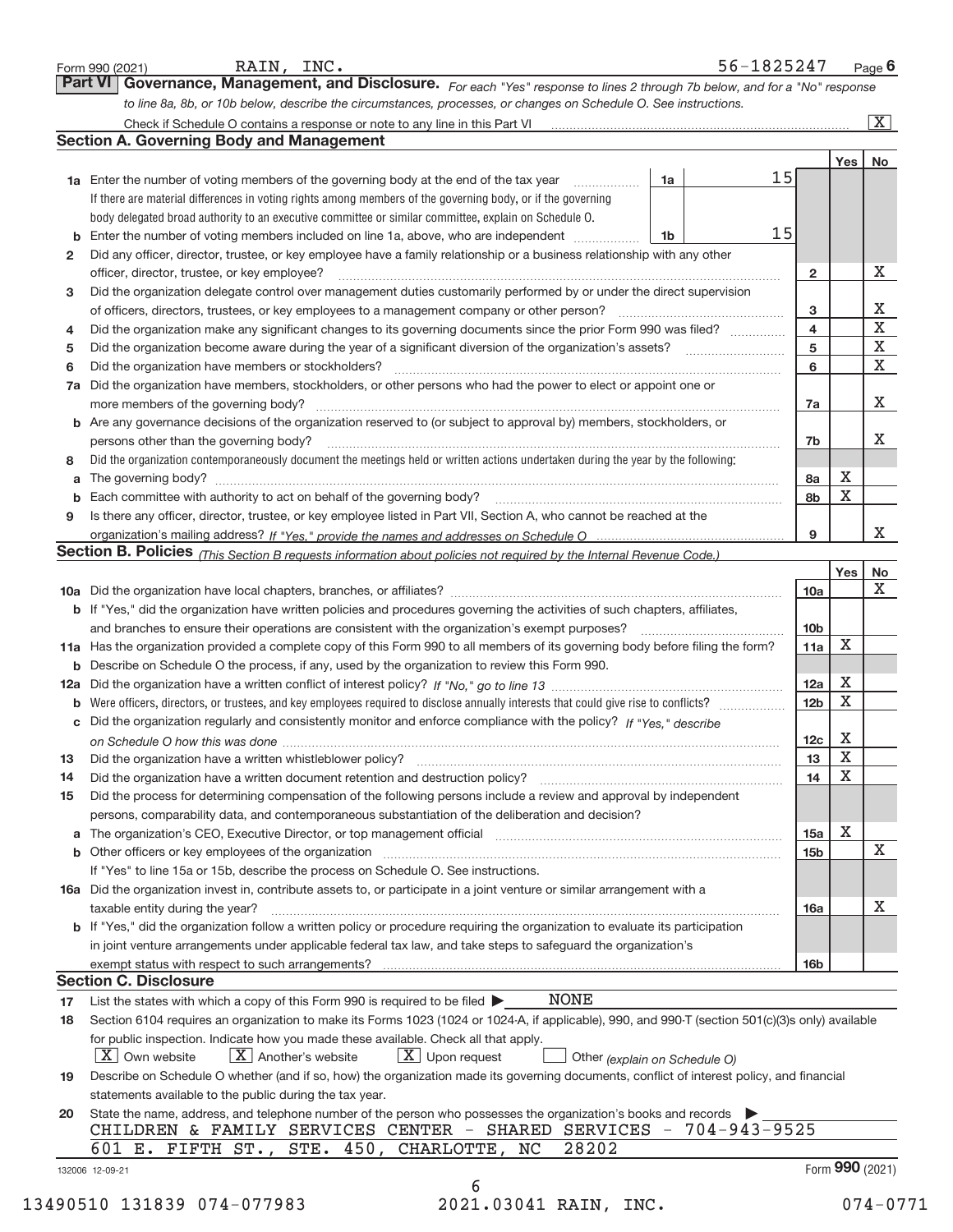Form 990 (2021) RAIN, INC. 56-1825247 Page 6

## Part VI Governance, Management, and Disclosure.

*For each "Yes" response to lines 2 through 7b below, and for a "No" response to line 8a, 8b, or 10b below, describe the circumstances, processes, or changes on Schedule O. See instructions.*

Check if Schedule O contains a response or note to any line in this Part VI ..... [X]

### Section A. Governing Body and Management

| | | | | Yes | No |
|---|---|---|---|---|---|
| **1a** | Enter the number of voting members of the governing body at the end of the tax year ..... **1a** 15 <br> If there are material differences in voting rights among members of the governing body, or if the governing body delegated broad authority to an executive committee or similar committee, explain on Schedule O. | | | | |
| **b** | Enter the number of voting members included on line 1a, above, who are independent ..... **1b** 15 | | | | |
| **2** | Did any officer, director, trustee, or key employee have a family relationship or a business relationship with any other officer, director, trustee, or key employee? | | 2 | | X |
| **3** | Did the organization delegate control over management duties customarily performed by or under the direct supervision of officers, directors, trustees, or key employees to a management company or other person? | | 3 | | X |
| **4** | Did the organization make any significant changes to its governing documents since the prior Form 990 was filed? | | 4 | | X |
| **5** | Did the organization become aware during the year of a significant diversion of the organization's assets? | | 5 | | X |
| **6** | Did the organization have members or stockholders? | | 6 | | X |
| **7a** | Did the organization have members, stockholders, or other persons who had the power to elect or appoint one or more members of the governing body? | | 7a | | X |
| **b** | Are any governance decisions of the organization reserved to (or subject to approval by) members, stockholders, or persons other than the governing body? | | 7b | | X |
| **8** | Did the organization contemporaneously document the meetings held or written actions undertaken during the year by the following: | | | | |
| **a** | The governing body? | | 8a | X | |
| **b** | Each committee with authority to act on behalf of the governing body? | | 8b | X | |
| **9** | Is there any officer, director, trustee, or key employee listed in Part VII, Section A, who cannot be reached at the organization's mailing address? *If "Yes," provide the names and addresses on Schedule O* | | 9 | | X |

### Section B. Policies *(This Section B requests information about policies not required by the Internal Revenue Code.)*

| | | | Yes | No |
|---|---|---|---|---|
| **10a** | Did the organization have local chapters, branches, or affiliates? | 10a | | X |
| **b** | If "Yes," did the organization have written policies and procedures governing the activities of such chapters, affiliates, and branches to ensure their operations are consistent with the organization's exempt purposes? | 10b | | |
| **11a** | Has the organization provided a complete copy of this Form 990 to all members of its governing body before filing the form? | 11a | X | |
| **b** | Describe on Schedule O the process, if any, used by the organization to review this Form 990. | | | |
| **12a** | Did the organization have a written conflict of interest policy? *If "No," go to line 13* | 12a | X | |
| **b** | Were officers, directors, or trustees, and key employees required to disclose annually interests that could give rise to conflicts? | 12b | X | |
| **c** | Did the organization regularly and consistently monitor and enforce compliance with the policy? *If "Yes," describe on Schedule O how this was done* | 12c | X | |
| **13** | Did the organization have a written whistleblower policy? | 13 | X | |
| **14** | Did the organization have a written document retention and destruction policy? | 14 | X | |
| **15** | Did the process for determining compensation of the following persons include a review and approval by independent persons, comparability data, and contemporaneous substantiation of the deliberation and decision? | | | |
| **a** | The organization's CEO, Executive Director, or top management official | 15a | X | |
| **b** | Other officers or key employees of the organization <br> If "Yes" to line 15a or 15b, describe the process on Schedule O. See instructions. | 15b | | X |
| **16a** | Did the organization invest in, contribute assets to, or participate in a joint venture or similar arrangement with a taxable entity during the year? | 16a | | X |
| **b** | If "Yes," did the organization follow a written policy or procedure requiring the organization to evaluate its participation in joint venture arrangements under applicable federal tax law, and take steps to safeguard the organization's exempt status with respect to such arrangements? | 16b | | |

### Section C. Disclosure

**17** List the states with which a copy of this Form 990 is required to be filed ▶ NONE

**18** Section 6104 requires an organization to make its Forms 1023 (1024 or 1024-A, if applicable), 990, and 990-T (section 501(c)(3)s only) available for public inspection. Indicate how you made these available. Check all that apply.

[X] Own website [X] Another's website [X] Upon request [ ] Other *(explain on Schedule O)*

**19** Describe on Schedule O whether (and if so, how) the organization made its governing documents, conflict of interest policy, and financial statements available to the public during the tax year.

**20** State the name, address, and telephone number of the person who possesses the organization's books and records ▶

CHILDREN & FAMILY SERVICES CENTER - SHARED SERVICES - 704-943-9525
601 E. FIFTH ST., STE. 450, CHARLOTTE, NC 28202

132006 12-09-21 Form **990** (2021)

13490510 131839 074-077983 2021.03041 RAIN, INC. 074-0771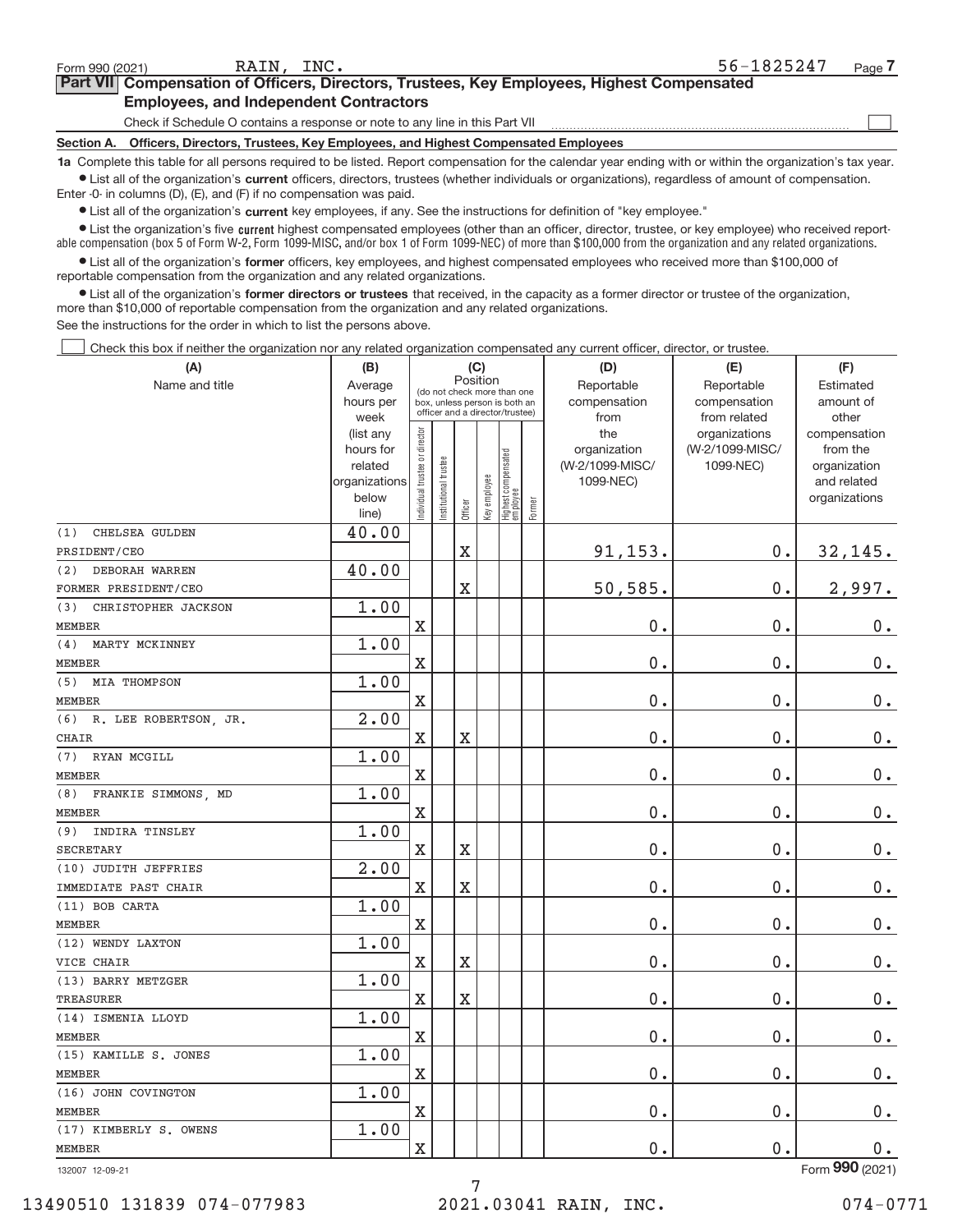Form 990 (2021) RAIN, INC. 56-1825247 Page 7

## Part VII Compensation of Officers, Directors, Trustees, Key Employees, Highest Compensated Employees, and Independent Contractors

Check if Schedule O contains a response or note to any line in this Part VII

### Section A. Officers, Directors, Trustees, Key Employees, and Highest Compensated Employees

**1a** Complete this table for all persons required to be listed. Report compensation for the calendar year ending with or within the organization's tax year.

- List all of the organization's **current** officers, directors, trustees (whether individuals or organizations), regardless of amount of compensation. Enter -0- in columns (D), (E), and (F) if no compensation was paid.
- List all of the organization's **current** key employees, if any. See the instructions for definition of "key employee."
- List the organization's five **current** highest compensated employees (other than an officer, director, trustee, or key employee) who received reportable compensation (box 5 of Form W-2, Form 1099-MISC, and/or box 1 of Form 1099-NEC) of more than $100,000 from the organization and any related organizations.
- List all of the organization's **former** officers, key employees, and highest compensated employees who received more than $100,000 of reportable compensation from the organization and any related organizations.
- List all of the organization's **former directors or trustees** that received, in the capacity as a former director or trustee of the organization, more than $10,000 of reportable compensation from the organization and any related organizations.

See the instructions for the order in which to list the persons above.

Check this box if neither the organization nor any related organization compensated any current officer, director, or trustee.

| (A) Name and title | (B) Average hours per week (list any hours for related organizations below line) | (C) Position: Individual trustee or director | Institutional trustee | Officer | Key employee | Highest compensated employee | Former | (D) Reportable compensation from the organization (W-2/1099-MISC/1099-NEC) | (E) Reportable compensation from related organizations (W-2/1099-MISC/1099-NEC) | (F) Estimated amount of other compensation from the organization and related organizations |
|---|---|---|---|---|---|---|---|---|---|---|
| (1) CHELSEA GULDEN<br>PRSIDENT/CEO | 40.00 | | | X | | | | 91,153. | 0. | 32,145. |
| (2) DEBORAH WARREN<br>FORMER PRESIDENT/CEO | 40.00 | | | X | | | | 50,585. | 0. | 2,997. |
| (3) CHRISTOPHER JACKSON<br>MEMBER | 1.00 | X | | | | | | 0. | 0. | 0. |
| (4) MARTY MCKINNEY<br>MEMBER | 1.00 | X | | | | | | 0. | 0. | 0. |
| (5) MIA THOMPSON<br>MEMBER | 1.00 | X | | | | | | 0. | 0. | 0. |
| (6) R. LEE ROBERTSON, JR.<br>CHAIR | 2.00 | X | | X | | | | 0. | 0. | 0. |
| (7) RYAN MCGILL<br>MEMBER | 1.00 | X | | | | | | 0. | 0. | 0. |
| (8) FRANKIE SIMMONS, MD<br>MEMBER | 1.00 | X | | | | | | 0. | 0. | 0. |
| (9) INDIRA TINSLEY<br>SECRETARY | 1.00 | X | | X | | | | 0. | 0. | 0. |
| (10) JUDITH JEFFRIES<br>IMMEDIATE PAST CHAIR | 2.00 | X | | X | | | | 0. | 0. | 0. |
| (11) BOB CARTA<br>MEMBER | 1.00 | X | | | | | | 0. | 0. | 0. |
| (12) WENDY LAXTON<br>VICE CHAIR | 1.00 | X | | X | | | | 0. | 0. | 0. |
| (13) BARRY METZGER<br>TREASURER | 1.00 | X | | X | | | | 0. | 0. | 0. |
| (14) ISMENIA LLOYD<br>MEMBER | 1.00 | X | | | | | | 0. | 0. | 0. |
| (15) KAMILLE S. JONES<br>MEMBER | 1.00 | X | | | | | | 0. | 0. | 0. |
| (16) JOHN COVINGTON<br>MEMBER | 1.00 | X | | | | | | 0. | 0. | 0. |
| (17) KIMBERLY S. OWENS<br>MEMBER | 1.00 | X | | | | | | 0. | 0. | 0. |

132007 12-09-21 Form 990 (2021)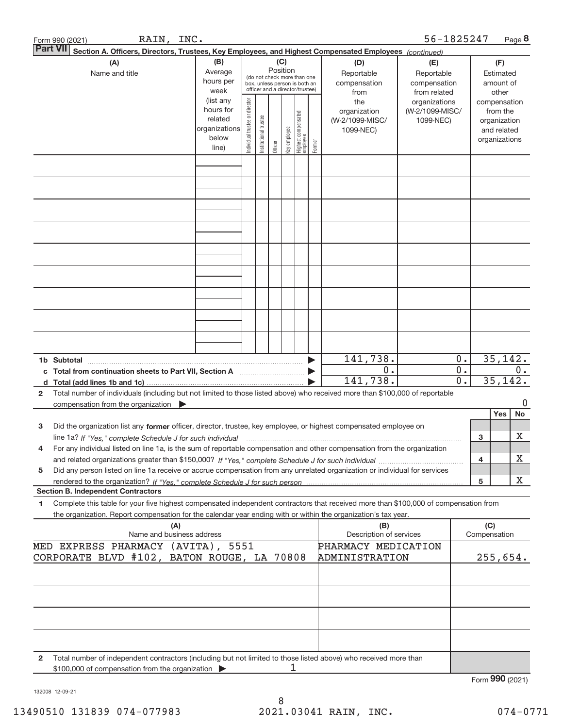Form 990 (2021) RAIN, INC. 56-1825247 Page 8

**Part VII Section A. Officers, Directors, Trustees, Key Employees, and Highest Compensated Employees** *(continued)*

| (A) Name and title | (B) Average hours per week (list any hours for related organizations below line) | (C) Position: Individual trustee or director | Institutional trustee | Officer | Key employee | Highest compensated employee | Former | (D) Reportable compensation from the organization (W-2/1099-MISC/ 1099-NEC) | (E) Reportable compensation from related organizations (W-2/1099-MISC/ 1099-NEC) | (F) Estimated amount of other compensation from the organization and related organizations |
|---|---|---|---|---|---|---|---|---|---|---|
| | | | | | | | | | | |
| | | | | | | | | | | |
| | | | | | | | | | | |
| | | | | | | | | | | |
| | | | | | | | | | | |
| | | | | | | | | | | |
| | | | | | | | | | | |
| | | | | | | | | | | |
| | | | | | | | | | | |
| **1b Subtotal** | | | | | | | | 141,738. | 0. | 35,142. |
| **c Total from continuation sheets to Part VII, Section A** | | | | | | | | 0. | 0. | 0. |
| **d Total (add lines 1b and 1c)** | | | | | | | | 141,738. | 0. | 35,142. |

**2** Total number of individuals (including but not limited to those listed above) who received more than $100,000 of reportable compensation from the organization ▶ 0

| | | | Yes | No |
|---|---|---|---|---|
| **3** | Did the organization list any **former** officer, director, trustee, key employee, or highest compensated employee on line 1a? *If "Yes," complete Schedule J for such individual* | 3 | | X |
| **4** | For any individual listed on line 1a, is the sum of reportable compensation and other compensation from the organization and related organizations greater than $150,000? *If "Yes," complete Schedule J for such individual* | 4 | | X |
| **5** | Did any person listed on line 1a receive or accrue compensation from any unrelated organization or individual for services rendered to the organization? *If "Yes," complete Schedule J for such person* | 5 | | X |

**Section B. Independent Contractors**

**1** Complete this table for your five highest compensated independent contractors that received more than $100,000 of compensation from the organization. Report compensation for the calendar year ending with or within the organization's tax year.

| (A) Name and business address | (B) Description of services | (C) Compensation |
|---|---|---|
| MED EXPRESS PHARMACY (AVITA), 5551 CORPORATE BLVD #102, BATON ROUGE, LA 70808 | PHARMACY MEDICATION ADMINISTRATION | 255,654. |
| | | |
| | | |
| | | |
| | | |

**2** Total number of independent contractors (including but not limited to those listed above) who received more than $100,000 of compensation from the organization ▶ 1

Form **990** (2021)

132008 12-09-21

13490510 131839 074-077983 2021.03041 RAIN, INC. 074-0771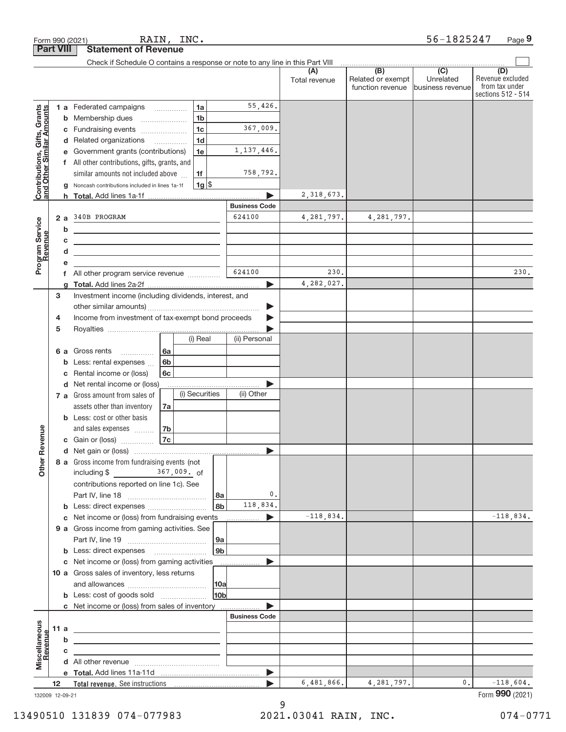Form 990 (2021) RAIN, INC. 56-1825247 Page 9

## Part VIII Statement of Revenue

Check if Schedule O contains a response or note to any line in this Part VIII

| | | | | (A) Total revenue | (B) Related or exempt function revenue | (C) Unrelated business revenue | (D) Revenue excluded from tax under sections 512 - 514 |
|---|---|---|---|---|---|---|---|
| Contributions, Gifts, Grants and Other Similar Amounts | 1 a | Federated campaigns | 1a 55,426. | | | | |
| | b | Membership dues | 1b | | | | |
| | c | Fundraising events | 1c 367,009. | | | | |
| | d | Related organizations | 1d | | | | |
| | e | Government grants (contributions) | 1e 1,137,446. | | | | |
| | f | All other contributions, gifts, grants, and similar amounts not included above | 1f 758,792. | | | | |
| | g | Noncash contributions included in lines 1a-1f | 1g $ | | | | |
| | h | Total. Add lines 1a-1f | | 2,318,673. | | | |
| | | | Business Code | | | | |
| Program Service Revenue | 2 a | 340B PROGRAM | 624100 | 4,281,797. | 4,281,797. | | |
| | b | | | | | | |
| | c | | | | | | |
| | d | | | | | | |
| | e | | | | | | |
| | f | All other program service revenue | 624100 | 230. | | | 230. |
| | g | Total. Add lines 2a-2f | | 4,282,027. | | | |
| Other Revenue | 3 | Investment income (including dividends, interest, and other similar amounts) | | | | | |
| | 4 | Income from investment of tax-exempt bond proceeds | | | | | |
| | 5 | Royalties | | | | | |
| | | | (i) Real / (ii) Personal | | | | |
| | 6 a | Gross rents | 6a | | | | |
| | b | Less: rental expenses | 6b | | | | |
| | c | Rental income or (loss) | 6c | | | | |
| | d | Net rental income or (loss) | | | | | |
| | | | (i) Securities / (ii) Other | | | | |
| | 7 a | Gross amount from sales of assets other than inventory | 7a | | | | |
| | b | Less: cost or other basis and sales expenses | 7b | | | | |
| | c | Gain or (loss) | 7c | | | | |
| | d | Net gain or (loss) | | | | | |
| | 8 a | Gross income from fundraising events (not including $ 367,009. of contributions reported on line 1c). See Part IV, line 18 | 8a 0. | | | | |
| | b | Less: direct expenses | 8b 118,834. | | | | |
| | c | Net income or (loss) from fundraising events | | -118,834. | | | -118,834. |
| | 9 a | Gross income from gaming activities. See Part IV, line 19 | 9a | | | | |
| | b | Less: direct expenses | 9b | | | | |
| | c | Net income or (loss) from gaming activities | | | | | |
| | 10 a | Gross sales of inventory, less returns and allowances | 10a | | | | |
| | b | Less: cost of goods sold | 10b | | | | |
| | c | Net income or (loss) from sales of inventory | | | | | |
| | | | Business Code | | | | |
| Miscellaneous Revenue | 11 a | | | | | | |
| | b | | | | | | |
| | c | | | | | | |
| | d | All other revenue | | | | | |
| | e | Total. Add lines 11a-11d | | | | | |
| | 12 | Total revenue. See instructions | | 6,481,866. | 4,281,797. | 0. | -118,604. |

132009 12-09-21 Form 990 (2021)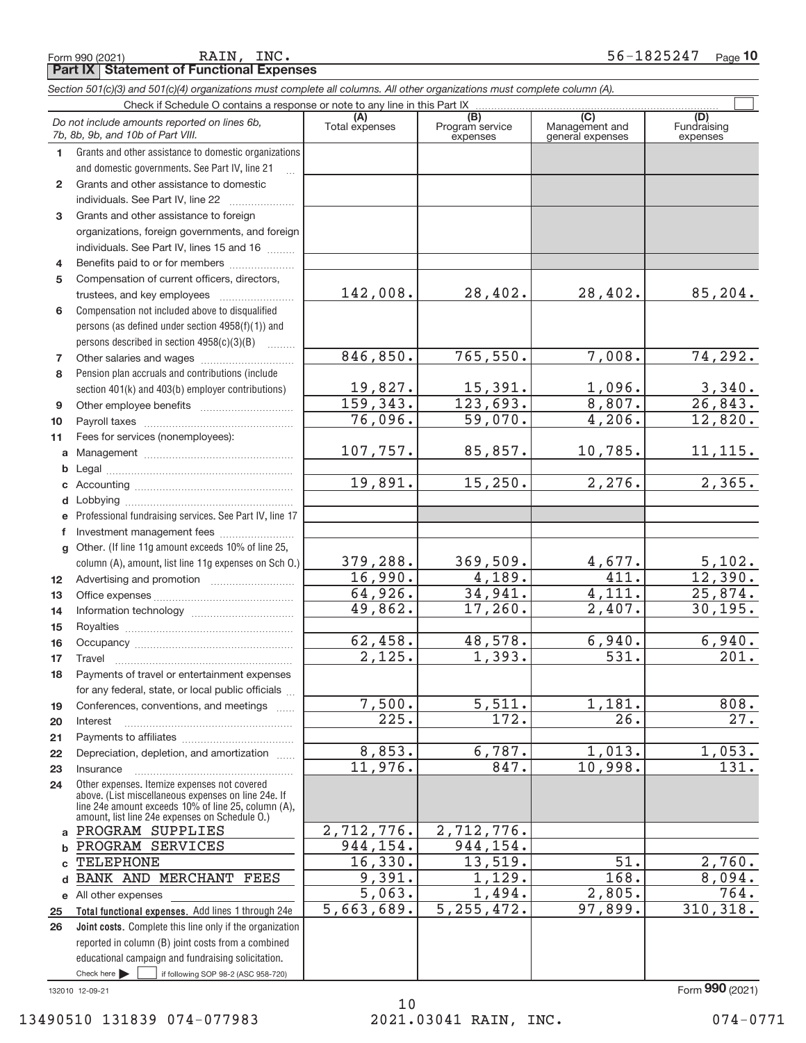Form 990 (2021) RAIN, INC. 56-1825247 Page 10

**Part IX Statement of Functional Expenses**

*Section 501(c)(3) and 501(c)(4) organizations must complete all columns. All other organizations must complete column (A).*

Check if Schedule O contains a response or note to any line in this Part IX ☐

| *Do not include amounts reported on lines 6b, 7b, 8b, 9b, and 10b of Part VIII.* | (A) Total expenses | (B) Program service expenses | (C) Management and general expenses | (D) Fundraising expenses |
|---|---|---|---|---|
| 1 Grants and other assistance to domestic organizations and domestic governments. See Part IV, line 21 | | | | |
| 2 Grants and other assistance to domestic individuals. See Part IV, line 22 | | | | |
| 3 Grants and other assistance to foreign organizations, foreign governments, and foreign individuals. See Part IV, lines 15 and 16 | | | | |
| 4 Benefits paid to or for members | | | | |
| 5 Compensation of current officers, directors, trustees, and key employees | 142,008. | 28,402. | 28,402. | 85,204. |
| 6 Compensation not included above to disqualified persons (as defined under section 4958(f)(1)) and persons described in section 4958(c)(3)(B) | | | | |
| 7 Other salaries and wages | 846,850. | 765,550. | 7,008. | 74,292. |
| 8 Pension plan accruals and contributions (include section 401(k) and 403(b) employer contributions) | 19,827. | 15,391. | 1,096. | 3,340. |
| 9 Other employee benefits | 159,343. | 123,693. | 8,807. | 26,843. |
| 10 Payroll taxes | 76,096. | 59,070. | 4,206. | 12,820. |
| 11 Fees for services (nonemployees): | | | | |
| a Management | 107,757. | 85,857. | 10,785. | 11,115. |
| b Legal | | | | |
| c Accounting | 19,891. | 15,250. | 2,276. | 2,365. |
| d Lobbying | | | | |
| e Professional fundraising services. See Part IV, line 17 | | | | |
| f Investment management fees | | | | |
| g Other. (If line 11g amount exceeds 10% of line 25, column (A), amount, list line 11g expenses on Sch O.) | 379,288. | 369,509. | 4,677. | 5,102. |
| 12 Advertising and promotion | 16,990. | 4,189. | 411. | 12,390. |
| 13 Office expenses | 64,926. | 34,941. | 4,111. | 25,874. |
| 14 Information technology | 49,862. | 17,260. | 2,407. | 30,195. |
| 15 Royalties | | | | |
| 16 Occupancy | 62,458. | 48,578. | 6,940. | 6,940. |
| 17 Travel | 2,125. | 1,393. | 531. | 201. |
| 18 Payments of travel or entertainment expenses for any federal, state, or local public officials | | | | |
| 19 Conferences, conventions, and meetings | 7,500. | 5,511. | 1,181. | 808. |
| 20 Interest | 225. | 172. | 26. | 27. |
| 21 Payments to affiliates | | | | |
| 22 Depreciation, depletion, and amortization | 8,853. | 6,787. | 1,013. | 1,053. |
| 23 Insurance | 11,976. | 847. | 10,998. | 131. |
| 24 Other expenses. Itemize expenses not covered above. (List miscellaneous expenses on line 24e. If line 24e amount exceeds 10% of line 25, column (A), amount, list line 24e expenses on Schedule O.) | | | | |
| a PROGRAM SUPPLIES | 2,712,776. | 2,712,776. | | |
| b PROGRAM SERVICES | 944,154. | 944,154. | | |
| c TELEPHONE | 16,330. | 13,519. | 51. | 2,760. |
| d BANK AND MERCHANT FEES | 9,391. | 1,129. | 168. | 8,094. |
| e All other expenses | 5,063. | 1,494. | 2,805. | 764. |
| 25 **Total functional expenses.** Add lines 1 through 24e | 5,663,689. | 5,255,472. | 97,899. | 310,318. |
| 26 **Joint costs.** Complete this line only if the organization reported in column (B) joint costs from a combined educational campaign and fundraising solicitation. Check here ☐ if following SOP 98-2 (ASC 958-720) | | | | |

132010 12-09-21 Form **990** (2021)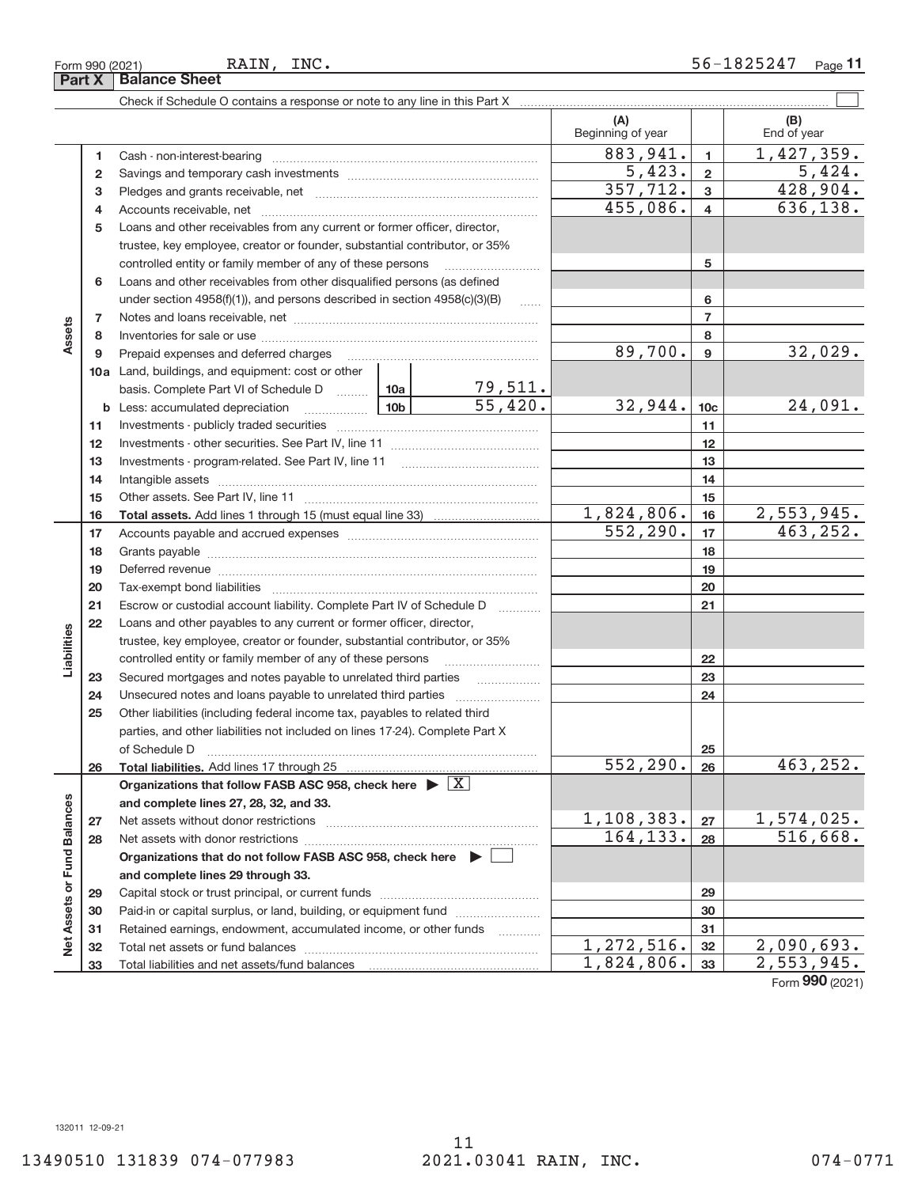Form 990 (2021) RAIN, INC. 56-1825247

## Part X Balance Sheet

Check if Schedule O contains a response or note to any line in this Part X

| | | | | (A) Beginning of year | | (B) End of year |
|---|---|---|---|---|---|---|
| Assets | 1 | Cash - non-interest-bearing | | 883,941. | 1 | 1,427,359. |
| | 2 | Savings and temporary cash investments | | 5,423. | 2 | 5,424. |
| | 3 | Pledges and grants receivable, net | | 357,712. | 3 | 428,904. |
| | 4 | Accounts receivable, net | | 455,086. | 4 | 636,138. |
| | 5 | Loans and other receivables from any current or former officer, director, trustee, key employee, creator or founder, substantial contributor, or 35% controlled entity or family member of any of these persons | | | 5 | |
| | 6 | Loans and other receivables from other disqualified persons (as defined under section 4958(f)(1)), and persons described in section 4958(c)(3)(B) | | | 6 | |
| | 7 | Notes and loans receivable, net | | | 7 | |
| | 8 | Inventories for sale or use | | | 8 | |
| | 9 | Prepaid expenses and deferred charges | | 89,700. | 9 | 32,029. |
| | 10a | Land, buildings, and equipment: cost or other basis. Complete Part VI of Schedule D | 10a 79,511. | | | |
| | b | Less: accumulated depreciation | 10b 55,420. | 32,944. | 10c | 24,091. |
| | 11 | Investments - publicly traded securities | | | 11 | |
| | 12 | Investments - other securities. See Part IV, line 11 | | | 12 | |
| | 13 | Investments - program-related. See Part IV, line 11 | | | 13 | |
| | 14 | Intangible assets | | | 14 | |
| | 15 | Other assets. See Part IV, line 11 | | | 15 | |
| | 16 | **Total assets.** Add lines 1 through 15 (must equal line 33) | | 1,824,806. | 16 | 2,553,945. |
| Liabilities | 17 | Accounts payable and accrued expenses | | 552,290. | 17 | 463,252. |
| | 18 | Grants payable | | | 18 | |
| | 19 | Deferred revenue | | | 19 | |
| | 20 | Tax-exempt bond liabilities | | | 20 | |
| | 21 | Escrow or custodial account liability. Complete Part IV of Schedule D | | | 21 | |
| | 22 | Loans and other payables to any current or former officer, director, trustee, key employee, creator or founder, substantial contributor, or 35% controlled entity or family member of any of these persons | | | 22 | |
| | 23 | Secured mortgages and notes payable to unrelated third parties | | | 23 | |
| | 24 | Unsecured notes and loans payable to unrelated third parties | | | 24 | |
| | 25 | Other liabilities (including federal income tax, payables to related third parties, and other liabilities not included on lines 17-24). Complete Part X of Schedule D | | | 25 | |
| | 26 | **Total liabilities.** Add lines 17 through 25 | | 552,290. | 26 | 463,252. |
| Net Assets or Fund Balances | | **Organizations that follow FASB ASC 958, check here** ▶ X **and complete lines 27, 28, 32, and 33.** | | | | |
| | 27 | Net assets without donor restrictions | | 1,108,383. | 27 | 1,574,025. |
| | 28 | Net assets with donor restrictions | | 164,133. | 28 | 516,668. |
| | | **Organizations that do not follow FASB ASC 958, check here** ▶ ☐ **and complete lines 29 through 33.** | | | | |
| | 29 | Capital stock or trust principal, or current funds | | | 29 | |
| | 30 | Paid-in or capital surplus, or land, building, or equipment fund | | | 30 | |
| | 31 | Retained earnings, endowment, accumulated income, or other funds | | | 31 | |
| | 32 | Total net assets or fund balances | | 1,272,516. | 32 | 2,090,693. |
| | 33 | Total liabilities and net assets/fund balances | | 1,824,806. | 33 | 2,553,945. |

Form **990** (2021)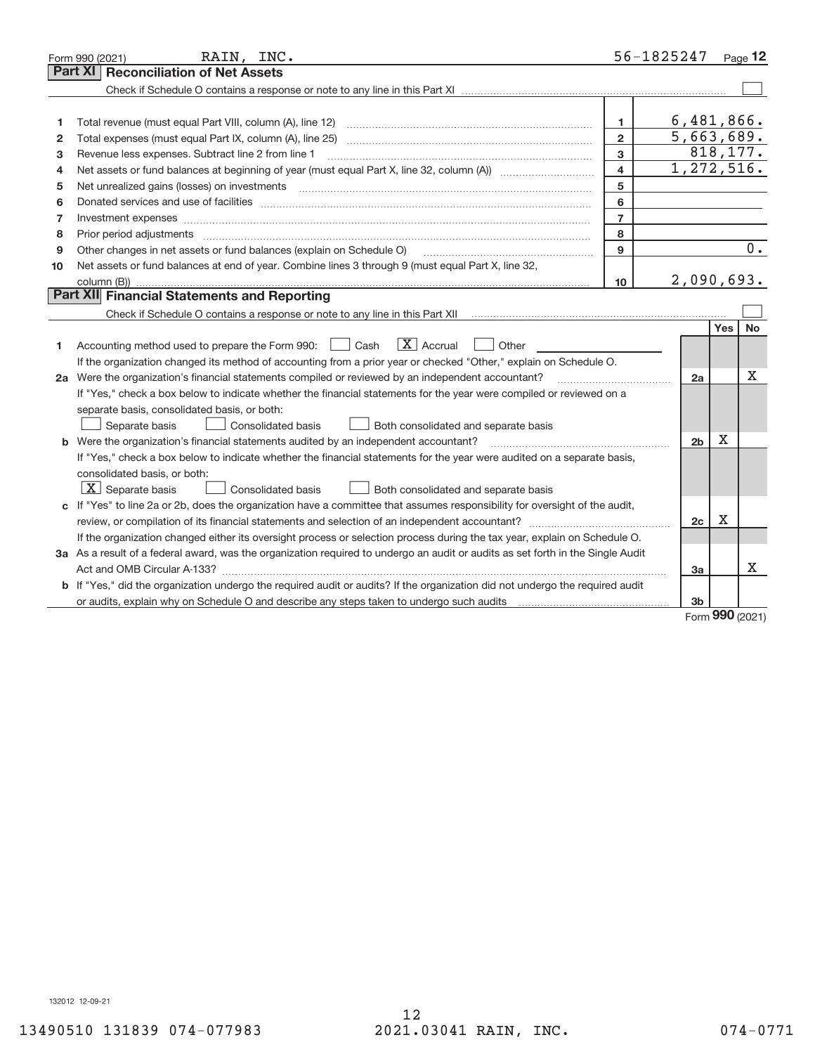Form 990 (2021) RAIN, INC. 56-1825247 Page 12

## Part XI Reconciliation of Net Assets

Check if Schedule O contains a response or note to any line in this Part XI ☐

| | | | |
|---|---|---|---|
| 1 | Total revenue (must equal Part VIII, column (A), line 12) | 1 | 6,481,866. |
| 2 | Total expenses (must equal Part IX, column (A), line 25) | 2 | 5,663,689. |
| 3 | Revenue less expenses. Subtract line 2 from line 1 | 3 | 818,177. |
| 4 | Net assets or fund balances at beginning of year (must equal Part X, line 32, column (A)) | 4 | 1,272,516. |
| 5 | Net unrealized gains (losses) on investments | 5 | |
| 6 | Donated services and use of facilities | 6 | |
| 7 | Investment expenses | 7 | |
| 8 | Prior period adjustments | 8 | |
| 9 | Other changes in net assets or fund balances (explain on Schedule O) | 9 | 0. |
| 10 | Net assets or fund balances at end of year. Combine lines 3 through 9 (must equal Part X, line 32, column (B)) | 10 | 2,090,693. |

## Part XII Financial Statements and Reporting

Check if Schedule O contains a response or note to any line in this Part XII ☐

| | | | Yes | No |
|---|---|---|---|---|
| 1 | Accounting method used to prepare the Form 990: ☐ Cash ☒ Accrual ☐ Other | | | |
| | If the organization changed its method of accounting from a prior year or checked "Other," explain on Schedule O. | | | |
| 2a | Were the organization's financial statements compiled or reviewed by an independent accountant? | 2a | | X |
| | If "Yes," check a box below to indicate whether the financial statements for the year were compiled or reviewed on a separate basis, consolidated basis, or both: ☐ Separate basis ☐ Consolidated basis ☐ Both consolidated and separate basis | | | |
| b | Were the organization's financial statements audited by an independent accountant? | 2b | X | |
| | If "Yes," check a box below to indicate whether the financial statements for the year were audited on a separate basis, consolidated basis, or both: ☒ Separate basis ☐ Consolidated basis ☐ Both consolidated and separate basis | | | |
| c | If "Yes" to line 2a or 2b, does the organization have a committee that assumes responsibility for oversight of the audit, review, or compilation of its financial statements and selection of an independent accountant? | 2c | X | |
| | If the organization changed either its oversight process or selection process during the tax year, explain on Schedule O. | | | |
| 3a | As a result of a federal award, was the organization required to undergo an audit or audits as set forth in the Single Audit Act and OMB Circular A-133? | 3a | | X |
| b | If "Yes," did the organization undergo the required audit or audits? If the organization did not undergo the required audit or audits, explain why on Schedule O and describe any steps taken to undergo such audits | 3b | | |

Form 990 (2021)

132012 12-09-21

13490510 131839 074-077983 2021.03041 RAIN, INC. 074-0771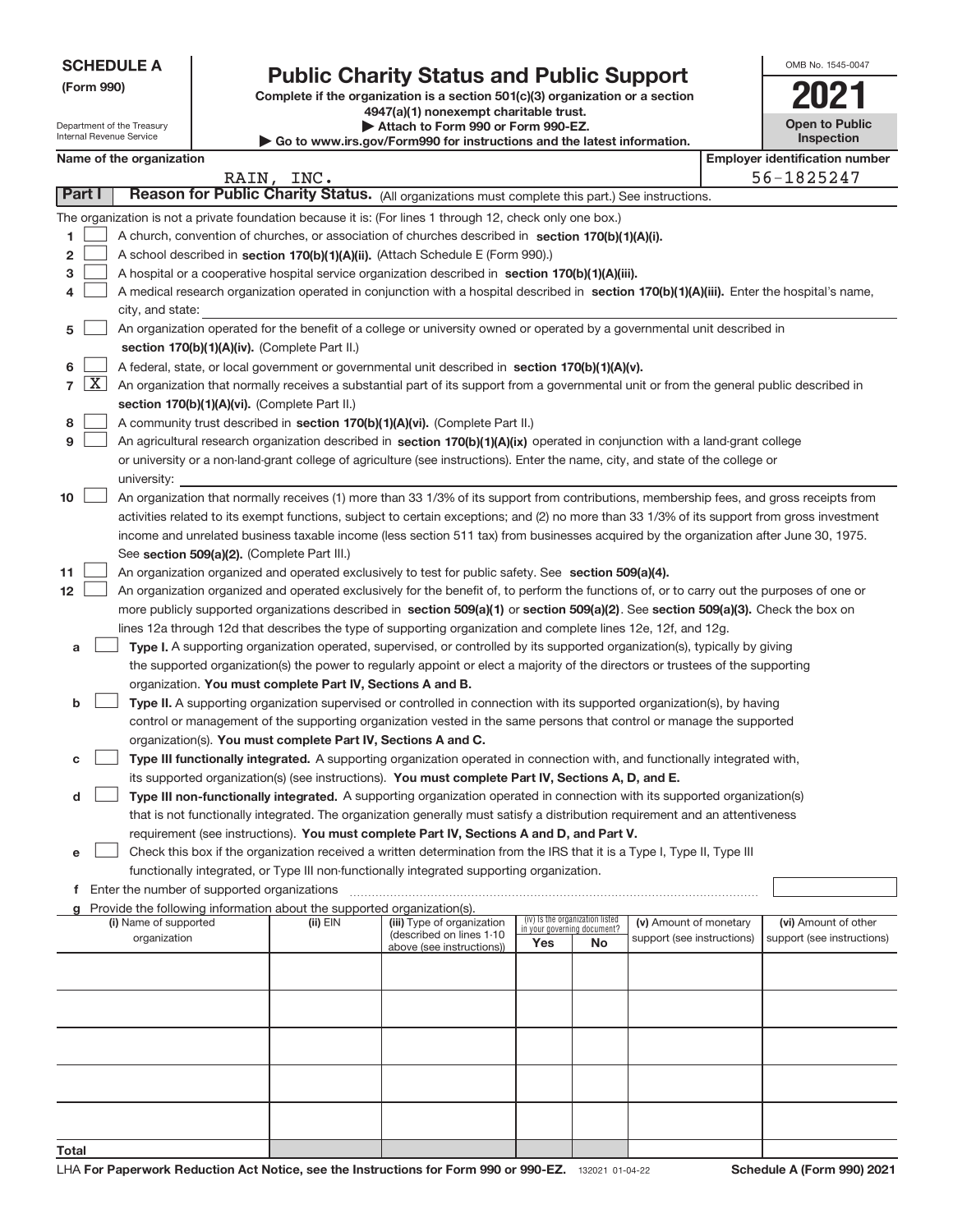**SCHEDULE A**
**(Form 990)**

Department of the Treasury
Internal Revenue Service

# Public Charity Status and Public Support

**Complete if the organization is a section 501(c)(3) organization or a section 4947(a)(1) nonexempt charitable trust.**
**▶ Attach to Form 990 or Form 990-EZ.**
**▶ Go to www.irs.gov/Form990 for instructions and the latest information.**

OMB No. 1545-0047

**2021**

**Open to Public Inspection**

**Name of the organization**
RAIN, INC.

**Employer identification number**
56-1825247

**Part I** **Reason for Public Charity Status.** (All organizations must complete this part.) See instructions.

The organization is not a private foundation because it is: (For lines 1 through 12, check only one box.)

1 ☐ A church, convention of churches, or association of churches described in **section 170(b)(1)(A)(i).**

2 ☐ A school described in **section 170(b)(1)(A)(ii).** (Attach Schedule E (Form 990).)

3 ☐ A hospital or a cooperative hospital service organization described in **section 170(b)(1)(A)(iii).**

4 ☐ A medical research organization operated in conjunction with a hospital described in **section 170(b)(1)(A)(iii).** Enter the hospital's name, city, and state:

5 ☐ An organization operated for the benefit of a college or university owned or operated by a governmental unit described in **section 170(b)(1)(A)(iv).** (Complete Part II.)

6 ☐ A federal, state, or local government or governmental unit described in **section 170(b)(1)(A)(v).**

7 ☒ An organization that normally receives a substantial part of its support from a governmental unit or from the general public described in **section 170(b)(1)(A)(vi).** (Complete Part II.)

8 ☐ A community trust described in **section 170(b)(1)(A)(vi).** (Complete Part II.)

9 ☐ An agricultural research organization described in **section 170(b)(1)(A)(ix)** operated in conjunction with a land-grant college or university or a non-land-grant college of agriculture (see instructions). Enter the name, city, and state of the college or university:

10 ☐ An organization that normally receives (1) more than 33 1/3% of its support from contributions, membership fees, and gross receipts from activities related to its exempt functions, subject to certain exceptions; and (2) no more than 33 1/3% of its support from gross investment income and unrelated business taxable income (less section 511 tax) from businesses acquired by the organization after June 30, 1975. See **section 509(a)(2).** (Complete Part III.)

11 ☐ An organization organized and operated exclusively to test for public safety. See **section 509(a)(4).**

12 ☐ An organization organized and operated exclusively for the benefit of, to perform the functions of, or to carry out the purposes of one or more publicly supported organizations described in **section 509(a)(1)** or **section 509(a)(2)**. See **section 509(a)(3).** Check the box on lines 12a through 12d that describes the type of supporting organization and complete lines 12e, 12f, and 12g.

a ☐ **Type I.** A supporting organization operated, supervised, or controlled by its supported organization(s), typically by giving the supported organization(s) the power to regularly appoint or elect a majority of the directors or trustees of the supporting organization. **You must complete Part IV, Sections A and B.**

b ☐ **Type II.** A supporting organization supervised or controlled in connection with its supported organization(s), by having control or management of the supporting organization vested in the same persons that control or manage the supported organization(s). **You must complete Part IV, Sections A and C.**

c ☐ **Type III functionally integrated.** A supporting organization operated in connection with, and functionally integrated with, its supported organization(s) (see instructions). **You must complete Part IV, Sections A, D, and E.**

d ☐ **Type III non-functionally integrated.** A supporting organization operated in connection with its supported organization(s) that is not functionally integrated. The organization generally must satisfy a distribution requirement and an attentiveness requirement (see instructions). **You must complete Part IV, Sections A and D, and Part V.**

e ☐ Check this box if the organization received a written determination from the IRS that it is a Type I, Type II, Type III functionally integrated, or Type III non-functionally integrated supporting organization.

f Enter the number of supported organizations

g Provide the following information about the supported organization(s).

| (i) Name of supported organization | (ii) EIN | (iii) Type of organization (described on lines 1-10 above (see instructions)) | (iv) Is the organization listed in your governing document? Yes | No | (v) Amount of monetary support (see instructions) | (vi) Amount of other support (see instructions) |
|---|---|---|---|---|---|---|
| | | | | | | |
| | | | | | | |
| | | | | | | |
| | | | | | | |
| | | | | | | |
| **Total** | | | | | | |

LHA **For Paperwork Reduction Act Notice, see the Instructions for Form 990 or 990-EZ.** 132021 01-04-22 **Schedule A (Form 990) 2021**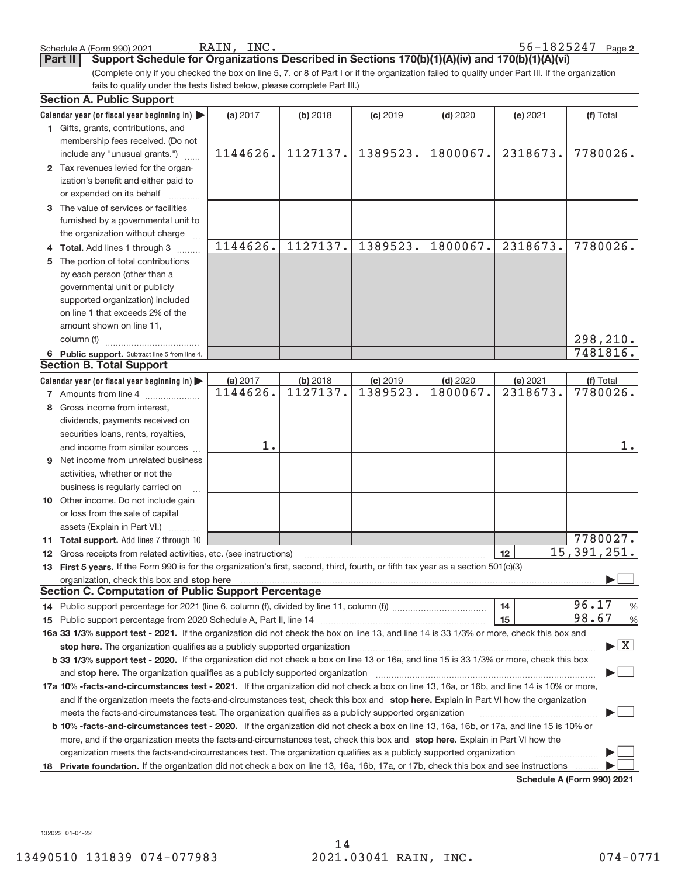Schedule A (Form 990) 2021 RAIN, INC. 56-1825247 Page 2

**Part II** **Support Schedule for Organizations Described in Sections 170(b)(1)(A)(iv) and 170(b)(1)(A)(vi)**

(Complete only if you checked the box on line 5, 7, or 8 of Part I or if the organization failed to qualify under Part III. If the organization fails to qualify under the tests listed below, please complete Part III.)

### Section A. Public Support

| Calendar year (or fiscal year beginning in) ▶ | (a) 2017 | (b) 2018 | (c) 2019 | (d) 2020 | (e) 2021 | (f) Total |
|---|---|---|---|---|---|---|
| **1** Gifts, grants, contributions, and membership fees received. (Do not include any "unusual grants.") | 1144626. | 1127137. | 1389523. | 1800067. | 2318673. | 7780026. |
| **2** Tax revenues levied for the organization's benefit and either paid to or expended on its behalf | | | | | | |
| **3** The value of services or facilities furnished by a governmental unit to the organization without charge | | | | | | |
| **4 Total.** Add lines 1 through 3 | 1144626. | 1127137. | 1389523. | 1800067. | 2318673. | 7780026. |
| **5** The portion of total contributions by each person (other than a governmental unit or publicly supported organization) included on line 1 that exceeds 2% of the amount shown on line 11, column (f) | | | | | | 298,210. |
| **6 Public support.** Subtract line 5 from line 4. | | | | | | 7481816. |

### Section B. Total Support

| Calendar year (or fiscal year beginning in) ▶ | (a) 2017 | (b) 2018 | (c) 2019 | (d) 2020 | (e) 2021 | (f) Total |
|---|---|---|---|---|---|---|
| **7** Amounts from line 4 | 1144626. | 1127137. | 1389523. | 1800067. | 2318673. | 7780026. |
| **8** Gross income from interest, dividends, payments received on securities loans, rents, royalties, and income from similar sources | 1. | | | | | 1. |
| **9** Net income from unrelated business activities, whether or not the business is regularly carried on | | | | | | |
| **10** Other income. Do not include gain or loss from the sale of capital assets (Explain in Part VI.) | | | | | | |
| **11 Total support.** Add lines 7 through 10 | | | | | | 7780027. |

**12** Gross receipts from related activities, etc. (see instructions) **12** 15,391,251.

**13 First 5 years.** If the Form 990 is for the organization's first, second, third, fourth, or fifth tax year as a section 501(c)(3) organization, check this box and **stop here** ▶ ☐

### Section C. Computation of Public Support Percentage

**14** Public support percentage for 2021 (line 6, column (f), divided by line 11, column (f)) **14** 96.17 %

**15** Public support percentage from 2020 Schedule A, Part II, line 14 **15** 98.67 %

**16a 33 1/3% support test - 2021.** If the organization did not check the box on line 13, and line 14 is 33 1/3% or more, check this box and **stop here.** The organization qualifies as a publicly supported organization ▶ ☒

**b 33 1/3% support test - 2020.** If the organization did not check a box on line 13 or 16a, and line 15 is 33 1/3% or more, check this box and **stop here.** The organization qualifies as a publicly supported organization ▶ ☐

**17a 10% -facts-and-circumstances test - 2021.** If the organization did not check a box on line 13, 16a, or 16b, and line 14 is 10% or more, and if the organization meets the facts-and-circumstances test, check this box and **stop here.** Explain in Part VI how the organization meets the facts-and-circumstances test. The organization qualifies as a publicly supported organization ▶ ☐

**b 10% -facts-and-circumstances test - 2020.** If the organization did not check a box on line 13, 16a, 16b, or 17a, and line 15 is 10% or more, and if the organization meets the facts-and-circumstances test, check this box and **stop here.** Explain in Part VI how the organization meets the facts-and-circumstances test. The organization qualifies as a publicly supported organization ▶ ☐

**18 Private foundation.** If the organization did not check a box on line 13, 16a, 16b, 17a, or 17b, check this box and see instructions ▶ ☐

**Schedule A (Form 990) 2021**

132022 01-04-22

13490510 131839 074-077983 2021.03041 RAIN, INC. 074-0771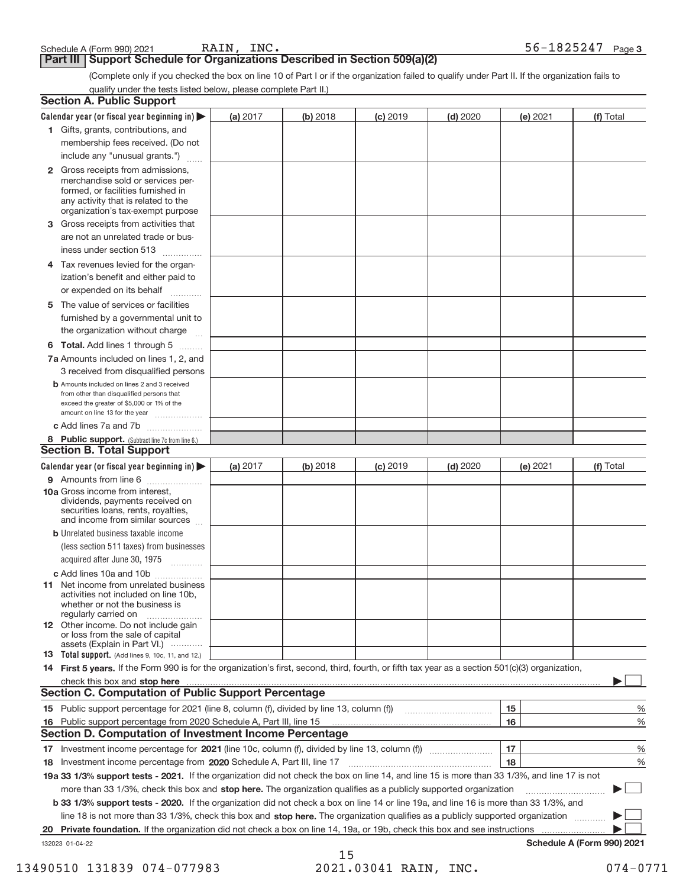Schedule A (Form 990) 2021 RAIN, INC. 56-1825247 Page 3

## Part III Support Schedule for Organizations Described in Section 509(a)(2)

(Complete only if you checked the box on line 10 of Part I or if the organization failed to qualify under Part II. If the organization fails to qualify under the tests listed below, please complete Part II.)

### Section A. Public Support

| Calendar year (or fiscal year beginning in) ▶ | (a) 2017 | (b) 2018 | (c) 2019 | (d) 2020 | (e) 2021 | (f) Total |
|---|---|---|---|---|---|---|
| **1** Gifts, grants, contributions, and membership fees received. (Do not include any "unusual grants.") | | | | | | |
| **2** Gross receipts from admissions, merchandise sold or services performed, or facilities furnished in any activity that is related to the organization's tax-exempt purpose | | | | | | |
| **3** Gross receipts from activities that are not an unrelated trade or business under section 513 | | | | | | |
| **4** Tax revenues levied for the organization's benefit and either paid to or expended on its behalf | | | | | | |
| **5** The value of services or facilities furnished by a governmental unit to the organization without charge | | | | | | |
| **6 Total.** Add lines 1 through 5 | | | | | | |
| **7a** Amounts included on lines 1, 2, and 3 received from disqualified persons | | | | | | |
| **b** Amounts included on lines 2 and 3 received from other than disqualified persons that exceed the greater of $5,000 or 1% of the amount on line 13 for the year | | | | | | |
| **c** Add lines 7a and 7b | | | | | | |
| **8 Public support.** (Subtract line 7c from line 6.) | | | | | | |

### Section B. Total Support

| Calendar year (or fiscal year beginning in) ▶ | (a) 2017 | (b) 2018 | (c) 2019 | (d) 2020 | (e) 2021 | (f) Total |
|---|---|---|---|---|---|---|
| **9** Amounts from line 6 | | | | | | |
| **10a** Gross income from interest, dividends, payments received on securities loans, rents, royalties, and income from similar sources | | | | | | |
| **b** Unrelated business taxable income (less section 511 taxes) from businesses acquired after June 30, 1975 | | | | | | |
| **c** Add lines 10a and 10b | | | | | | |
| **11** Net income from unrelated business activities not included on line 10b, whether or not the business is regularly carried on | | | | | | |
| **12** Other income. Do not include gain or loss from the sale of capital assets (Explain in Part VI.) | | | | | | |
| **13 Total support.** (Add lines 9, 10c, 11, and 12.) | | | | | | |

**14 First 5 years.** If the Form 990 is for the organization's first, second, third, fourth, or fifth tax year as a section 501(c)(3) organization, check this box and **stop here** ▶ ☐

### Section C. Computation of Public Support Percentage

| | | | |
|---|---|---|---|
| **15** | Public support percentage for 2021 (line 8, column (f), divided by line 13, column (f)) | 15 | % |
| **16** | Public support percentage from 2020 Schedule A, Part III, line 15 | 16 | % |

### Section D. Computation of Investment Income Percentage

| | | | |
|---|---|---|---|
| **17** | Investment income percentage for **2021** (line 10c, column (f), divided by line 13, column (f)) | 17 | % |
| **18** | Investment income percentage from **2020** Schedule A, Part III, line 17 | 18 | % |

**19a 33 1/3% support tests - 2021.** If the organization did not check the box on line 14, and line 15 is more than 33 1/3%, and line 17 is not more than 33 1/3%, check this box and **stop here.** The organization qualifies as a publicly supported organization ▶ ☐

**b 33 1/3% support tests - 2020.** If the organization did not check a box on line 14 or line 19a, and line 16 is more than 33 1/3%, and line 18 is not more than 33 1/3%, check this box and **stop here.** The organization qualifies as a publicly supported organization ▶ ☐

**20 Private foundation.** If the organization did not check a box on line 14, 19a, or 19b, check this box and see instructions ▶ ☐

132023 01-04-22 **Schedule A (Form 990) 2021**

13490510 131839 074-077983 2021.03041 RAIN, INC. 074-0771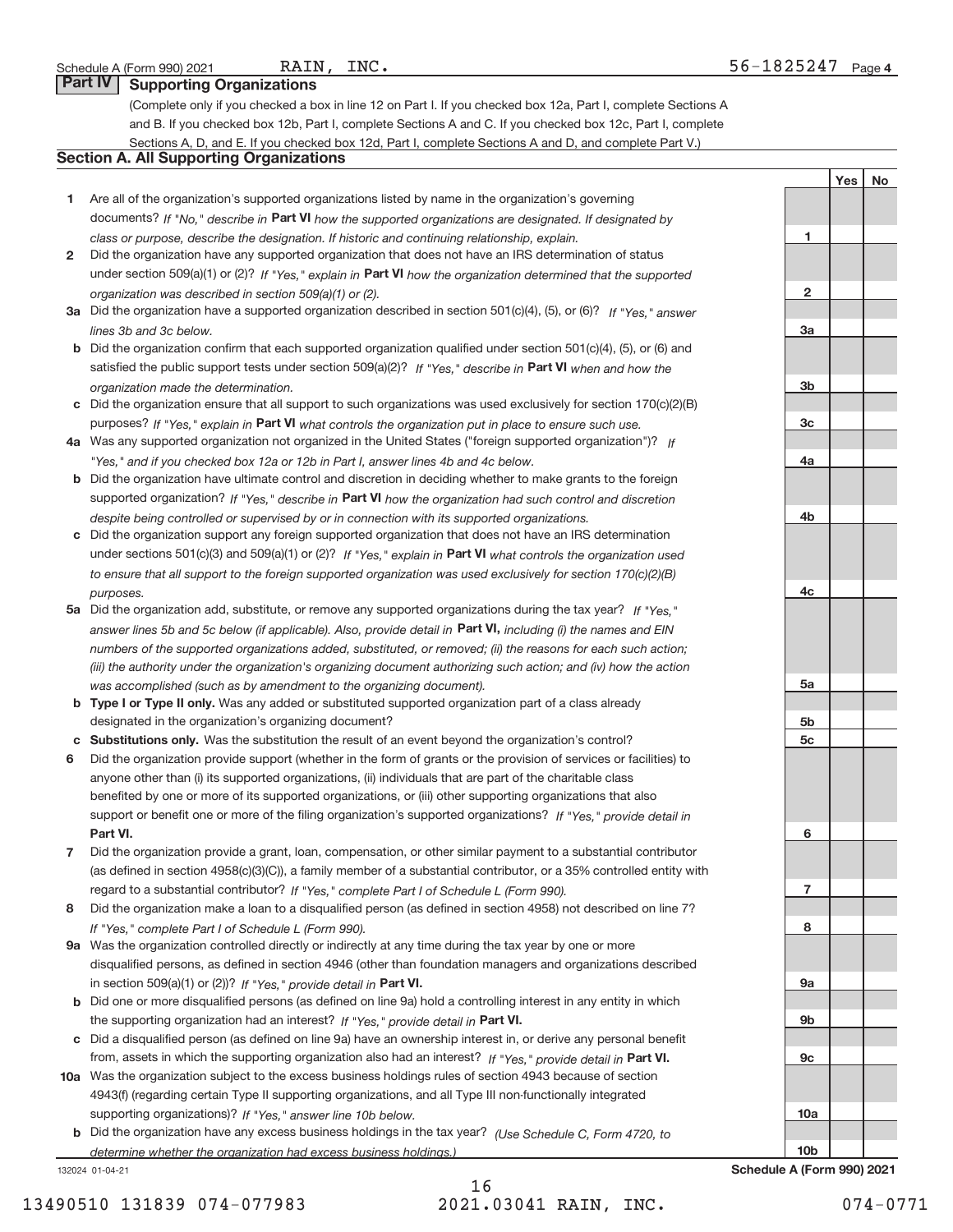Schedule A (Form 990) 2021 RAIN, INC. 56-1825247

## Part IV Supporting Organizations

(Complete only if you checked a box in line 12 on Part I. If you checked box 12a, Part I, complete Sections A and B. If you checked box 12b, Part I, complete Sections A and C. If you checked box 12c, Part I, complete Sections A, D, and E. If you checked box 12d, Part I, complete Sections A and D, and complete Part V.)

### Section A. All Supporting Organizations

| | | | Yes | No |
|---|---|---|---|---|
| **1** | Are all of the organization's supported organizations listed by name in the organization's governing documents? *If "No," describe in* **Part VI** *how the supported organizations are designated. If designated by class or purpose, describe the designation. If historic and continuing relationship, explain.* | 1 | | |
| **2** | Did the organization have any supported organization that does not have an IRS determination of status under section 509(a)(1) or (2)? *If "Yes," explain in* **Part VI** *how the organization determined that the supported organization was described in section 509(a)(1) or (2).* | 2 | | |
| **3a** | Did the organization have a supported organization described in section 501(c)(4), (5), or (6)? *If "Yes," answer lines 3b and 3c below.* | 3a | | |
| **b** | Did the organization confirm that each supported organization qualified under section 501(c)(4), (5), or (6) and satisfied the public support tests under section 509(a)(2)? *If "Yes," describe in* **Part VI** *when and how the organization made the determination.* | 3b | | |
| **c** | Did the organization ensure that all support to such organizations was used exclusively for section 170(c)(2)(B) purposes? *If "Yes," explain in* **Part VI** *what controls the organization put in place to ensure such use.* | 3c | | |
| **4a** | Was any supported organization not organized in the United States ("foreign supported organization")? *If "Yes," and if you checked box 12a or 12b in Part I, answer lines 4b and 4c below.* | 4a | | |
| **b** | Did the organization have ultimate control and discretion in deciding whether to make grants to the foreign supported organization? *If "Yes," describe in* **Part VI** *how the organization had such control and discretion despite being controlled or supervised by or in connection with its supported organizations.* | 4b | | |
| **c** | Did the organization support any foreign supported organization that does not have an IRS determination under sections 501(c)(3) and 509(a)(1) or (2)? *If "Yes," explain in* **Part VI** *what controls the organization used to ensure that all support to the foreign supported organization was used exclusively for section 170(c)(2)(B) purposes.* | 4c | | |
| **5a** | Did the organization add, substitute, or remove any supported organizations during the tax year? *If "Yes," answer lines 5b and 5c below (if applicable). Also, provide detail in* **Part VI,** *including (i) the names and EIN numbers of the supported organizations added, substituted, or removed; (ii) the reasons for each such action; (iii) the authority under the organization's organizing document authorizing such action; and (iv) how the action was accomplished (such as by amendment to the organizing document).* | 5a | | |
| **b** | **Type I or Type II only.** Was any added or substituted supported organization part of a class already designated in the organization's organizing document? | 5b | | |
| **c** | **Substitutions only.** Was the substitution the result of an event beyond the organization's control? | 5c | | |
| **6** | Did the organization provide support (whether in the form of grants or the provision of services or facilities) to anyone other than (i) its supported organizations, (ii) individuals that are part of the charitable class benefited by one or more of its supported organizations, or (iii) other supporting organizations that also support or benefit one or more of the filing organization's supported organizations? *If "Yes," provide detail in* **Part VI.** | 6 | | |
| **7** | Did the organization provide a grant, loan, compensation, or other similar payment to a substantial contributor (as defined in section 4958(c)(3)(C)), a family member of a substantial contributor, or a 35% controlled entity with regard to a substantial contributor? *If "Yes," complete Part I of Schedule L (Form 990).* | 7 | | |
| **8** | Did the organization make a loan to a disqualified person (as defined in section 4958) not described on line 7? *If "Yes," complete Part I of Schedule L (Form 990).* | 8 | | |
| **9a** | Was the organization controlled directly or indirectly at any time during the tax year by one or more disqualified persons, as defined in section 4946 (other than foundation managers and organizations described in section 509(a)(1) or (2))? *If "Yes," provide detail in* **Part VI.** | 9a | | |
| **b** | Did one or more disqualified persons (as defined on line 9a) hold a controlling interest in any entity in which the supporting organization had an interest? *If "Yes," provide detail in* **Part VI.** | 9b | | |
| **c** | Did a disqualified person (as defined on line 9a) have an ownership interest in, or derive any personal benefit from, assets in which the supporting organization also had an interest? *If "Yes," provide detail in* **Part VI.** | 9c | | |
| **10a** | Was the organization subject to the excess business holdings rules of section 4943 because of section 4943(f) (regarding certain Type II supporting organizations, and all Type III non-functionally integrated supporting organizations)? *If "Yes," answer line 10b below.* | 10a | | |
| **b** | Did the organization have any excess business holdings in the tax year? *(Use Schedule C, Form 4720, to determine whether the organization had excess business holdings.)* | 10b | | |

132024 01-04-21 **Schedule A (Form 990) 2021**

13490510 131839 074-077983 2021.03041 RAIN, INC. 074-0771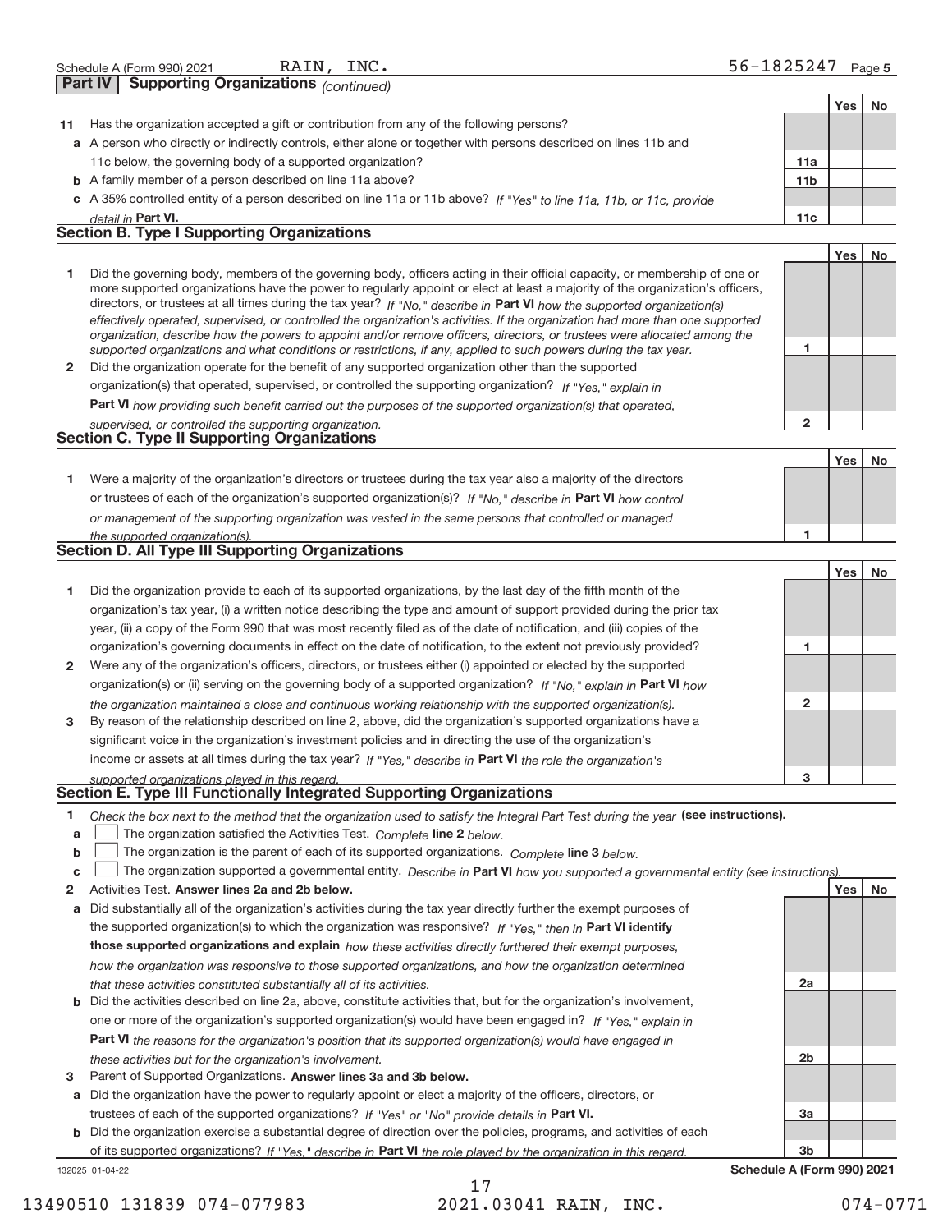Schedule A (Form 990) 2021 RAIN, INC. 56-1825247 Page 5

**Part IV Supporting Organizations** *(continued)*

| | | | Yes | No |
|---|---|---|---|---|
| **11** | Has the organization accepted a gift or contribution from any of the following persons? | | | |
| **a** | A person who directly or indirectly controls, either alone or together with persons described on lines 11b and 11c below, the governing body of a supported organization? | 11a | | |
| **b** | A family member of a person described on line 11a above? | 11b | | |
| **c** | A 35% controlled entity of a person described on line 11a or 11b above? *If "Yes" to line 11a, 11b, or 11c, provide detail in* **Part VI.** | 11c | | |

## Section B. Type I Supporting Organizations

| | | | Yes | No |
|---|---|---|---|---|
| **1** | Did the governing body, members of the governing body, officers acting in their official capacity, or membership of one or more supported organizations have the power to regularly appoint or elect at least a majority of the organization's officers, directors, or trustees at all times during the tax year? *If "No," describe in* **Part VI** *how the supported organization(s) effectively operated, supervised, or controlled the organization's activities. If the organization had more than one supported organization, describe how the powers to appoint and/or remove officers, directors, or trustees were allocated among the supported organizations and what conditions or restrictions, if any, applied to such powers during the tax year.* | 1 | | |
| **2** | Did the organization operate for the benefit of any supported organization other than the supported organization(s) that operated, supervised, or controlled the supporting organization? *If "Yes," explain in* **Part VI** *how providing such benefit carried out the purposes of the supported organization(s) that operated, supervised, or controlled the supporting organization.* | 2 | | |

## Section C. Type II Supporting Organizations

| | | | Yes | No |
|---|---|---|---|---|
| **1** | Were a majority of the organization's directors or trustees during the tax year also a majority of the directors or trustees of each of the organization's supported organization(s)? *If "No," describe in* **Part VI** *how control or management of the supporting organization was vested in the same persons that controlled or managed the supported organization(s).* | 1 | | |

## Section D. All Type III Supporting Organizations

| | | | Yes | No |
|---|---|---|---|---|
| **1** | Did the organization provide to each of its supported organizations, by the last day of the fifth month of the organization's tax year, (i) a written notice describing the type and amount of support provided during the prior tax year, (ii) a copy of the Form 990 that was most recently filed as of the date of notification, and (iii) copies of the organization's governing documents in effect on the date of notification, to the extent not previously provided? | 1 | | |
| **2** | Were any of the organization's officers, directors, or trustees either (i) appointed or elected by the supported organization(s) or (ii) serving on the governing body of a supported organization? *If "No," explain in* **Part VI** *how the organization maintained a close and continuous working relationship with the supported organization(s).* | 2 | | |
| **3** | By reason of the relationship described on line 2, above, did the organization's supported organizations have a significant voice in the organization's investment policies and in directing the use of the organization's income or assets at all times during the tax year? *If "Yes," describe in* **Part VI** *the role the organization's supported organizations played in this regard.* | 3 | | |

## Section E. Type III Functionally Integrated Supporting Organizations

**1** *Check the box next to the method that the organization used to satisfy the Integral Part Test during the year* **(see instructions).**

- **a** ☐ The organization satisfied the Activities Test. *Complete* **line 2** *below.*
- **b** ☐ The organization is the parent of each of its supported organizations. *Complete* **line 3** *below.*
- **c** ☐ The organization supported a governmental entity. *Describe in* **Part VI** *how you supported a governmental entity (see instructions).*

| | | | Yes | No |
|---|---|---|---|---|
| **2** | Activities Test. **Answer lines 2a and 2b below.** | | | |
| **a** | Did substantially all of the organization's activities during the tax year directly further the exempt purposes of the supported organization(s) to which the organization was responsive? *If "Yes," then in* **Part VI identify those supported organizations and explain** *how these activities directly furthered their exempt purposes, how the organization was responsive to those supported organizations, and how the organization determined that these activities constituted substantially all of its activities.* | 2a | | |
| **b** | Did the activities described on line 2a, above, constitute activities that, but for the organization's involvement, one or more of the organization's supported organization(s) would have been engaged in? *If "Yes," explain in* **Part VI** *the reasons for the organization's position that its supported organization(s) would have engaged in these activities but for the organization's involvement.* | 2b | | |
| **3** | Parent of Supported Organizations. **Answer lines 3a and 3b below.** | | | |
| **a** | Did the organization have the power to regularly appoint or elect a majority of the officers, directors, or trustees of each of the supported organizations? *If "Yes" or "No" provide details in* **Part VI.** | 3a | | |
| **b** | Did the organization exercise a substantial degree of direction over the policies, programs, and activities of each of its supported organizations? *If "Yes," describe in* **Part VI** *the role played by the organization in this regard.* | 3b | | |

132025 01-04-22 **Schedule A (Form 990) 2021**

13490510 131839 074-077983 2021.03041 RAIN, INC. 074-0771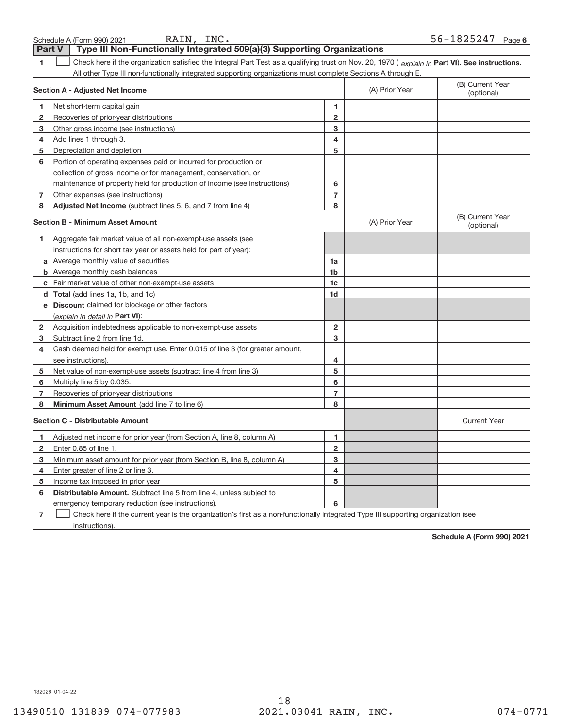Schedule A (Form 990) 2021 RAIN, INC. 56-1825247 Page 6

## Part V | Type III Non-Functionally Integrated 509(a)(3) Supporting Organizations

1 ☐ Check here if the organization satisfied the Integral Part Test as a qualifying trust on Nov. 20, 1970 ( *explain in* **Part VI**). **See instructions.** All other Type III non-functionally integrated supporting organizations must complete Sections A through E.

| **Section A - Adjusted Net Income** | | (A) Prior Year | (B) Current Year (optional) |
|---|---|---|---|
| **1** Net short-term capital gain | 1 | | |
| **2** Recoveries of prior-year distributions | 2 | | |
| **3** Other gross income (see instructions) | 3 | | |
| **4** Add lines 1 through 3. | 4 | | |
| **5** Depreciation and depletion | 5 | | |
| **6** Portion of operating expenses paid or incurred for production or collection of gross income or for management, conservation, or maintenance of property held for production of income (see instructions) | 6 | | |
| **7** Other expenses (see instructions) | 7 | | |
| **8** **Adjusted Net Income** (subtract lines 5, 6, and 7 from line 4) | 8 | | |

| **Section B - Minimum Asset Amount** | | (A) Prior Year | (B) Current Year (optional) |
|---|---|---|---|
| **1** Aggregate fair market value of all non-exempt-use assets (see instructions for short tax year or assets held for part of year): | | | |
| **a** Average monthly value of securities | 1a | | |
| **b** Average monthly cash balances | 1b | | |
| **c** Fair market value of other non-exempt-use assets | 1c | | |
| **d** **Total** (add lines 1a, 1b, and 1c) | 1d | | |
| **e** **Discount** claimed for blockage or other factors (*explain in detail in* **Part VI**): | | | |
| **2** Acquisition indebtedness applicable to non-exempt-use assets | 2 | | |
| **3** Subtract line 2 from line 1d. | 3 | | |
| **4** Cash deemed held for exempt use. Enter 0.015 of line 3 (for greater amount, see instructions). | 4 | | |
| **5** Net value of non-exempt-use assets (subtract line 4 from line 3) | 5 | | |
| **6** Multiply line 5 by 0.035. | 6 | | |
| **7** Recoveries of prior-year distributions | 7 | | |
| **8** **Minimum Asset Amount** (add line 7 to line 6) | 8 | | |

| **Section C - Distributable Amount** | | | Current Year |
|---|---|---|---|
| **1** Adjusted net income for prior year (from Section A, line 8, column A) | 1 | | |
| **2** Enter 0.85 of line 1. | 2 | | |
| **3** Minimum asset amount for prior year (from Section B, line 8, column A) | 3 | | |
| **4** Enter greater of line 2 or line 3. | 4 | | |
| **5** Income tax imposed in prior year | 5 | | |
| **6** **Distributable Amount.** Subtract line 5 from line 4, unless subject to emergency temporary reduction (see instructions). | 6 | | |

7 ☐ Check here if the current year is the organization's first as a non-functionally integrated Type III supporting organization (see instructions).

**Schedule A (Form 990) 2021**

132026 01-04-22

13490510 131839 074-077983 2021.03041 RAIN, INC. 074-0771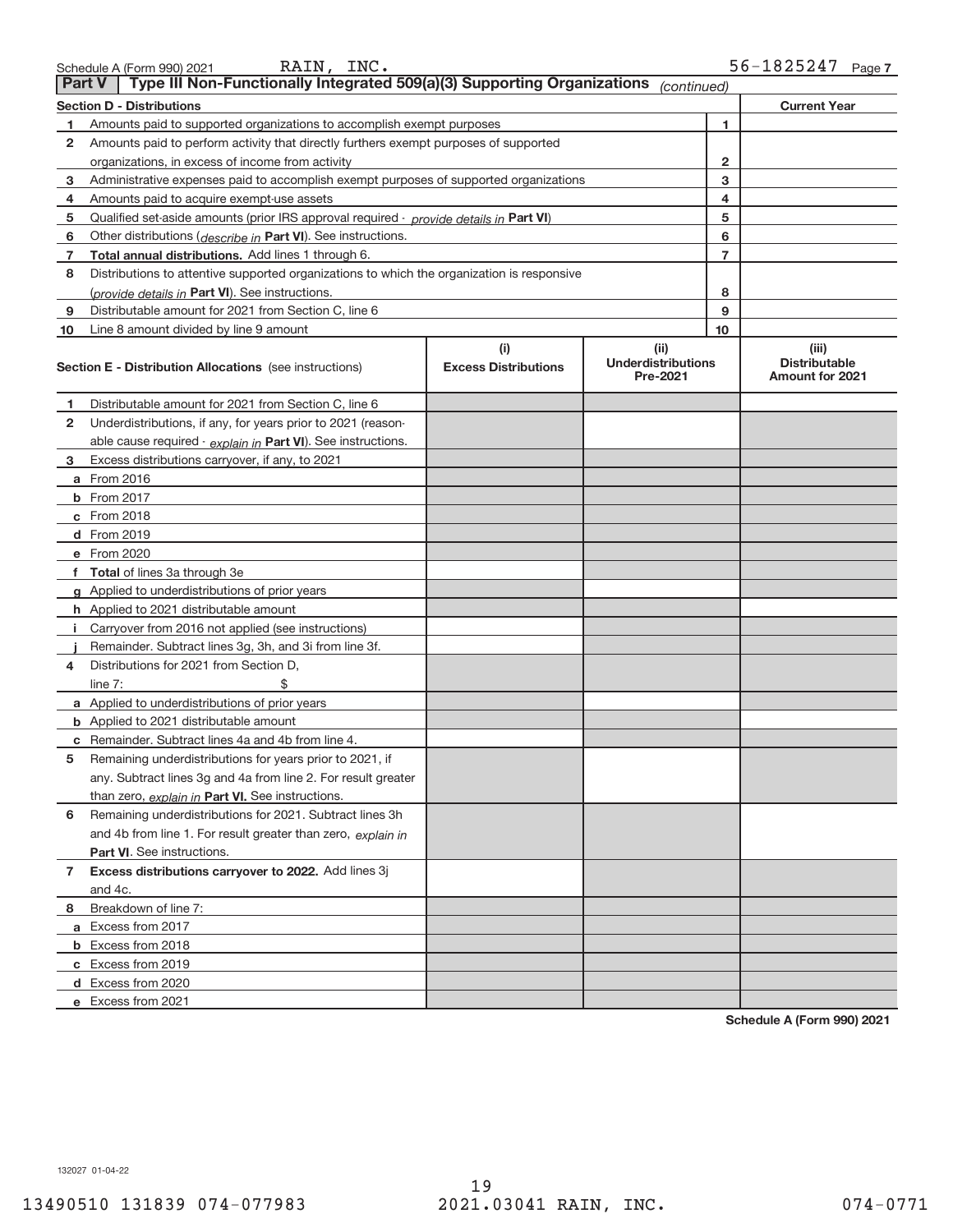Schedule A (Form 990) 2021 RAIN, INC. 56-1825247 Page 7

**Part V | Type III Non-Functionally Integrated 509(a)(3) Supporting Organizations** *(continued)*

| Section D - Distributions | | | Current Year |
|---|---|---|---|
| 1 | Amounts paid to supported organizations to accomplish exempt purposes | 1 | |
| 2 | Amounts paid to perform activity that directly furthers exempt purposes of supported organizations, in excess of income from activity | 2 | |
| 3 | Administrative expenses paid to accomplish exempt purposes of supported organizations | 3 | |
| 4 | Amounts paid to acquire exempt-use assets | 4 | |
| 5 | Qualified set-aside amounts (prior IRS approval required - *provide details in* **Part VI**) | 5 | |
| 6 | Other distributions (*describe in* **Part VI**). See instructions. | 6 | |
| 7 | **Total annual distributions.** Add lines 1 through 6. | 7 | |
| 8 | Distributions to attentive supported organizations to which the organization is responsive (*provide details in* **Part VI**). See instructions. | 8 | |
| 9 | Distributable amount for 2021 from Section C, line 6 | 9 | |
| 10 | Line 8 amount divided by line 9 amount | 10 | |

| Section E - Distribution Allocations (see instructions) | (i) Excess Distributions | (ii) Underdistributions Pre-2021 | (iii) Distributable Amount for 2021 |
|---|---|---|---|
| **1** Distributable amount for 2021 from Section C, line 6 | | | |
| **2** Underdistributions, if any, for years prior to 2021 (reasonable cause required - *explain in* **Part VI**). See instructions. | | | |
| **3** Excess distributions carryover, if any, to 2021 | | | |
| **a** From 2016 | | | |
| **b** From 2017 | | | |
| **c** From 2018 | | | |
| **d** From 2019 | | | |
| **e** From 2020 | | | |
| **f Total** of lines 3a through 3e | | | |
| **g** Applied to underdistributions of prior years | | | |
| **h** Applied to 2021 distributable amount | | | |
| **i** Carryover from 2016 not applied (see instructions) | | | |
| **j** Remainder. Subtract lines 3g, 3h, and 3i from line 3f. | | | |
| **4** Distributions for 2021 from Section D, line 7: $ | | | |
| **a** Applied to underdistributions of prior years | | | |
| **b** Applied to 2021 distributable amount | | | |
| **c** Remainder. Subtract lines 4a and 4b from line 4. | | | |
| **5** Remaining underdistributions for years prior to 2021, if any. Subtract lines 3g and 4a from line 2. For result greater than zero, *explain in* **Part VI.** See instructions. | | | |
| **6** Remaining underdistributions for 2021. Subtract lines 3h and 4b from line 1. For result greater than zero, *explain in* **Part VI**. See instructions. | | | |
| **7 Excess distributions carryover to 2022.** Add lines 3j and 4c. | | | |
| **8** Breakdown of line 7: | | | |
| **a** Excess from 2017 | | | |
| **b** Excess from 2018 | | | |
| **c** Excess from 2019 | | | |
| **d** Excess from 2020 | | | |
| **e** Excess from 2021 | | | |

**Schedule A (Form 990) 2021**

132027 01-04-22

13490510 131839 074-077983 2021.03041 RAIN, INC. 074-0771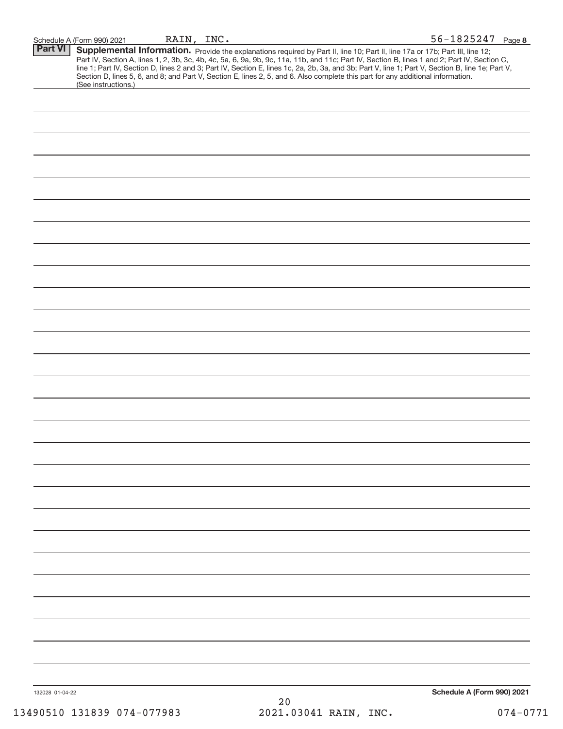Schedule A (Form 990) 2021 RAIN, INC. 56-1825247 Page 8

**Part VI** **Supplemental Information.** Provide the explanations required by Part II, line 10; Part II, line 17a or 17b; Part III, line 12; Part IV, Section A, lines 1, 2, 3b, 3c, 4b, 4c, 5a, 6, 9a, 9b, 9c, 11a, 11b, and 11c; Part IV, Section B, lines 1 and 2; Part IV, Section C, line 1; Part IV, Section D, lines 2 and 3; Part IV, Section E, lines 1c, 2a, 2b, 3a, and 3b; Part V, line 1; Part V, Section B, line 1e; Part V, Section D, lines 5, 6, and 8; and Part V, Section E, lines 2, 5, and 6. Also complete this part for any additional information. (See instructions.)

132028 01-04-22 **Schedule A (Form 990) 2021**

13490510 131839 074-077983 2021.03041 RAIN, INC. 074-0771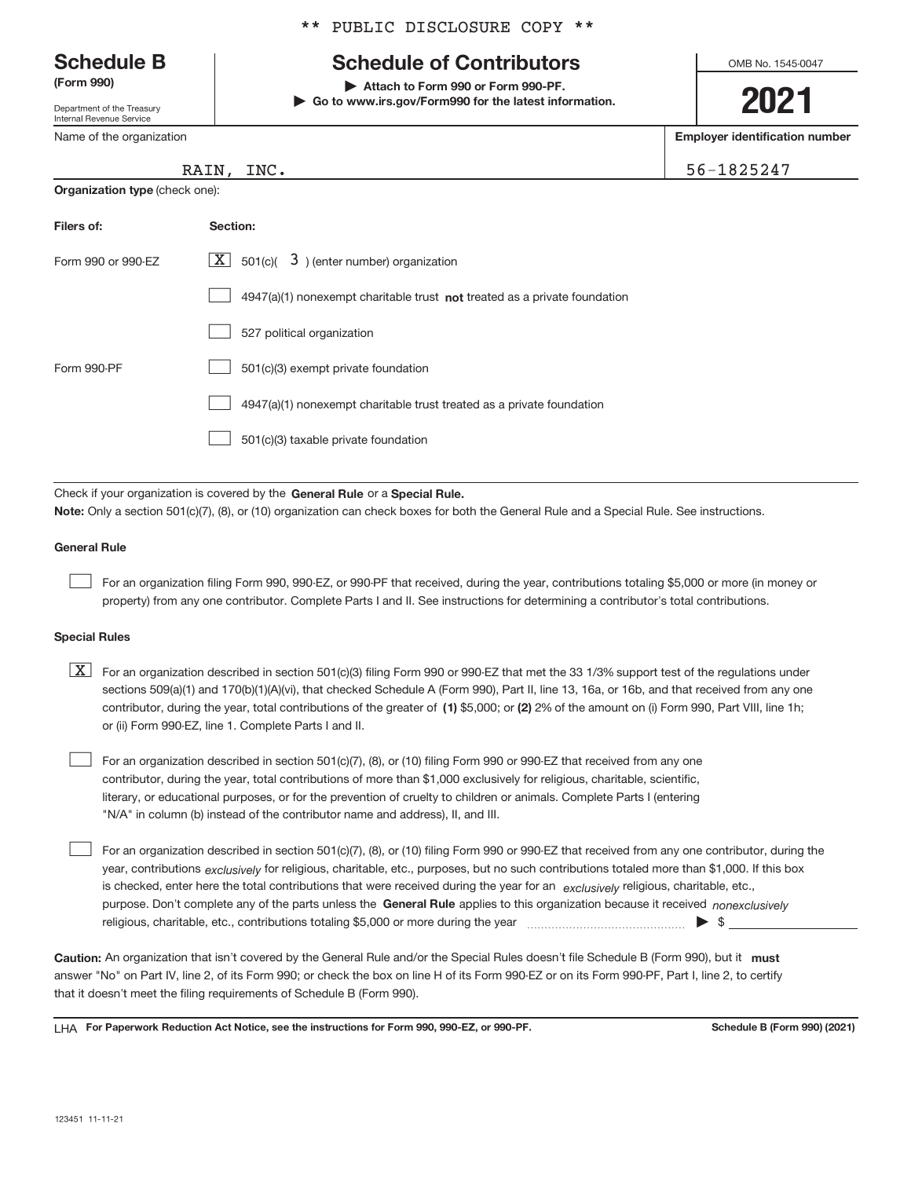** PUBLIC DISCLOSURE COPY **

**Schedule B**
**(Form 990)**

Department of the Treasury
Internal Revenue Service

# Schedule of Contributors

▶ **Attach to Form 990 or Form 990-PF.**
▶ **Go to www.irs.gov/Form990 for the latest information.**

OMB No. 1545-0047

**2021**

| Name of the organization | Employer identification number |
|---|---|
| RAIN, INC. | 56-1825247 |

**Organization type** (check one):

| Filers of: | Section: |
|---|---|
| Form 990 or 990-EZ | [X] 501(c)( 3 ) (enter number) organization |
| | [ ] 4947(a)(1) nonexempt charitable trust **not** treated as a private foundation |
| | [ ] 527 political organization |
| Form 990-PF | [ ] 501(c)(3) exempt private foundation |
| | [ ] 4947(a)(1) nonexempt charitable trust treated as a private foundation |
| | [ ] 501(c)(3) taxable private foundation |

Check if your organization is covered by the **General Rule** or a **Special Rule.**

**Note:** Only a section 501(c)(7), (8), or (10) organization can check boxes for both the General Rule and a Special Rule. See instructions.

**General Rule**

[ ] For an organization filing Form 990, 990-EZ, or 990-PF that received, during the year, contributions totaling $5,000 or more (in money or property) from any one contributor. Complete Parts I and II. See instructions for determining a contributor's total contributions.

**Special Rules**

[X] For an organization described in section 501(c)(3) filing Form 990 or 990-EZ that met the 33 1/3% support test of the regulations under sections 509(a)(1) and 170(b)(1)(A)(vi), that checked Schedule A (Form 990), Part II, line 13, 16a, or 16b, and that received from any one contributor, during the year, total contributions of the greater of **(1)** $5,000; or **(2)** 2% of the amount on (i) Form 990, Part VIII, line 1h; or (ii) Form 990-EZ, line 1. Complete Parts I and II.

[ ] For an organization described in section 501(c)(7), (8), or (10) filing Form 990 or 990-EZ that received from any one contributor, during the year, total contributions of more than $1,000 exclusively for religious, charitable, scientific, literary, or educational purposes, or for the prevention of cruelty to children or animals. Complete Parts I (entering "N/A" in column (b) instead of the contributor name and address), II, and III.

[ ] For an organization described in section 501(c)(7), (8), or (10) filing Form 990 or 990-EZ that received from any one contributor, during the year, contributions *exclusively* for religious, charitable, etc., purposes, but no such contributions totaled more than $1,000. If this box is checked, enter here the total contributions that were received during the year for an *exclusively* religious, charitable, etc., purpose. Don't complete any of the parts unless the **General Rule** applies to this organization because it received *nonexclusively* religious, charitable, etc., contributions totaling $5,000 or more during the year ▶ $ ____________

**Caution:** An organization that isn't covered by the General Rule and/or the Special Rules doesn't file Schedule B (Form 990), but it **must** answer "No" on Part IV, line 2, of its Form 990; or check the box on line H of its Form 990-EZ or on its Form 990-PF, Part I, line 2, to certify that it doesn't meet the filing requirements of Schedule B (Form 990).

LHA **For Paperwork Reduction Act Notice, see the instructions for Form 990, 990-EZ, or 990-PF.** **Schedule B (Form 990) (2021)**

123451 11-11-21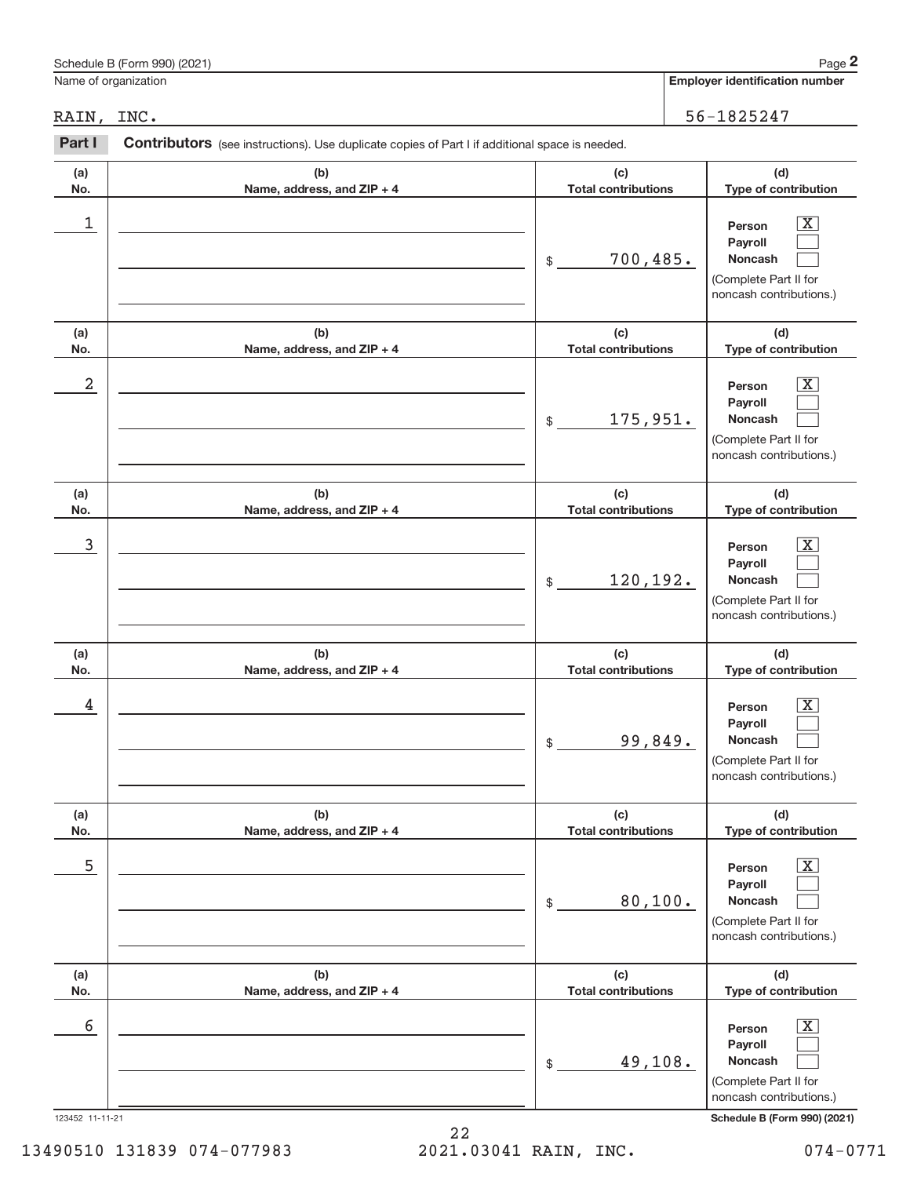Schedule B (Form 990) (2021) Page **2**

Name of organization: RAIN, INC.

**Employer identification number:** 56-1825247

**Part I** **Contributors** (see instructions). Use duplicate copies of Part I if additional space is needed.

| (a) No. | (b) Name, address, and ZIP + 4 | (c) Total contributions | (d) Type of contribution |
|---|---|---|---|
| 1 | | $ 700,485. | Person [X] Payroll [ ] Noncash [ ] (Complete Part II for noncash contributions.) |
| 2 | | $ 175,951. | Person [X] Payroll [ ] Noncash [ ] (Complete Part II for noncash contributions.) |
| 3 | | $ 120,192. | Person [X] Payroll [ ] Noncash [ ] (Complete Part II for noncash contributions.) |
| 4 | | $ 99,849. | Person [X] Payroll [ ] Noncash [ ] (Complete Part II for noncash contributions.) |
| 5 | | $ 80,100. | Person [X] Payroll [ ] Noncash [ ] (Complete Part II for noncash contributions.) |
| 6 | | $ 49,108. | Person [X] Payroll [ ] Noncash [ ] (Complete Part II for noncash contributions.) |

123452 11-11-21 **Schedule B (Form 990) (2021)**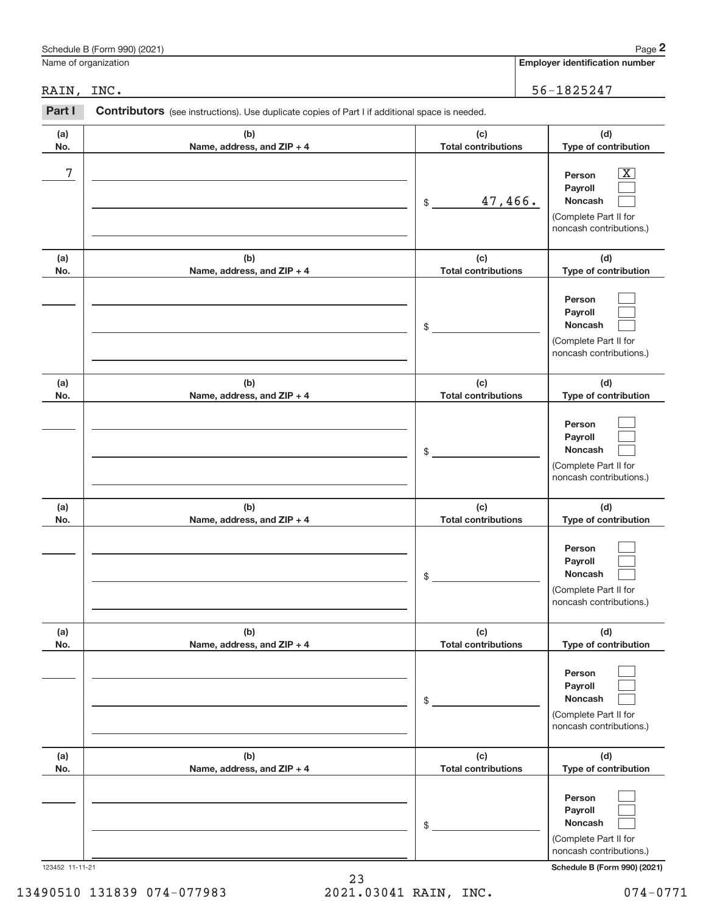Schedule B (Form 990) (2021)

Name of organization: RAIN, INC.

Employer identification number: 56-1825247

**Part I** **Contributors** (see instructions). Use duplicate copies of Part I if additional space is needed.

| (a) No. | (b) Name, address, and ZIP + 4 | (c) Total contributions | (d) Type of contribution |
|---|---|---|---|
| 7 | | $ 47,466. | Person [X] Payroll [ ] Noncash [ ] (Complete Part II for noncash contributions.) |
| | | $ | Person [ ] Payroll [ ] Noncash [ ] (Complete Part II for noncash contributions.) |
| | | $ | Person [ ] Payroll [ ] Noncash [ ] (Complete Part II for noncash contributions.) |
| | | $ | Person [ ] Payroll [ ] Noncash [ ] (Complete Part II for noncash contributions.) |
| | | $ | Person [ ] Payroll [ ] Noncash [ ] (Complete Part II for noncash contributions.) |
| | | $ | Person [ ] Payroll [ ] Noncash [ ] (Complete Part II for noncash contributions.) |

123452 11-11-21

Schedule B (Form 990) (2021)

13490510 131839 074-077983 2021.03041 RAIN, INC. 074-0771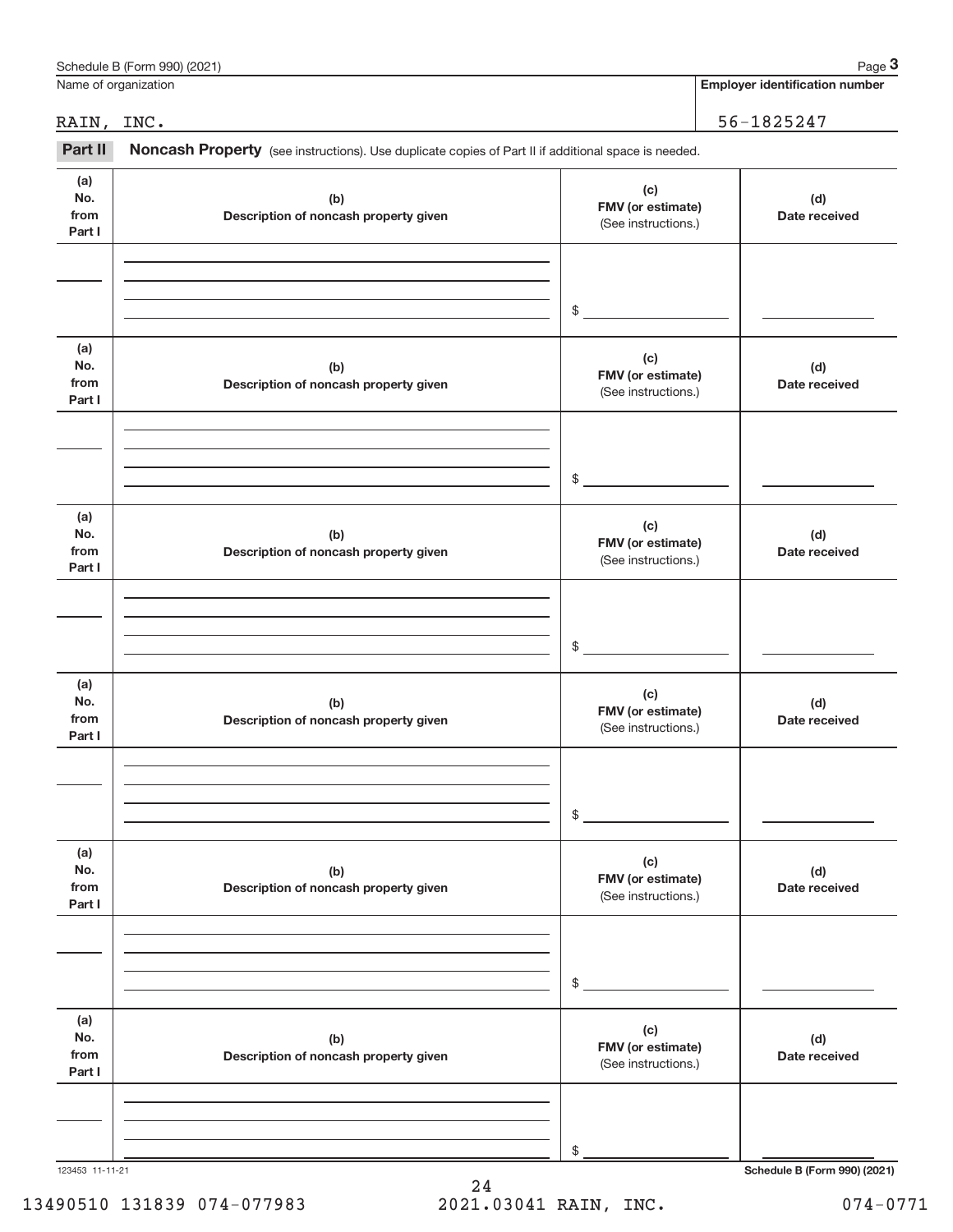Schedule B (Form 990) (2021) Page **3**

Name of organization: RAIN, INC.

**Employer identification number**: 56-1825247

**Part II** **Noncash Property** (see instructions). Use duplicate copies of Part II if additional space is needed.

| (a) No. from Part I | (b) Description of noncash property given | (c) FMV (or estimate) (See instructions.) | (d) Date received |
|---|---|---|---|
| | | $ | |
| | | $ | |
| | | $ | |
| | | $ | |
| | | $ | |
| | | $ | |

123453 11-11-21

**Schedule B (Form 990) (2021)**

13490510 131839 074-077983 2021.03041 RAIN, INC. 074-0771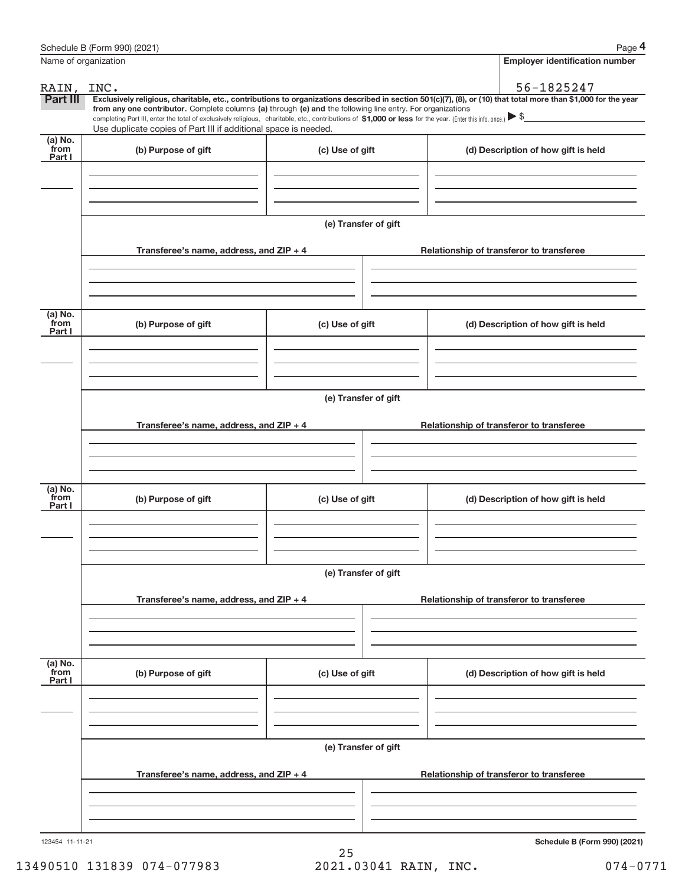Name of organization

RAIN, INC.

**Employer identification number**

56-1825247

**Part III** **Exclusively religious, charitable, etc., contributions to organizations described in section 501(c)(7), (8), or (10) that total more than $1,000 for the year from any one contributor.** Complete columns **(a)** through **(e)** and the following line entry. For organizations completing Part III, enter the total of exclusively religious, charitable, etc., contributions of **$1,000 or less** for the year. (Enter this info. once.) ▶ $

Use duplicate copies of Part III if additional space is needed.

| (a) No. from Part I | (b) Purpose of gift | (c) Use of gift | (d) Description of how gift is held |
|---|---|---|---|
| | | | |

(e) Transfer of gift

| Transferee's name, address, and ZIP + 4 | Relationship of transferor to transferee |
|---|---|
| | |

| (a) No. from Part I | (b) Purpose of gift | (c) Use of gift | (d) Description of how gift is held |
|---|---|---|---|
| | | | |

(e) Transfer of gift

| Transferee's name, address, and ZIP + 4 | Relationship of transferor to transferee |
|---|---|
| | |

| (a) No. from Part I | (b) Purpose of gift | (c) Use of gift | (d) Description of how gift is held |
|---|---|---|---|
| | | | |

(e) Transfer of gift

| Transferee's name, address, and ZIP + 4 | Relationship of transferor to transferee |
|---|---|
| | |

| (a) No. from Part I | (b) Purpose of gift | (c) Use of gift | (d) Description of how gift is held |
|---|---|---|---|
| | | | |

(e) Transfer of gift

| Transferee's name, address, and ZIP + 4 | Relationship of transferor to transferee |
|---|---|
| | |

123454 11-11-21

**Schedule B (Form 990) (2021)**

13490510 131839 074-077983 2021.03041 RAIN, INC. 074-0771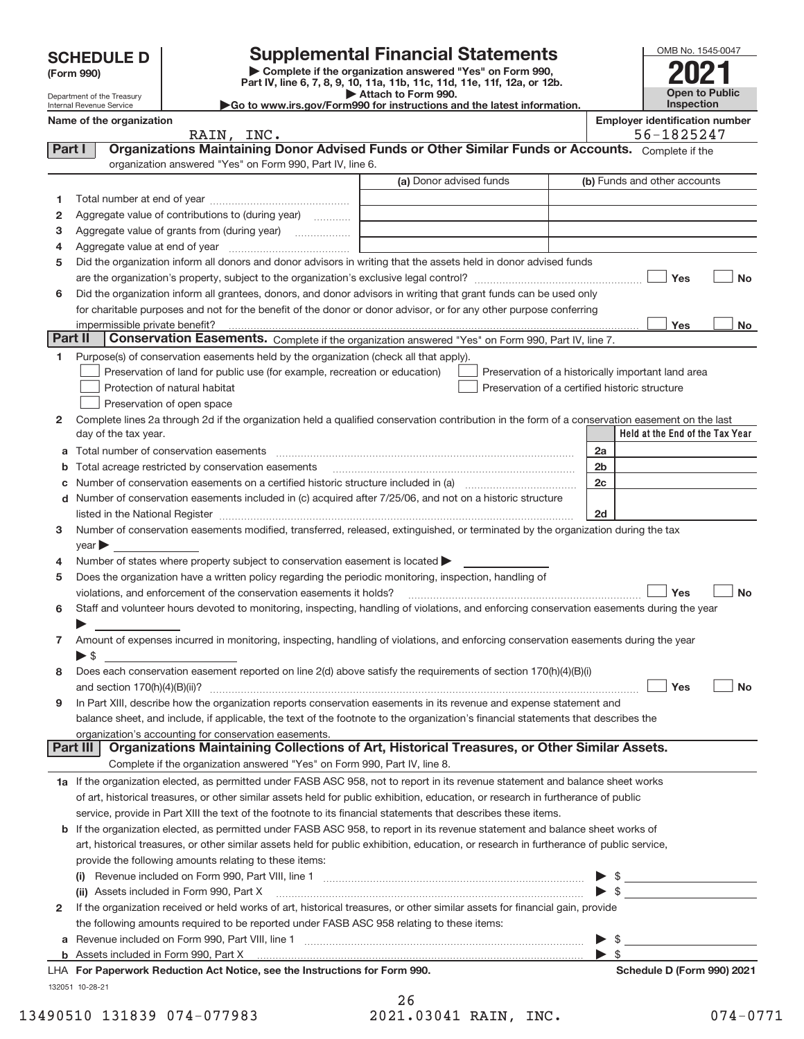**SCHEDULE D (Form 990)**

Department of the Treasury
Internal Revenue Service

# Supplemental Financial Statements

▶ Complete if the organization answered "Yes" on Form 990, Part IV, line 6, 7, 8, 9, 10, 11a, 11b, 11c, 11d, 11e, 11f, 12a, or 12b.
▶ Attach to Form 990.
▶Go to www.irs.gov/Form990 for instructions and the latest information.

OMB No. 1545-0047
**2021**
**Open to Public Inspection**

**Name of the organization:** RAIN, INC.
**Employer identification number:** 56-1825247

## Part I Organizations Maintaining Donor Advised Funds or Other Similar Funds or Accounts.

Complete if the organization answered "Yes" on Form 990, Part IV, line 6.

| | | (a) Donor advised funds | (b) Funds and other accounts |
|---|---|---|---|
| 1 | Total number at end of year | | |
| 2 | Aggregate value of contributions to (during year) | | |
| 3 | Aggregate value of grants from (during year) | | |
| 4 | Aggregate value at end of year | | |

5 Did the organization inform all donors and donor advisors in writing that the assets held in donor advised funds are the organization's property, subject to the organization's exclusive legal control? ☐ Yes ☐ No

6 Did the organization inform all grantees, donors, and donor advisors in writing that grant funds can be used only for charitable purposes and not for the benefit of the donor or donor advisor, or for any other purpose conferring impermissible private benefit? ☐ Yes ☐ No

## Part II Conservation Easements.

Complete if the organization answered "Yes" on Form 990, Part IV, line 7.

1 Purpose(s) of conservation easements held by the organization (check all that apply).

- ☐ Preservation of land for public use (for example, recreation or education)
- ☐ Protection of natural habitat
- ☐ Preservation of open space
- ☐ Preservation of a historically important land area
- ☐ Preservation of a certified historic structure

2 Complete lines 2a through 2d if the organization held a qualified conservation contribution in the form of a conservation easement on the last day of the tax year.

| | | | Held at the End of the Tax Year |
|---|---|---|---|
| a | Total number of conservation easements | 2a | |
| b | Total acreage restricted by conservation easements | 2b | |
| c | Number of conservation easements on a certified historic structure included in (a) | 2c | |
| d | Number of conservation easements included in (c) acquired after 7/25/06, and not on a historic structure listed in the National Register | 2d | |

3 Number of conservation easements modified, transferred, released, extinguished, or terminated by the organization during the tax year ▶

4 Number of states where property subject to conservation easement is located ▶

5 Does the organization have a written policy regarding the periodic monitoring, inspection, handling of violations, and enforcement of the conservation easements it holds? ☐ Yes ☐ No

6 Staff and volunteer hours devoted to monitoring, inspecting, handling of violations, and enforcing conservation easements during the year ▶

7 Amount of expenses incurred in monitoring, inspecting, handling of violations, and enforcing conservation easements during the year ▶ $

8 Does each conservation easement reported on line 2(d) above satisfy the requirements of section 170(h)(4)(B)(i) and section 170(h)(4)(B)(ii)? ☐ Yes ☐ No

9 In Part XIII, describe how the organization reports conservation easements in its revenue and expense statement and balance sheet, and include, if applicable, the text of the footnote to the organization's financial statements that describes the organization's accounting for conservation easements.

## Part III Organizations Maintaining Collections of Art, Historical Treasures, or Other Similar Assets.

Complete if the organization answered "Yes" on Form 990, Part IV, line 8.

1a If the organization elected, as permitted under FASB ASC 958, not to report in its revenue statement and balance sheet works of art, historical treasures, or other similar assets held for public exhibition, education, or research in furtherance of public service, provide in Part XIII the text of the footnote to its financial statements that describes these items.

b If the organization elected, as permitted under FASB ASC 958, to report in its revenue statement and balance sheet works of art, historical treasures, or other similar assets held for public exhibition, education, or research in furtherance of public service, provide the following amounts relating to these items:

(i) Revenue included on Form 990, Part VIII, line 1 ▶ $

(ii) Assets included in Form 990, Part X ▶ $

2 If the organization received or held works of art, historical treasures, or other similar assets for financial gain, provide the following amounts required to be reported under FASB ASC 958 relating to these items:

a Revenue included on Form 990, Part VIII, line 1 ▶ $

b Assets included in Form 990, Part X ▶ $

LHA **For Paperwork Reduction Act Notice, see the Instructions for Form 990.** **Schedule D (Form 990) 2021**

132051 10-28-21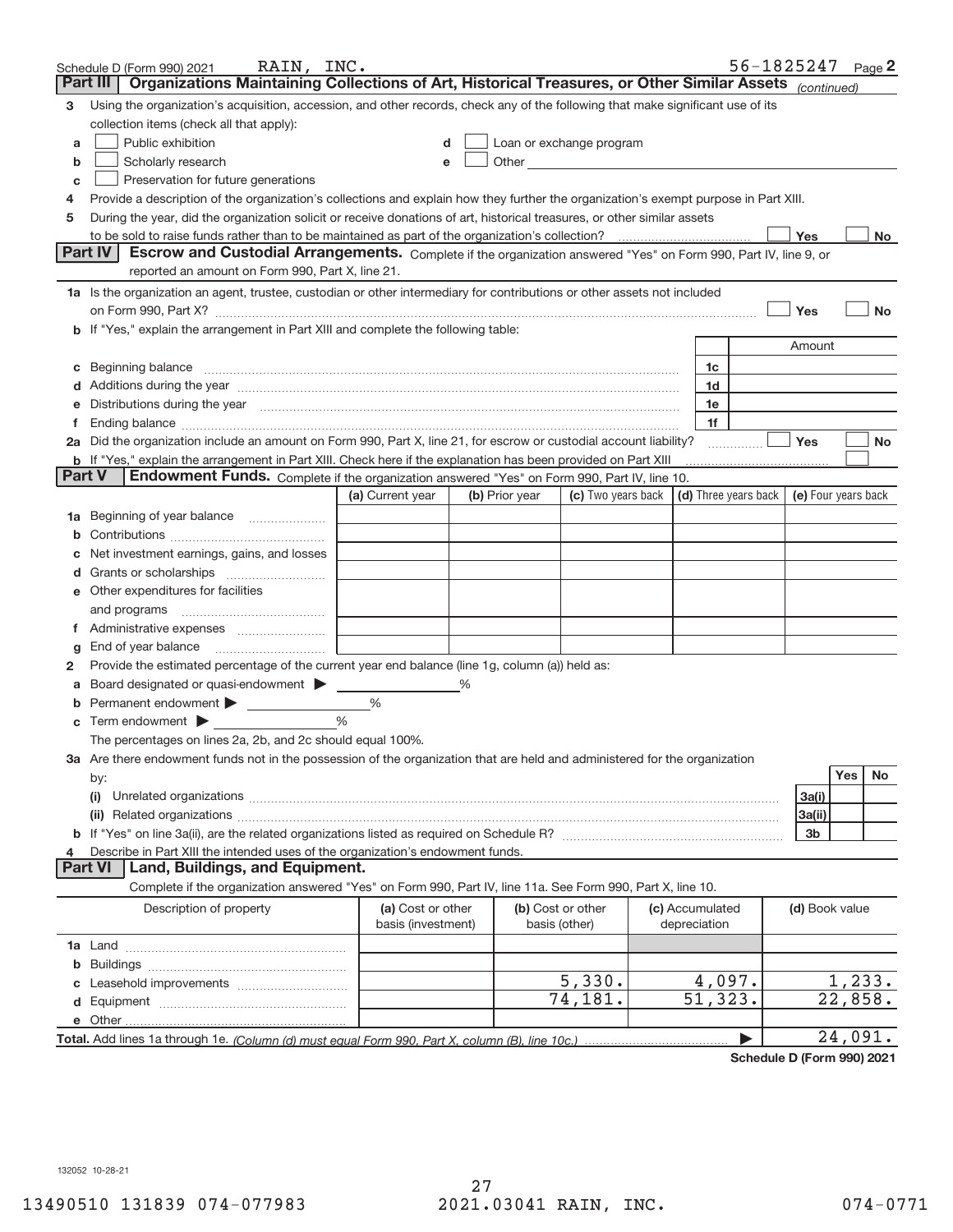Schedule D (Form 990) 2021    RAIN, INC.    56-1825247    Page 2

## Part III | Organizations Maintaining Collections of Art, Historical Treasures, or Other Similar Assets *(continued)*

**3** Using the organization's acquisition, accession, and other records, check any of the following that make significant use of its collection items (check all that apply):

- **a** ☐ Public exhibition
- **b** ☐ Scholarly research
- **c** ☐ Preservation for future generations
- **d** ☐ Loan or exchange program
- **e** ☐ Other

**4** Provide a description of the organization's collections and explain how they further the organization's exempt purpose in Part XIII.

**5** During the year, did the organization solicit or receive donations of art, historical treasures, or other similar assets to be sold to raise funds rather than to be maintained as part of the organization's collection? ☐ Yes ☐ No

## Part IV | Escrow and Custodial Arrangements.

Complete if the organization answered "Yes" on Form 990, Part IV, line 9, or reported an amount on Form 990, Part X, line 21.

**1a** Is the organization an agent, trustee, custodian or other intermediary for contributions or other assets not included on Form 990, Part X? ☐ Yes ☐ No

**b** If "Yes," explain the arrangement in Part XIII and complete the following table:

| | | Amount |
|---|---|---|
| **c** Beginning balance | 1c | |
| **d** Additions during the year | 1d | |
| **e** Distributions during the year | 1e | |
| **f** Ending balance | 1f | |

**2a** Did the organization include an amount on Form 990, Part X, line 21, for escrow or custodial account liability? ☐ Yes ☐ No

**b** If "Yes," explain the arrangement in Part XIII. Check here if the explanation has been provided on Part XIII ☐

## Part V | Endowment Funds.

Complete if the organization answered "Yes" on Form 990, Part IV, line 10.

| | (a) Current year | (b) Prior year | (c) Two years back | (d) Three years back | (e) Four years back |
|---|---|---|---|---|---|
| **1a** Beginning of year balance | | | | | |
| **b** Contributions | | | | | |
| **c** Net investment earnings, gains, and losses | | | | | |
| **d** Grants or scholarships | | | | | |
| **e** Other expenditures for facilities and programs | | | | | |
| **f** Administrative expenses | | | | | |
| **g** End of year balance | | | | | |

**2** Provide the estimated percentage of the current year end balance (line 1g, column (a)) held as:

- **a** Board designated or quasi-endowment ▶ _____ %
- **b** Permanent endowment ▶ _____ %
- **c** Term endowment ▶ _____ %

The percentages on lines 2a, 2b, and 2c should equal 100%.

**3a** Are there endowment funds not in the possession of the organization that are held and administered for the organization by:

| | | Yes | No |
|---|---|---|---|
| **(i)** Unrelated organizations | 3a(i) | | |
| **(ii)** Related organizations | 3a(ii) | | |
| **b** If "Yes" on line 3a(ii), are the related organizations listed as required on Schedule R? | 3b | | |

**4** Describe in Part XIII the intended uses of the organization's endowment funds.

## Part VI | Land, Buildings, and Equipment.

Complete if the organization answered "Yes" on Form 990, Part IV, line 11a. See Form 990, Part X, line 10.

| Description of property | (a) Cost or other basis (investment) | (b) Cost or other basis (other) | (c) Accumulated depreciation | (d) Book value |
|---|---|---|---|---|
| **1a** Land | | | | |
| **b** Buildings | | | | |
| **c** Leasehold improvements | | 5,330. | 4,097. | 1,233. |
| **d** Equipment | | 74,181. | 51,323. | 22,858. |
| **e** Other | | | | |
| **Total.** Add lines 1a through 1e. *(Column (d) must equal Form 990, Part X, column (B), line 10c.)* ▶ | | | | 24,091. |

**Schedule D (Form 990) 2021**

132052 10-28-21

13490510 131839 074-077983    2021.03041 RAIN, INC.    074-0771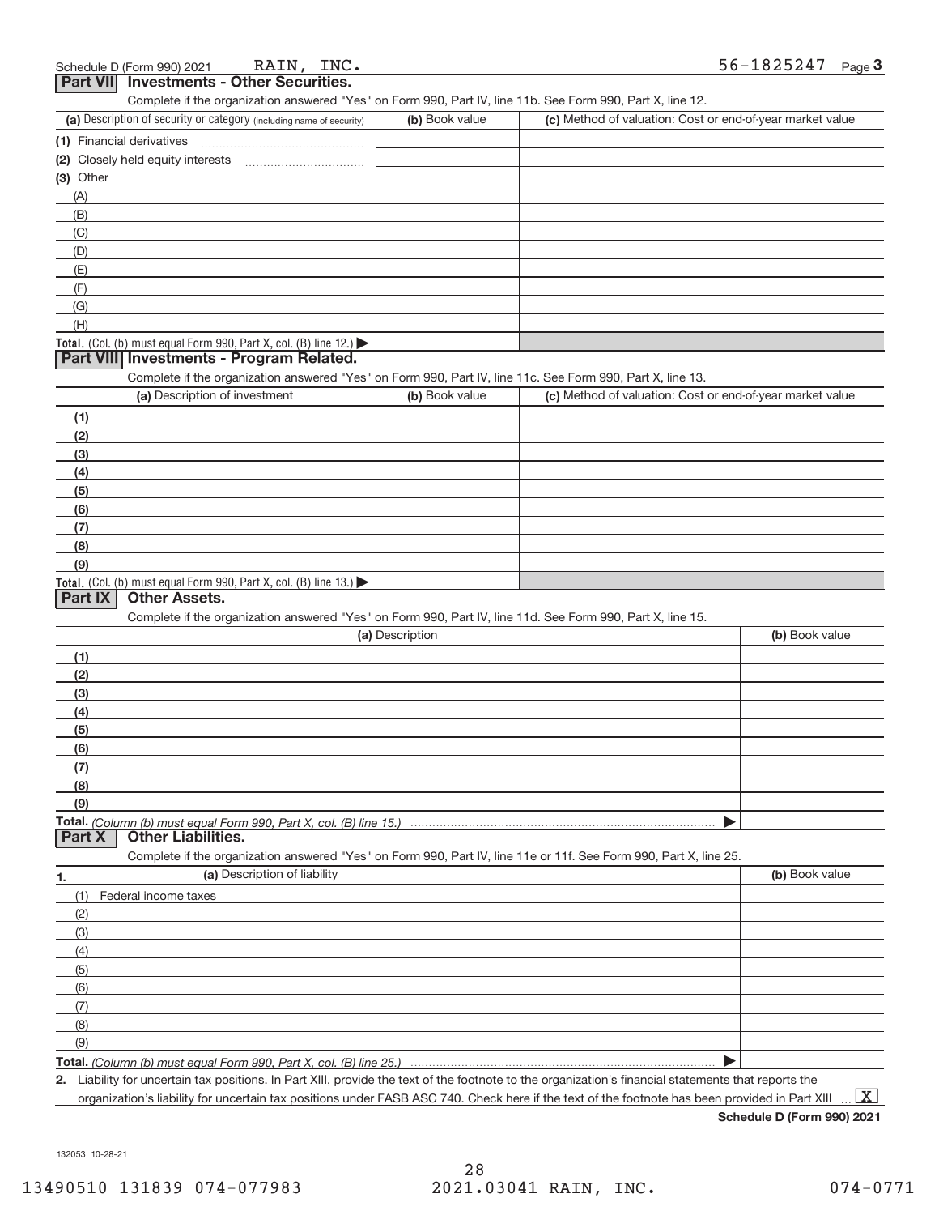Schedule D (Form 990) 2021 RAIN, INC. 56-1825247 Page 3

## Part VII Investments - Other Securities.

Complete if the organization answered "Yes" on Form 990, Part IV, line 11b. See Form 990, Part X, line 12.

| (a) Description of security or category (including name of security) | (b) Book value | (c) Method of valuation: Cost or end-of-year market value |
|---|---|---|
| (1) Financial derivatives | | |
| (2) Closely held equity interests | | |
| (3) Other | | |
| (A) | | |
| (B) | | |
| (C) | | |
| (D) | | |
| (E) | | |
| (F) | | |
| (G) | | |
| (H) | | |
| **Total.** (Col. (b) must equal Form 990, Part X, col. (B) line 12.) | | |

## Part VIII Investments - Program Related.

Complete if the organization answered "Yes" on Form 990, Part IV, line 11c. See Form 990, Part X, line 13.

| (a) Description of investment | (b) Book value | (c) Method of valuation: Cost or end-of-year market value |
|---|---|---|
| (1) | | |
| (2) | | |
| (3) | | |
| (4) | | |
| (5) | | |
| (6) | | |
| (7) | | |
| (8) | | |
| (9) | | |
| **Total.** (Col. (b) must equal Form 990, Part X, col. (B) line 13.) | | |

## Part IX Other Assets.

Complete if the organization answered "Yes" on Form 990, Part IV, line 11d. See Form 990, Part X, line 15.

| (a) Description | (b) Book value |
|---|---|
| (1) | |
| (2) | |
| (3) | |
| (4) | |
| (5) | |
| (6) | |
| (7) | |
| (8) | |
| (9) | |
| **Total.** *(Column (b) must equal Form 990, Part X, col. (B) line 15.)* | |

## Part X Other Liabilities.

Complete if the organization answered "Yes" on Form 990, Part IV, line 11e or 11f. See Form 990, Part X, line 25.

| 1. (a) Description of liability | (b) Book value |
|---|---|
| (1) Federal income taxes | |
| (2) | |
| (3) | |
| (4) | |
| (5) | |
| (6) | |
| (7) | |
| (8) | |
| (9) | |
| **Total.** *(Column (b) must equal Form 990, Part X, col. (B) line 25.)* | |

2. Liability for uncertain tax positions. In Part XIII, provide the text of the footnote to the organization's financial statements that reports the organization's liability for uncertain tax positions under FASB ASC 740. Check here if the text of the footnote has been provided in Part XIII ... [X]

**Schedule D (Form 990) 2021**

132053 10-28-21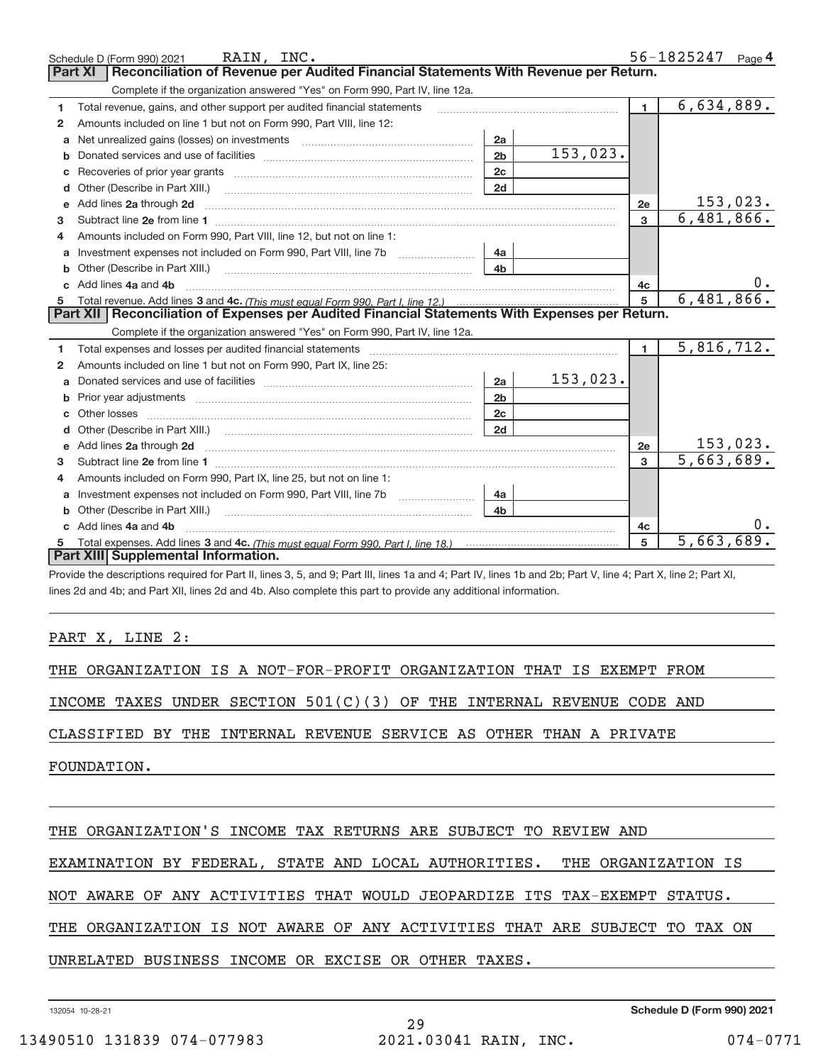Schedule D (Form 990) 2021 RAIN, INC. 56-1825247 Page 4

## Part XI Reconciliation of Revenue per Audited Financial Statements With Revenue per Return.

Complete if the organization answered "Yes" on Form 990, Part IV, line 12a.

| | | | | | |
|---|---|---|---|---|---|
| 1 | Total revenue, gains, and other support per audited financial statements | | | 1 | 6,634,889. |
| 2 | Amounts included on line 1 but not on Form 990, Part VIII, line 12: | | | | |
| a | Net unrealized gains (losses) on investments | 2a | | | |
| b | Donated services and use of facilities | 2b | 153,023. | | |
| c | Recoveries of prior year grants | 2c | | | |
| d | Other (Describe in Part XIII.) | 2d | | | |
| e | Add lines 2a through 2d | | | 2e | 153,023. |
| 3 | Subtract line 2e from line 1 | | | 3 | 6,481,866. |
| 4 | Amounts included on Form 990, Part VIII, line 12, but not on line 1: | | | | |
| a | Investment expenses not included on Form 990, Part VIII, line 7b | 4a | | | |
| b | Other (Describe in Part XIII.) | 4b | | | |
| c | Add lines 4a and 4b | | | 4c | 0. |
| 5 | Total revenue. Add lines 3 and 4c. *(This must equal Form 990, Part I, line 12.)* | | | 5 | 6,481,866. |

## Part XII Reconciliation of Expenses per Audited Financial Statements With Expenses per Return.

Complete if the organization answered "Yes" on Form 990, Part IV, line 12a.

| | | | | | |
|---|---|---|---|---|---|
| 1 | Total expenses and losses per audited financial statements | | | 1 | 5,816,712. |
| 2 | Amounts included on line 1 but not on Form 990, Part IX, line 25: | | | | |
| a | Donated services and use of facilities | 2a | 153,023. | | |
| b | Prior year adjustments | 2b | | | |
| c | Other losses | 2c | | | |
| d | Other (Describe in Part XIII.) | 2d | | | |
| e | Add lines 2a through 2d | | | 2e | 153,023. |
| 3 | Subtract line 2e from line 1 | | | 3 | 5,663,689. |
| 4 | Amounts included on Form 990, Part IX, line 25, but not on line 1: | | | | |
| a | Investment expenses not included on Form 990, Part VIII, line 7b | 4a | | | |
| b | Other (Describe in Part XIII.) | 4b | | | |
| c | Add lines 4a and 4b | | | 4c | 0. |
| 5 | Total expenses. Add lines 3 and 4c. *(This must equal Form 990, Part I, line 18.)* | | | 5 | 5,663,689. |

## Part XIII Supplemental Information.

Provide the descriptions required for Part II, lines 3, 5, and 9; Part III, lines 1a and 4; Part IV, lines 1b and 2b; Part V, line 4; Part X, line 2; Part XI, lines 2d and 4b; and Part XII, lines 2d and 4b. Also complete this part to provide any additional information.

PART X, LINE 2:

THE ORGANIZATION IS A NOT-FOR-PROFIT ORGANIZATION THAT IS EXEMPT FROM INCOME TAXES UNDER SECTION 501(C)(3) OF THE INTERNAL REVENUE CODE AND CLASSIFIED BY THE INTERNAL REVENUE SERVICE AS OTHER THAN A PRIVATE FOUNDATION.

THE ORGANIZATION'S INCOME TAX RETURNS ARE SUBJECT TO REVIEW AND EXAMINATION BY FEDERAL, STATE AND LOCAL AUTHORITIES. THE ORGANIZATION IS NOT AWARE OF ANY ACTIVITIES THAT WOULD JEOPARDIZE ITS TAX-EXEMPT STATUS. THE ORGANIZATION IS NOT AWARE OF ANY ACTIVITIES THAT ARE SUBJECT TO TAX ON UNRELATED BUSINESS INCOME OR EXCISE OR OTHER TAXES.

132054 10-28-21 **Schedule D (Form 990) 2021**

13490510 131839 074-077983 2021.03041 RAIN, INC. 074-0771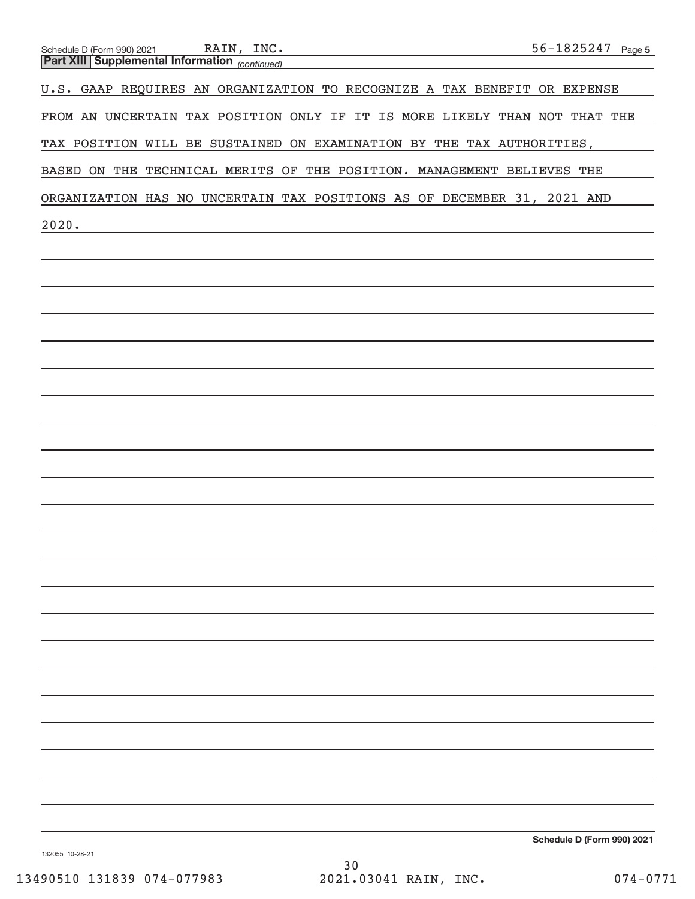Schedule D (Form 990) 2021 RAIN, INC. 56-1825247 Page 5

**Part XIII Supplemental Information** *(continued)*

U.S. GAAP REQUIRES AN ORGANIZATION TO RECOGNIZE A TAX BENEFIT OR EXPENSE FROM AN UNCERTAIN TAX POSITION ONLY IF IT IS MORE LIKELY THAN NOT THAT THE TAX POSITION WILL BE SUSTAINED ON EXAMINATION BY THE TAX AUTHORITIES, BASED ON THE TECHNICAL MERITS OF THE POSITION. MANAGEMENT BELIEVES THE ORGANIZATION HAS NO UNCERTAIN TAX POSITIONS AS OF DECEMBER 31, 2021 AND 2020.

**Schedule D (Form 990) 2021**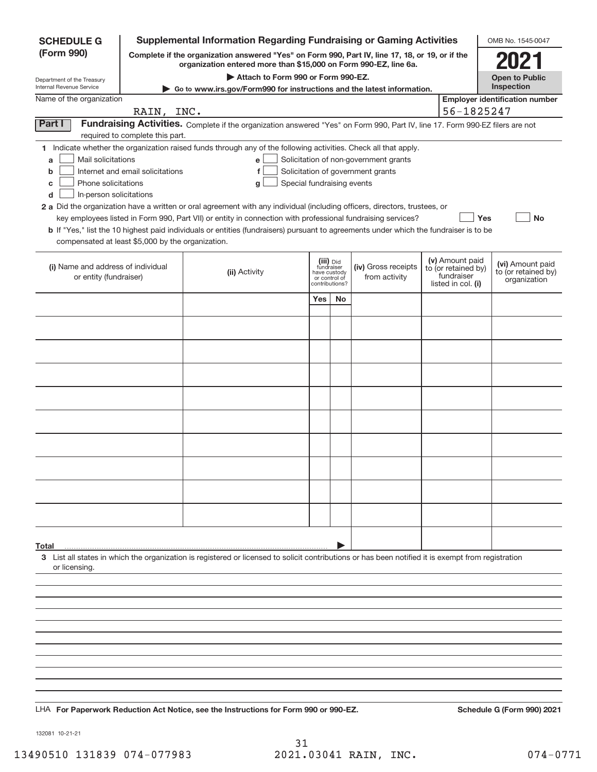**SCHEDULE G (Form 990)**

Department of the Treasury
Internal Revenue Service

# Supplemental Information Regarding Fundraising or Gaming Activities

**Complete if the organization answered "Yes" on Form 990, Part IV, line 17, 18, or 19, or if the organization entered more than $15,000 on Form 990-EZ, line 6a.**

**▶ Attach to Form 990 or Form 990-EZ.**

**▶ Go to www.irs.gov/Form990 for instructions and the latest information.**

OMB No. 1545-0047

**2021**

**Open to Public Inspection**

Name of the organization: RAIN, INC.

**Employer identification number:** 56-1825247

## Part I Fundraising Activities.

Complete if the organization answered "Yes" on Form 990, Part IV, line 17. Form 990-EZ filers are not required to complete this part.

**1** Indicate whether the organization raised funds through any of the following activities. Check all that apply.

- **a** ☐ Mail solicitations
- **b** ☐ Internet and email solicitations
- **c** ☐ Phone solicitations
- **d** ☐ In-person solicitations
- **e** ☐ Solicitation of non-government grants
- **f** ☐ Solicitation of government grants
- **g** ☐ Special fundraising events

**2 a** Did the organization have a written or oral agreement with any individual (including officers, directors, trustees, or key employees listed in Form 990, Part VII) or entity in connection with professional fundraising services? ☐ Yes ☐ No

**b** If "Yes," list the 10 highest paid individuals or entities (fundraisers) pursuant to agreements under which the fundraiser is to be compensated at least $5,000 by the organization.

| (i) Name and address of individual or entity (fundraiser) | (ii) Activity | (iii) Did fundraiser have custody or control of contributions? Yes | No | (iv) Gross receipts from activity | (v) Amount paid to (or retained by) fundraiser listed in col. (i) | (vi) Amount paid to (or retained by) organization |
|---|---|---|---|---|---|---|
| | | | | | | |
| | | | | | | |
| | | | | | | |
| | | | | | | |
| | | | | | | |
| | | | | | | |
| | | | | | | |
| | | | | | | |
| | | | | | | |
| | | | | | | |
| **Total** ▶ | | | | | | |

**3** List all states in which the organization is registered or licensed to solicit contributions or has been notified it is exempt from registration or licensing.

LHA **For Paperwork Reduction Act Notice, see the Instructions for Form 990 or 990-EZ.** **Schedule G (Form 990) 2021**

132081 10-21-21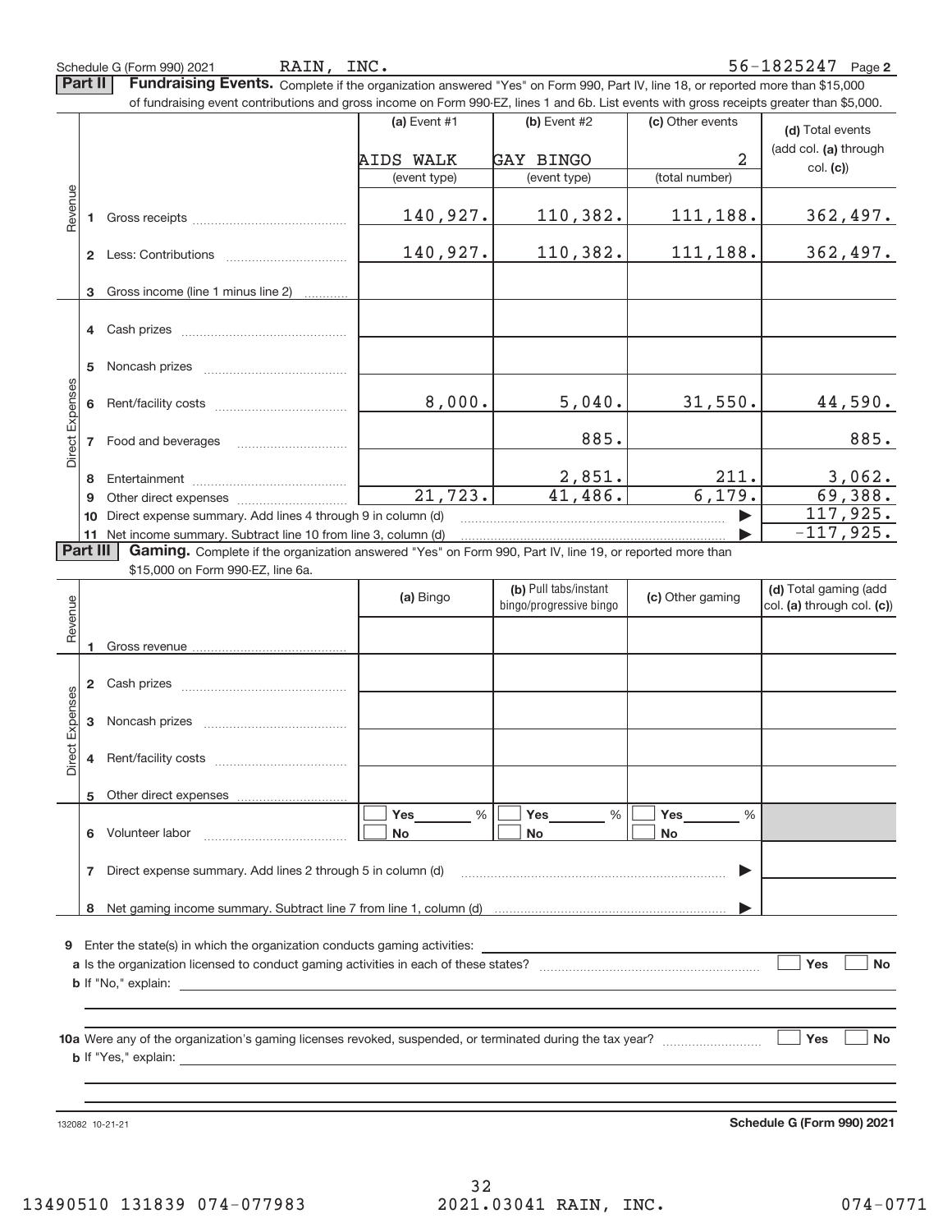Schedule G (Form 990) 2021 RAIN, INC. 56-1825247 Page 2

## Part II Fundraising Events.

Complete if the organization answered "Yes" on Form 990, Part IV, line 18, or reported more than $15,000 of fundraising event contributions and gross income on Form 990-EZ, lines 1 and 6b. List events with gross receipts greater than $5,000.

| | | | (a) Event #1 | (b) Event #2 | (c) Other events | (d) Total events (add col. (a) through col. (c)) |
|---|---|---|---|---|---|---|
| | | | AIDS WALK | GAY BINGO | 2 | |
| | | | (event type) | (event type) | (total number) | |
| Revenue | 1 | Gross receipts | 140,927. | 110,382. | 111,188. | 362,497. |
| | 2 | Less: Contributions | 140,927. | 110,382. | 111,188. | 362,497. |
| | 3 | Gross income (line 1 minus line 2) | | | | |
| Direct Expenses | 4 | Cash prizes | | | | |
| | 5 | Noncash prizes | | | | |
| | 6 | Rent/facility costs | 8,000. | 5,040. | 31,550. | 44,590. |
| | 7 | Food and beverages | | 885. | | 885. |
| | 8 | Entertainment | | 2,851. | 211. | 3,062. |
| | 9 | Other direct expenses | 21,723. | 41,486. | 6,179. | 69,388. |
| | 10 | Direct expense summary. Add lines 4 through 9 in column (d) | | | | 117,925. |
| | 11 | Net income summary. Subtract line 10 from line 3, column (d) | | | | -117,925. |

## Part III Gaming.

Complete if the organization answered "Yes" on Form 990, Part IV, line 19, or reported more than $15,000 on Form 990-EZ, line 6a.

| | | | (a) Bingo | (b) Pull tabs/instant bingo/progressive bingo | (c) Other gaming | (d) Total gaming (add col. (a) through col. (c)) |
|---|---|---|---|---|---|---|
| Revenue | 1 | Gross revenue | | | | |
| Direct Expenses | 2 | Cash prizes | | | | |
| | 3 | Noncash prizes | | | | |
| | 4 | Rent/facility costs | | | | |
| | 5 | Other direct expenses | | | | |
| | 6 | Volunteer labor | ☐ Yes ____ % ☐ No | ☐ Yes ____ % ☐ No | ☐ Yes ____ % ☐ No | |
| | 7 | Direct expense summary. Add lines 2 through 5 in column (d) | | | | |
| | 8 | Net gaming income summary. Subtract line 7 from line 1, column (d) | | | | |

9 Enter the state(s) in which the organization conducts gaming activities: ____________

a Is the organization licensed to conduct gaming activities in each of these states? ☐ Yes ☐ No

b If "No," explain: ____________

10a Were any of the organization's gaming licenses revoked, suspended, or terminated during the tax year? ☐ Yes ☐ No

b If "Yes," explain: ____________

132082 10-21-21 **Schedule G (Form 990) 2021**

13490510 131839 074-077983 2021.03041 RAIN, INC. 074-0771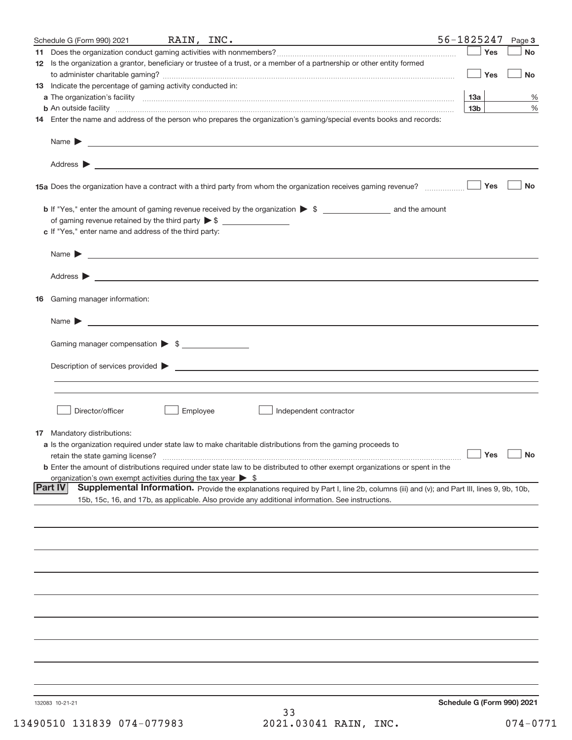Schedule G (Form 990) 2021 RAIN, INC. 56-1825247 Page 3

**11** Does the organization conduct gaming activities with nonmembers? ☐ Yes ☐ No

**12** Is the organization a grantor, beneficiary or trustee of a trust, or a member of a partnership or other entity formed to administer charitable gaming? ☐ Yes ☐ No

**13** Indicate the percentage of gaming activity conducted in:

**a** The organization's facility | 13a | %

**b** An outside facility | 13b | %

**14** Enter the name and address of the person who prepares the organization's gaming/special events books and records:

Name ▶

Address ▶

**15a** Does the organization have a contract with a third party from whom the organization receives gaming revenue? ☐ Yes ☐ No

**b** If "Yes," enter the amount of gaming revenue received by the organization ▶ $ ________ and the amount of gaming revenue retained by the third party ▶ $ ________

**c** If "Yes," enter name and address of the third party:

Name ▶

Address ▶

**16** Gaming manager information:

Name ▶

Gaming manager compensation ▶ $

Description of services provided ▶

☐ Director/officer ☐ Employee ☐ Independent contractor

**17** Mandatory distributions:

**a** Is the organization required under state law to make charitable distributions from the gaming proceeds to retain the state gaming license? ☐ Yes ☐ No

**b** Enter the amount of distributions required under state law to be distributed to other exempt organizations or spent in the organization's own exempt activities during the tax year ▶ $

**Part IV** **Supplemental Information.** Provide the explanations required by Part I, line 2b, columns (iii) and (v); and Part III, lines 9, 9b, 10b, 15b, 15c, 16, and 17b, as applicable. Also provide any additional information. See instructions.

132083 10-21-21 **Schedule G (Form 990) 2021**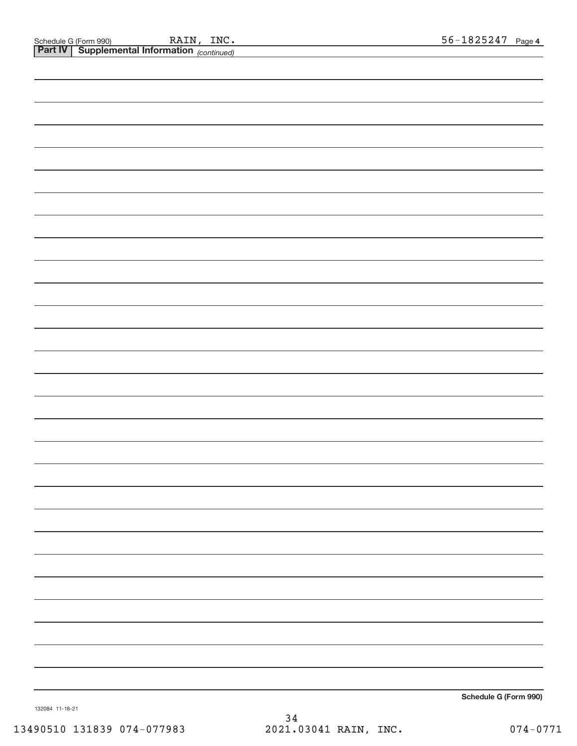Schedule G (Form 990) RAIN, INC. 56-1825247 Page 4

**Part IV | Supplemental Information** *(continued)*

**Schedule G (Form 990)**

132084 11-18-21

13490510 131839 074-077983 2021.03041 RAIN, INC. 074-0771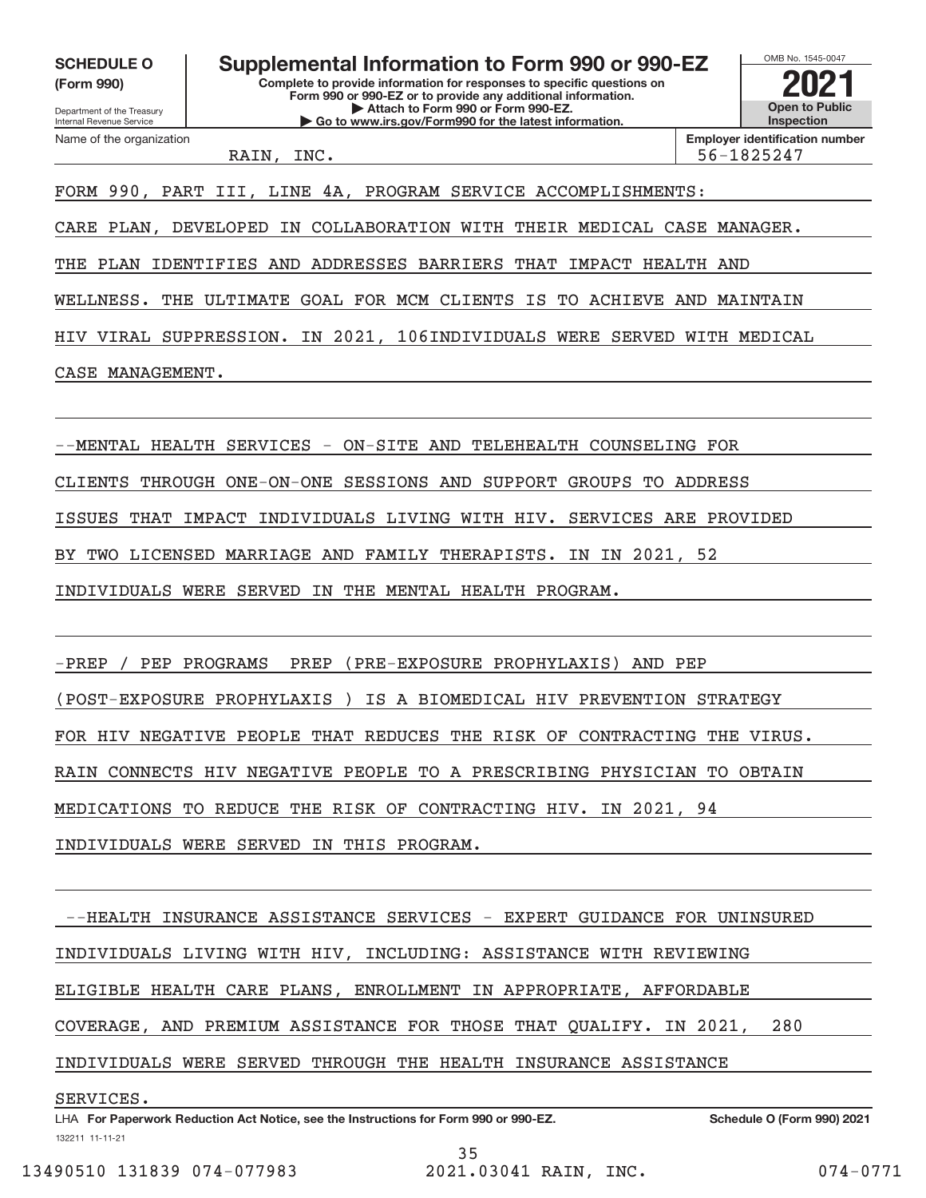**SCHEDULE O**
**(Form 990)**

Department of the Treasury
Internal Revenue Service

# Supplemental Information to Form 990 or 990-EZ

**Complete to provide information for responses to specific questions on Form 990 or 990-EZ or to provide any additional information.**
**▶ Attach to Form 990 or Form 990-EZ.**
**▶ Go to www.irs.gov/Form990 for the latest information.**

OMB No. 1545-0047

**2021**

**Open to Public Inspection**

Name of the organization: RAIN, INC.

**Employer identification number:** 56-1825247

FORM 990, PART III, LINE 4A, PROGRAM SERVICE ACCOMPLISHMENTS:

CARE PLAN, DEVELOPED IN COLLABORATION WITH THEIR MEDICAL CASE MANAGER. THE PLAN IDENTIFIES AND ADDRESSES BARRIERS THAT IMPACT HEALTH AND WELLNESS. THE ULTIMATE GOAL FOR MCM CLIENTS IS TO ACHIEVE AND MAINTAIN HIV VIRAL SUPPRESSION. IN 2021, 106INDIVIDUALS WERE SERVED WITH MEDICAL CASE MANAGEMENT.

--MENTAL HEALTH SERVICES - ON-SITE AND TELEHEALTH COUNSELING FOR CLIENTS THROUGH ONE-ON-ONE SESSIONS AND SUPPORT GROUPS TO ADDRESS ISSUES THAT IMPACT INDIVIDUALS LIVING WITH HIV. SERVICES ARE PROVIDED BY TWO LICENSED MARRIAGE AND FAMILY THERAPISTS. IN IN 2021, 52 INDIVIDUALS WERE SERVED IN THE MENTAL HEALTH PROGRAM.

-PREP / PEP PROGRAMS PREP (PRE-EXPOSURE PROPHYLAXIS) AND PEP (POST-EXPOSURE PROPHYLAXIS ) IS A BIOMEDICAL HIV PREVENTION STRATEGY FOR HIV NEGATIVE PEOPLE THAT REDUCES THE RISK OF CONTRACTING THE VIRUS. RAIN CONNECTS HIV NEGATIVE PEOPLE TO A PRESCRIBING PHYSICIAN TO OBTAIN MEDICATIONS TO REDUCE THE RISK OF CONTRACTING HIV. IN 2021, 94 INDIVIDUALS WERE SERVED IN THIS PROGRAM.

--HEALTH INSURANCE ASSISTANCE SERVICES - EXPERT GUIDANCE FOR UNINSURED INDIVIDUALS LIVING WITH HIV, INCLUDING: ASSISTANCE WITH REVIEWING ELIGIBLE HEALTH CARE PLANS, ENROLLMENT IN APPROPRIATE, AFFORDABLE COVERAGE, AND PREMIUM ASSISTANCE FOR THOSE THAT QUALIFY. IN 2021, 280 INDIVIDUALS WERE SERVED THROUGH THE HEALTH INSURANCE ASSISTANCE SERVICES.

LHA **For Paperwork Reduction Act Notice, see the Instructions for Form 990 or 990-EZ.** **Schedule O (Form 990) 2021**

132211 11-11-21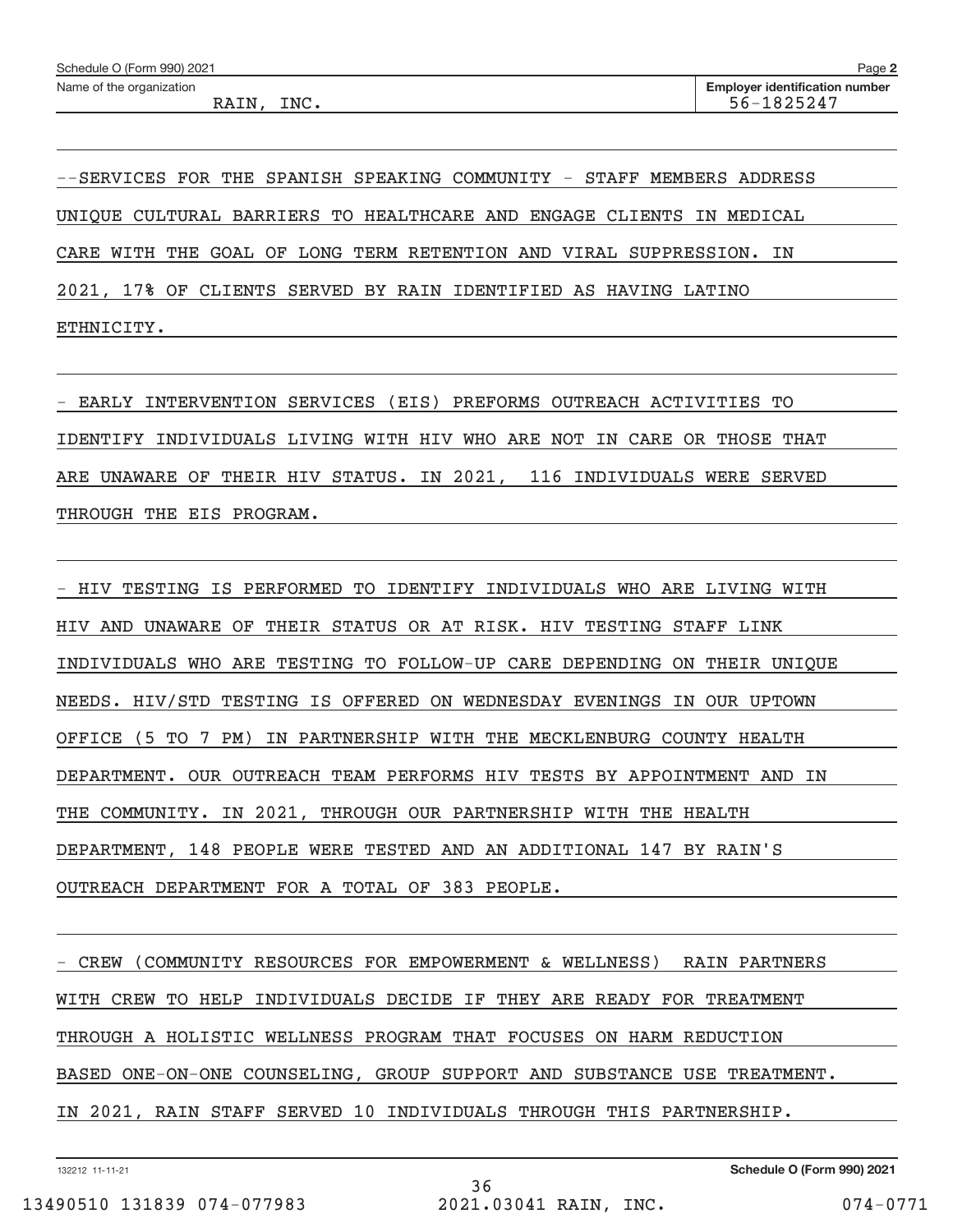Schedule O (Form 990) 2021 Page **2**

Name of the organization: RAIN, INC.

**Employer identification number**: 56-1825247

--SERVICES FOR THE SPANISH SPEAKING COMMUNITY - STAFF MEMBERS ADDRESS UNIQUE CULTURAL BARRIERS TO HEALTHCARE AND ENGAGE CLIENTS IN MEDICAL CARE WITH THE GOAL OF LONG TERM RETENTION AND VIRAL SUPPRESSION. IN 2021, 17% OF CLIENTS SERVED BY RAIN IDENTIFIED AS HAVING LATINO ETHNICITY.

- EARLY INTERVENTION SERVICES (EIS) PREFORMS OUTREACH ACTIVITIES TO IDENTIFY INDIVIDUALS LIVING WITH HIV WHO ARE NOT IN CARE OR THOSE THAT ARE UNAWARE OF THEIR HIV STATUS. IN 2021, 116 INDIVIDUALS WERE SERVED THROUGH THE EIS PROGRAM.

- HIV TESTING IS PERFORMED TO IDENTIFY INDIVIDUALS WHO ARE LIVING WITH HIV AND UNAWARE OF THEIR STATUS OR AT RISK. HIV TESTING STAFF LINK INDIVIDUALS WHO ARE TESTING TO FOLLOW-UP CARE DEPENDING ON THEIR UNIQUE NEEDS. HIV/STD TESTING IS OFFERED ON WEDNESDAY EVENINGS IN OUR UPTOWN OFFICE (5 TO 7 PM) IN PARTNERSHIP WITH THE MECKLENBURG COUNTY HEALTH DEPARTMENT. OUR OUTREACH TEAM PERFORMS HIV TESTS BY APPOINTMENT AND IN THE COMMUNITY. IN 2021, THROUGH OUR PARTNERSHIP WITH THE HEALTH DEPARTMENT, 148 PEOPLE WERE TESTED AND AN ADDITIONAL 147 BY RAIN'S OUTREACH DEPARTMENT FOR A TOTAL OF 383 PEOPLE.

- CREW (COMMUNITY RESOURCES FOR EMPOWERMENT & WELLNESS) RAIN PARTNERS WITH CREW TO HELP INDIVIDUALS DECIDE IF THEY ARE READY FOR TREATMENT THROUGH A HOLISTIC WELLNESS PROGRAM THAT FOCUSES ON HARM REDUCTION BASED ONE-ON-ONE COUNSELING, GROUP SUPPORT AND SUBSTANCE USE TREATMENT. IN 2021, RAIN STAFF SERVED 10 INDIVIDUALS THROUGH THIS PARTNERSHIP.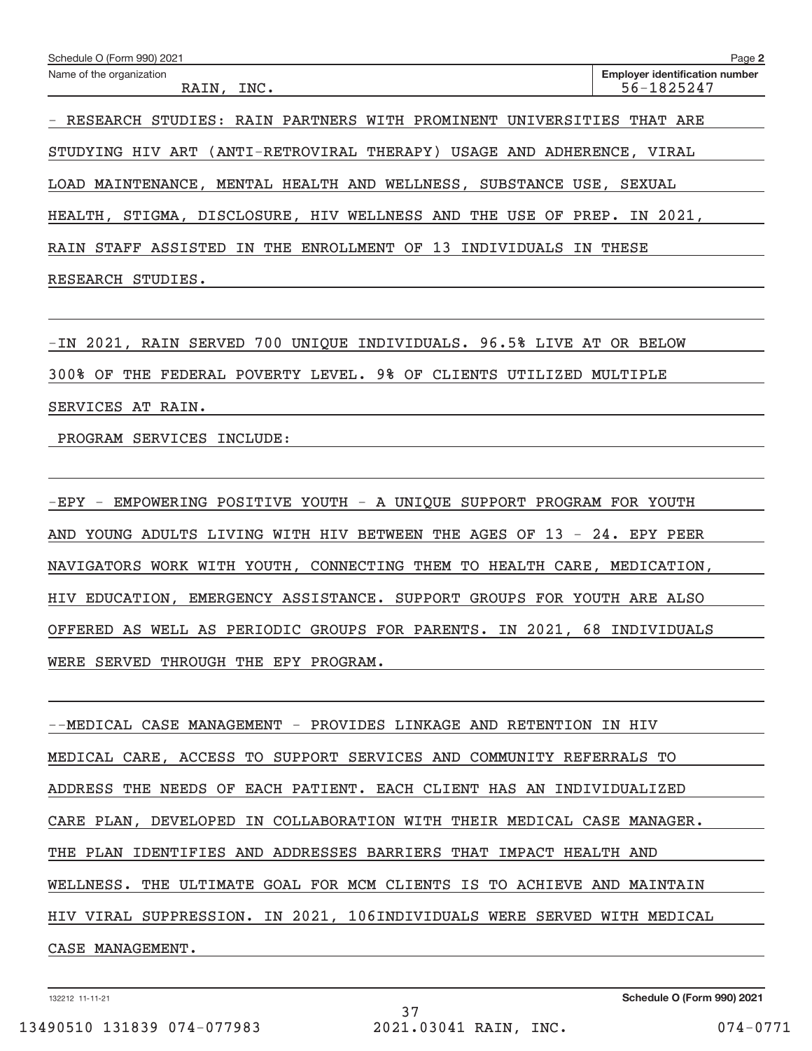Schedule O (Form 990) 2021

Name of the organization: RAIN, INC.

Employer identification number: 56-1825247

- RESEARCH STUDIES: RAIN PARTNERS WITH PROMINENT UNIVERSITIES THAT ARE STUDYING HIV ART (ANTI-RETROVIRAL THERAPY) USAGE AND ADHERENCE, VIRAL LOAD MAINTENANCE, MENTAL HEALTH AND WELLNESS, SUBSTANCE USE, SEXUAL HEALTH, STIGMA, DISCLOSURE, HIV WELLNESS AND THE USE OF PREP. IN 2021, RAIN STAFF ASSISTED IN THE ENROLLMENT OF 13 INDIVIDUALS IN THESE RESEARCH STUDIES.

-IN 2021, RAIN SERVED 700 UNIQUE INDIVIDUALS. 96.5% LIVE AT OR BELOW 300% OF THE FEDERAL POVERTY LEVEL. 9% OF CLIENTS UTILIZED MULTIPLE SERVICES AT RAIN.

PROGRAM SERVICES INCLUDE:

-EPY - EMPOWERING POSITIVE YOUTH - A UNIQUE SUPPORT PROGRAM FOR YOUTH AND YOUNG ADULTS LIVING WITH HIV BETWEEN THE AGES OF 13 - 24. EPY PEER NAVIGATORS WORK WITH YOUTH, CONNECTING THEM TO HEALTH CARE, MEDICATION, HIV EDUCATION, EMERGENCY ASSISTANCE. SUPPORT GROUPS FOR YOUTH ARE ALSO OFFERED AS WELL AS PERIODIC GROUPS FOR PARENTS. IN 2021, 68 INDIVIDUALS WERE SERVED THROUGH THE EPY PROGRAM.

--MEDICAL CASE MANAGEMENT - PROVIDES LINKAGE AND RETENTION IN HIV MEDICAL CARE, ACCESS TO SUPPORT SERVICES AND COMMUNITY REFERRALS TO ADDRESS THE NEEDS OF EACH PATIENT. EACH CLIENT HAS AN INDIVIDUALIZED CARE PLAN, DEVELOPED IN COLLABORATION WITH THEIR MEDICAL CASE MANAGER. THE PLAN IDENTIFIES AND ADDRESSES BARRIERS THAT IMPACT HEALTH AND WELLNESS. THE ULTIMATE GOAL FOR MCM CLIENTS IS TO ACHIEVE AND MAINTAIN HIV VIRAL SUPPRESSION. IN 2021, 106INDIVIDUALS WERE SERVED WITH MEDICAL CASE MANAGEMENT.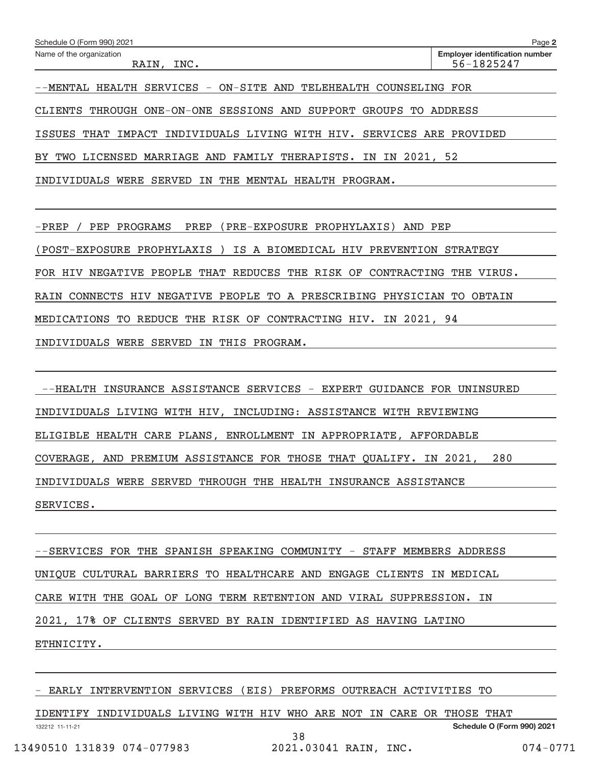Schedule O (Form 990) 2021

Name of the organization: RAIN, INC.

Employer identification number: 56-1825247

--MENTAL HEALTH SERVICES - ON-SITE AND TELEHEALTH COUNSELING FOR CLIENTS THROUGH ONE-ON-ONE SESSIONS AND SUPPORT GROUPS TO ADDRESS ISSUES THAT IMPACT INDIVIDUALS LIVING WITH HIV. SERVICES ARE PROVIDED BY TWO LICENSED MARRIAGE AND FAMILY THERAPISTS. IN IN 2021, 52 INDIVIDUALS WERE SERVED IN THE MENTAL HEALTH PROGRAM.

-PREP / PEP PROGRAMS PREP (PRE-EXPOSURE PROPHYLAXIS) AND PEP (POST-EXPOSURE PROPHYLAXIS ) IS A BIOMEDICAL HIV PREVENTION STRATEGY FOR HIV NEGATIVE PEOPLE THAT REDUCES THE RISK OF CONTRACTING THE VIRUS. RAIN CONNECTS HIV NEGATIVE PEOPLE TO A PRESCRIBING PHYSICIAN TO OBTAIN MEDICATIONS TO REDUCE THE RISK OF CONTRACTING HIV. IN 2021, 94 INDIVIDUALS WERE SERVED IN THIS PROGRAM.

--HEALTH INSURANCE ASSISTANCE SERVICES - EXPERT GUIDANCE FOR UNINSURED INDIVIDUALS LIVING WITH HIV, INCLUDING: ASSISTANCE WITH REVIEWING ELIGIBLE HEALTH CARE PLANS, ENROLLMENT IN APPROPRIATE, AFFORDABLE COVERAGE, AND PREMIUM ASSISTANCE FOR THOSE THAT QUALIFY. IN 2021, 280 INDIVIDUALS WERE SERVED THROUGH THE HEALTH INSURANCE ASSISTANCE SERVICES.

--SERVICES FOR THE SPANISH SPEAKING COMMUNITY - STAFF MEMBERS ADDRESS UNIQUE CULTURAL BARRIERS TO HEALTHCARE AND ENGAGE CLIENTS IN MEDICAL CARE WITH THE GOAL OF LONG TERM RETENTION AND VIRAL SUPPRESSION. IN 2021, 17% OF CLIENTS SERVED BY RAIN IDENTIFIED AS HAVING LATINO ETHNICITY.

- EARLY INTERVENTION SERVICES (EIS) PREFORMS OUTREACH ACTIVITIES TO IDENTIFY INDIVIDUALS LIVING WITH HIV WHO ARE NOT IN CARE OR THOSE THAT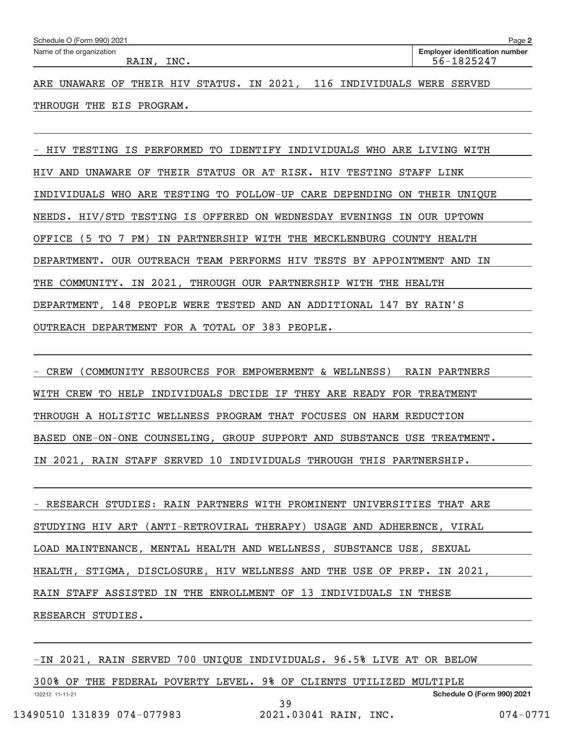Schedule O (Form 990) 2021

Name of the organization: RAIN, INC.

Employer identification number: 56-1825247

ARE UNAWARE OF THEIR HIV STATUS. IN 2021, 116 INDIVIDUALS WERE SERVED THROUGH THE EIS PROGRAM.

- HIV TESTING IS PERFORMED TO IDENTIFY INDIVIDUALS WHO ARE LIVING WITH HIV AND UNAWARE OF THEIR STATUS OR AT RISK. HIV TESTING STAFF LINK INDIVIDUALS WHO ARE TESTING TO FOLLOW-UP CARE DEPENDING ON THEIR UNIQUE NEEDS. HIV/STD TESTING IS OFFERED ON WEDNESDAY EVENINGS IN OUR UPTOWN OFFICE (5 TO 7 PM) IN PARTNERSHIP WITH THE MECKLENBURG COUNTY HEALTH DEPARTMENT. OUR OUTREACH TEAM PERFORMS HIV TESTS BY APPOINTMENT AND IN THE COMMUNITY. IN 2021, THROUGH OUR PARTNERSHIP WITH THE HEALTH DEPARTMENT, 148 PEOPLE WERE TESTED AND AN ADDITIONAL 147 BY RAIN'S OUTREACH DEPARTMENT FOR A TOTAL OF 383 PEOPLE.

- CREW (COMMUNITY RESOURCES FOR EMPOWERMENT & WELLNESS) RAIN PARTNERS WITH CREW TO HELP INDIVIDUALS DECIDE IF THEY ARE READY FOR TREATMENT THROUGH A HOLISTIC WELLNESS PROGRAM THAT FOCUSES ON HARM REDUCTION BASED ONE-ON-ONE COUNSELING, GROUP SUPPORT AND SUBSTANCE USE TREATMENT. IN 2021, RAIN STAFF SERVED 10 INDIVIDUALS THROUGH THIS PARTNERSHIP.

- RESEARCH STUDIES: RAIN PARTNERS WITH PROMINENT UNIVERSITIES THAT ARE STUDYING HIV ART (ANTI-RETROVIRAL THERAPY) USAGE AND ADHERENCE, VIRAL LOAD MAINTENANCE, MENTAL HEALTH AND WELLNESS, SUBSTANCE USE, SEXUAL HEALTH, STIGMA, DISCLOSURE, HIV WELLNESS AND THE USE OF PREP. IN 2021, RAIN STAFF ASSISTED IN THE ENROLLMENT OF 13 INDIVIDUALS IN THESE RESEARCH STUDIES.

-IN 2021, RAIN SERVED 700 UNIQUE INDIVIDUALS. 96.5% LIVE AT OR BELOW 300% OF THE FEDERAL POVERTY LEVEL. 9% OF CLIENTS UTILIZED MULTIPLE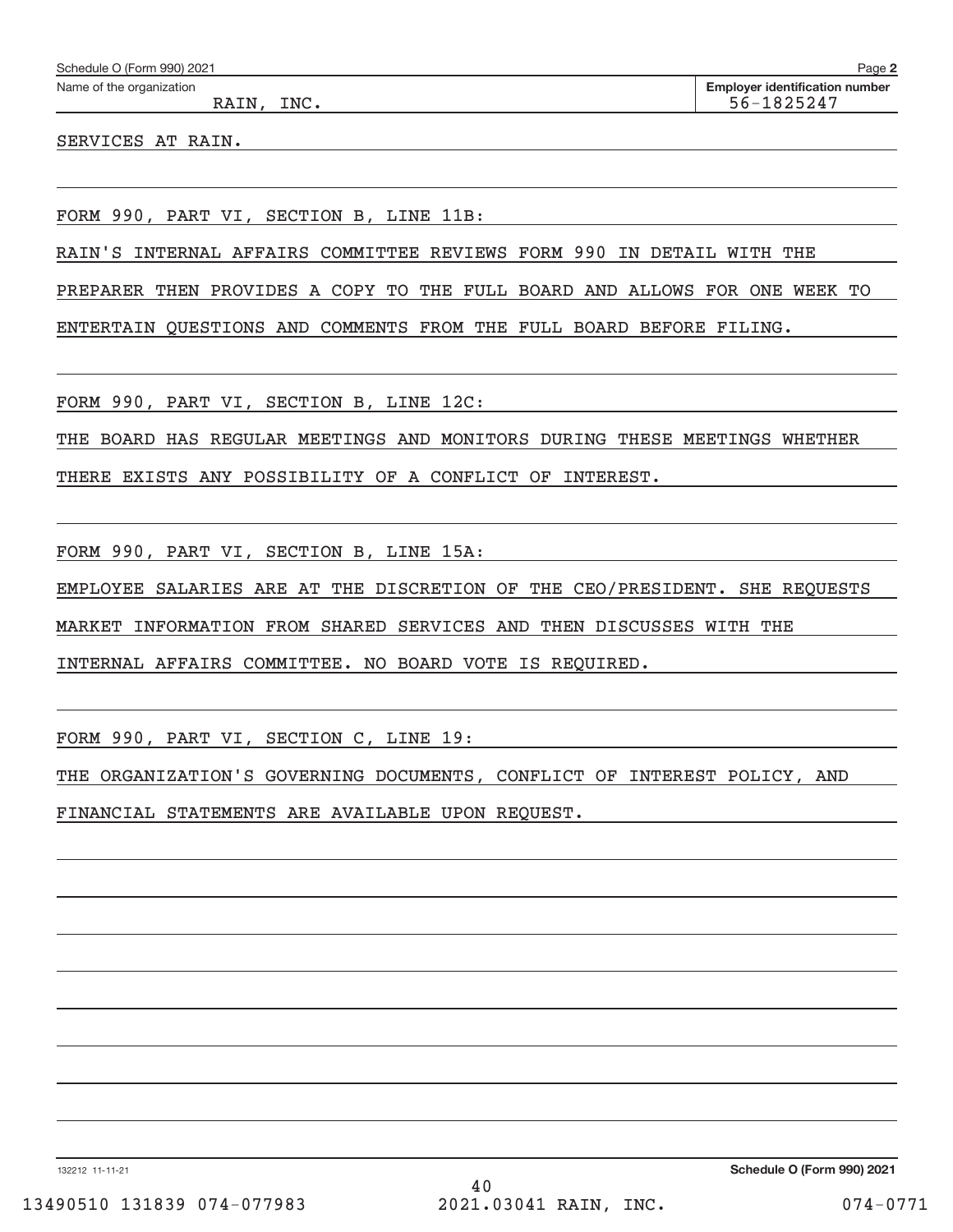Schedule O (Form 990) 2021

Name of the organization: RAIN, INC.

Employer identification number: 56-1825247

SERVICES AT RAIN.

FORM 990, PART VI, SECTION B, LINE 11B:

RAIN'S INTERNAL AFFAIRS COMMITTEE REVIEWS FORM 990 IN DETAIL WITH THE PREPARER THEN PROVIDES A COPY TO THE FULL BOARD AND ALLOWS FOR ONE WEEK TO ENTERTAIN QUESTIONS AND COMMENTS FROM THE FULL BOARD BEFORE FILING.

FORM 990, PART VI, SECTION B, LINE 12C:

THE BOARD HAS REGULAR MEETINGS AND MONITORS DURING THESE MEETINGS WHETHER THERE EXISTS ANY POSSIBILITY OF A CONFLICT OF INTEREST.

FORM 990, PART VI, SECTION B, LINE 15A:

EMPLOYEE SALARIES ARE AT THE DISCRETION OF THE CEO/PRESIDENT. SHE REQUESTS MARKET INFORMATION FROM SHARED SERVICES AND THEN DISCUSSES WITH THE INTERNAL AFFAIRS COMMITTEE. NO BOARD VOTE IS REQUIRED.

FORM 990, PART VI, SECTION C, LINE 19:

THE ORGANIZATION'S GOVERNING DOCUMENTS, CONFLICT OF INTEREST POLICY, AND FINANCIAL STATEMENTS ARE AVAILABLE UPON REQUEST.

132212 11-11-21

Schedule O (Form 990) 2021

13490510 131839 074-077983 2021.03041 RAIN, INC. 074-0771